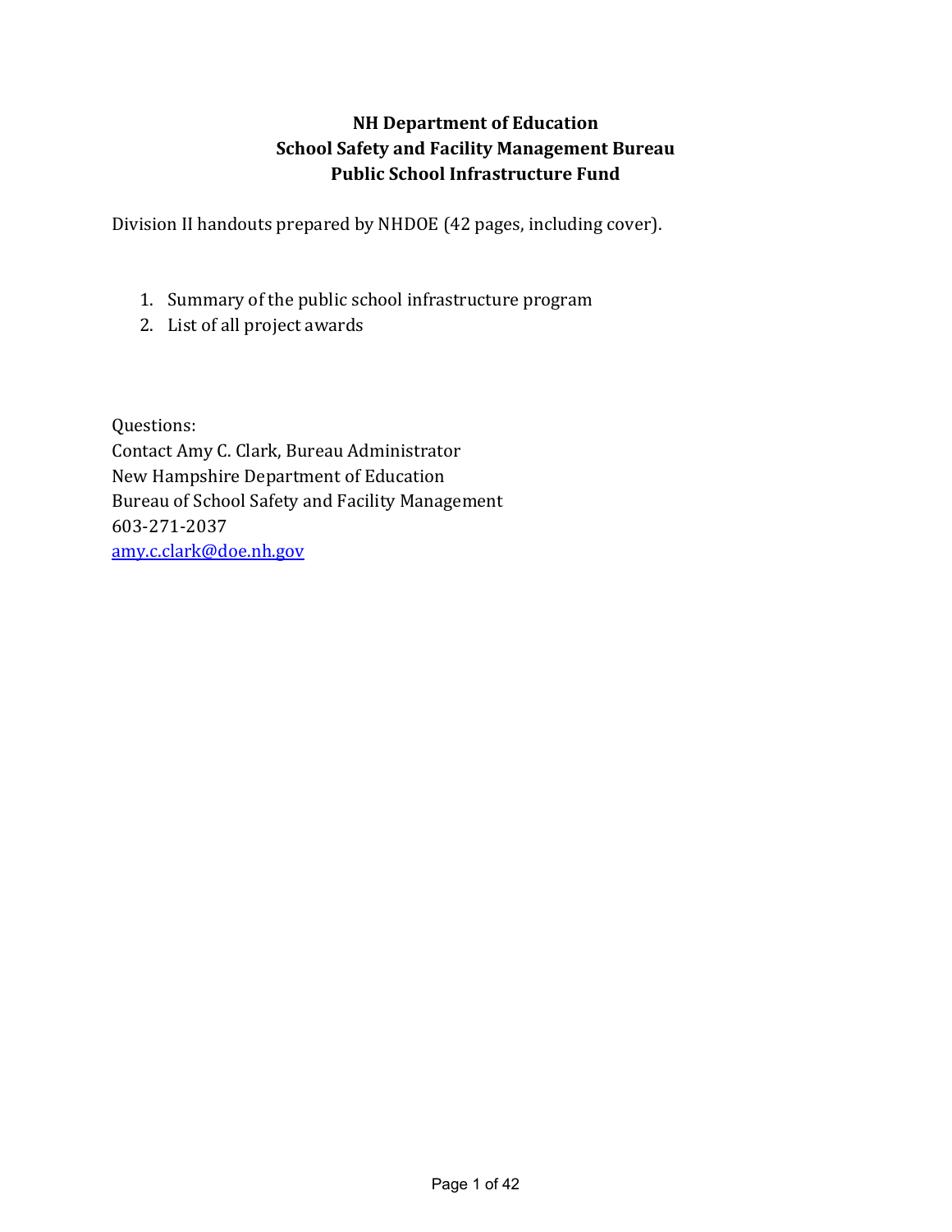**NH Department of Education**
**School Safety and Facility Management Bureau**
**Public School Infrastructure Fund**

Division II handouts prepared by NHDOE (42 pages, including cover).

1. Summary of the public school infrastructure program
2. List of all project awards

Questions:
Contact Amy C. Clark, Bureau Administrator
New Hampshire Department of Education
Bureau of School Safety and Facility Management
603-271-2037
[amy.c.clark@doe.nh.gov](mailto:amy.c.clark@doe.nh.gov)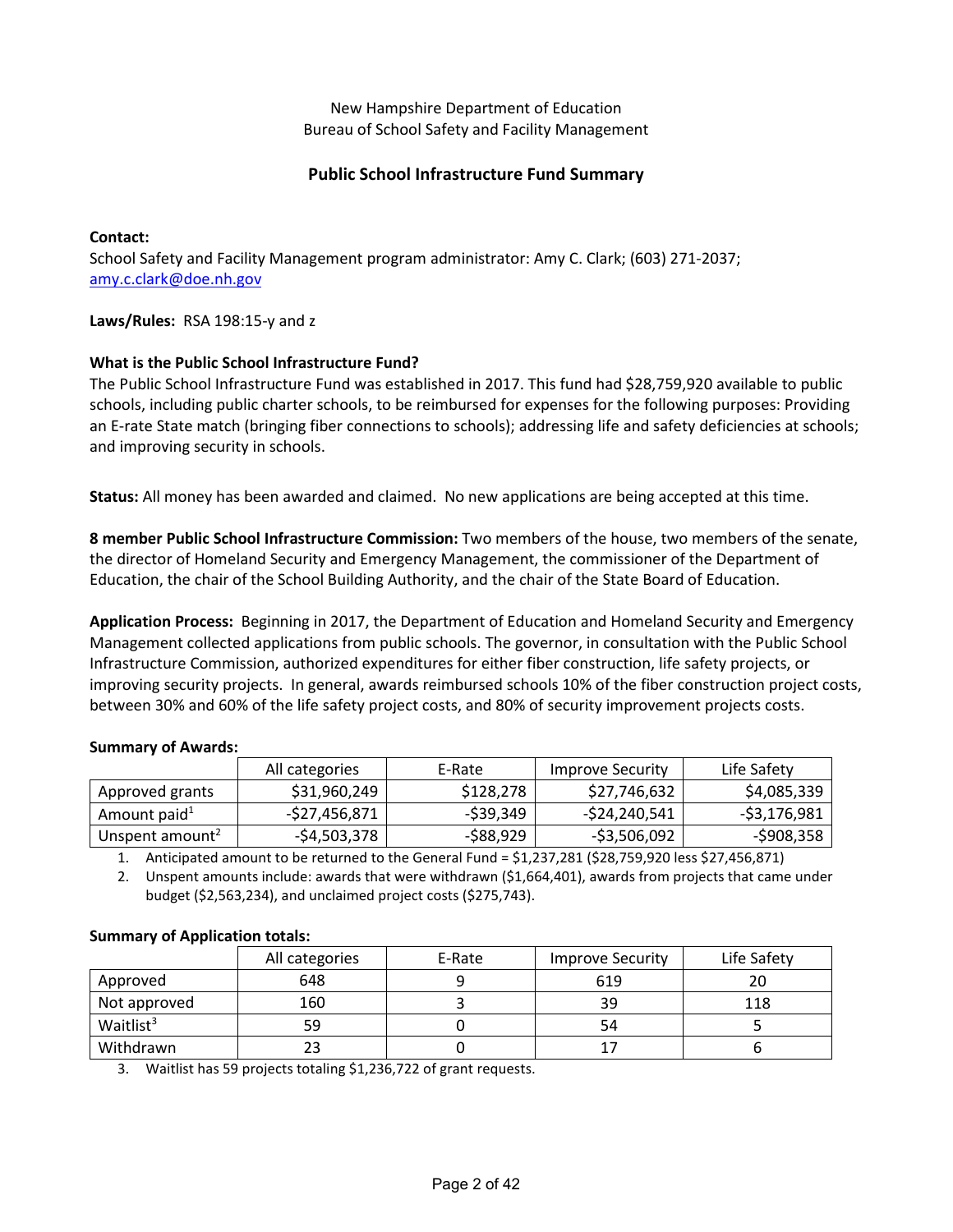New Hampshire Department of Education
Bureau of School Safety and Facility Management

## Public School Infrastructure Fund Summary

**Contact:**
School Safety and Facility Management program administrator: Amy C. Clark; (603) 271-2037; amy.c.clark@doe.nh.gov

**Laws/Rules:** RSA 198:15-y and z

**What is the Public School Infrastructure Fund?**
The Public School Infrastructure Fund was established in 2017. This fund had $28,759,920 available to public schools, including public charter schools, to be reimbursed for expenses for the following purposes: Providing an E-rate State match (bringing fiber connections to schools); addressing life and safety deficiencies at schools; and improving security in schools.

**Status:** All money has been awarded and claimed. No new applications are being accepted at this time.

**8 member Public School Infrastructure Commission:** Two members of the house, two members of the senate, the director of Homeland Security and Emergency Management, the commissioner of the Department of Education, the chair of the School Building Authority, and the chair of the State Board of Education.

**Application Process:** Beginning in 2017, the Department of Education and Homeland Security and Emergency Management collected applications from public schools. The governor, in consultation with the Public School Infrastructure Commission, authorized expenditures for either fiber construction, life safety projects, or improving security projects. In general, awards reimbursed schools 10% of the fiber construction project costs, between 30% and 60% of the life safety project costs, and 80% of security improvement projects costs.

**Summary of Awards:**

| | All categories | E-Rate | Improve Security | Life Safety |
|---|---|---|---|---|
| Approved grants | $31,960,249 | $128,278 | $27,746,632 | $4,085,339 |
| Amount paid[1] | -$27,456,871 | -$39,349 | -$24,240,541 | -$3,176,981 |
| Unspent amount[2] | -$4,503,378 | -$88,929 | -$3,506,092 | -$908,358 |

1. Anticipated amount to be returned to the General Fund = $1,237,281 ($28,759,920 less $27,456,871)
2. Unspent amounts include: awards that were withdrawn ($1,664,401), awards from projects that came under budget ($2,563,234), and unclaimed project costs ($275,743).

**Summary of Application totals:**

| | All categories | E-Rate | Improve Security | Life Safety |
|---|---|---|---|---|
| Approved | 648 | 9 | 619 | 20 |
| Not approved | 160 | 3 | 39 | 118 |
| Waitlist[3] | 59 | 0 | 54 | 5 |
| Withdrawn | 23 | 0 | 17 | 6 |

3. Waitlist has 59 projects totaling $1,236,722 of grant requests.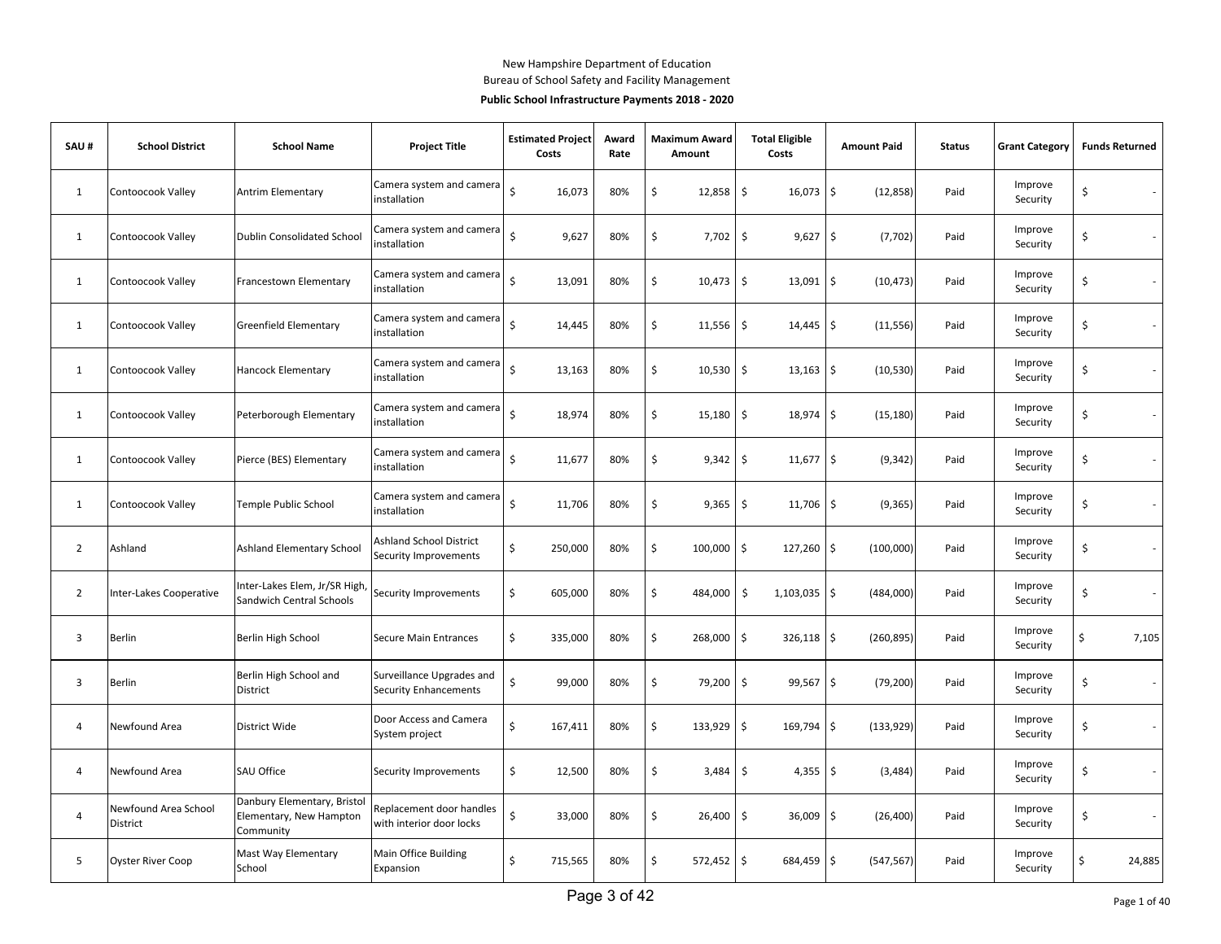New Hampshire Department of Education
Bureau of School Safety and Facility Management

**Public School Infrastructure Payments 2018 - 2020**

| SAU # | School District | School Name | Project Title | Estimated Project Costs | Award Rate | Maximum Award Amount | Total Eligible Costs | Amount Paid | Status | Grant Category | Funds Returned |
|---|---|---|---|---|---|---|---|---|---|---|---|
| 1 | Contoocook Valley | Antrim Elementary | Camera system and camera installation | $ 16,073 | 80% | $ 12,858 | $ 16,073 | $ (12,858) | Paid | Improve Security | $ - |
| 1 | Contoocook Valley | Dublin Consolidated School | Camera system and camera installation | $ 9,627 | 80% | $ 7,702 | $ 9,627 | $ (7,702) | Paid | Improve Security | $ - |
| 1 | Contoocook Valley | Francestown Elementary | Camera system and camera installation | $ 13,091 | 80% | $ 10,473 | $ 13,091 | $ (10,473) | Paid | Improve Security | $ - |
| 1 | Contoocook Valley | Greenfield Elementary | Camera system and camera installation | $ 14,445 | 80% | $ 11,556 | $ 14,445 | $ (11,556) | Paid | Improve Security | $ - |
| 1 | Contoocook Valley | Hancock Elementary | Camera system and camera installation | $ 13,163 | 80% | $ 10,530 | $ 13,163 | $ (10,530) | Paid | Improve Security | $ - |
| 1 | Contoocook Valley | Peterborough Elementary | Camera system and camera installation | $ 18,974 | 80% | $ 15,180 | $ 18,974 | $ (15,180) | Paid | Improve Security | $ - |
| 1 | Contoocook Valley | Pierce (BES) Elementary | Camera system and camera installation | $ 11,677 | 80% | $ 9,342 | $ 11,677 | $ (9,342) | Paid | Improve Security | $ - |
| 1 | Contoocook Valley | Temple Public School | Camera system and camera installation | $ 11,706 | 80% | $ 9,365 | $ 11,706 | $ (9,365) | Paid | Improve Security | $ - |
| 2 | Ashland | Ashland Elementary School | Ashland School District Security Improvements | $ 250,000 | 80% | $ 100,000 | $ 127,260 | $ (100,000) | Paid | Improve Security | $ - |
| 2 | Inter-Lakes Cooperative | Inter-Lakes Elem, Jr/SR High, Sandwich Central Schools | Security Improvements | $ 605,000 | 80% | $ 484,000 | $ 1,103,035 | $ (484,000) | Paid | Improve Security | $ - |
| 3 | Berlin | Berlin High School | Secure Main Entrances | $ 335,000 | 80% | $ 268,000 | $ 326,118 | $ (260,895) | Paid | Improve Security | $ 7,105 |
| 3 | Berlin | Berlin High School and District | Surveillance Upgrades and Security Enhancements | $ 99,000 | 80% | $ 79,200 | $ 99,567 | $ (79,200) | Paid | Improve Security | $ - |
| 4 | Newfound Area | District Wide | Door Access and Camera System project | $ 167,411 | 80% | $ 133,929 | $ 169,794 | $ (133,929) | Paid | Improve Security | $ - |
| 4 | Newfound Area | SAU Office | Security Improvements | $ 12,500 | 80% | $ 3,484 | $ 4,355 | $ (3,484) | Paid | Improve Security | $ - |
| 4 | Newfound Area School District | Danbury Elementary, Bristol Elementary, New Hampton Community | Replacement door handles with interior door locks | $ 33,000 | 80% | $ 26,400 | $ 36,009 | $ (26,400) | Paid | Improve Security | $ - |
| 5 | Oyster River Coop | Mast Way Elementary School | Main Office Building Expansion | $ 715,565 | 80% | $ 572,452 | $ 684,459 | $ (547,567) | Paid | Improve Security | $ 24,885 |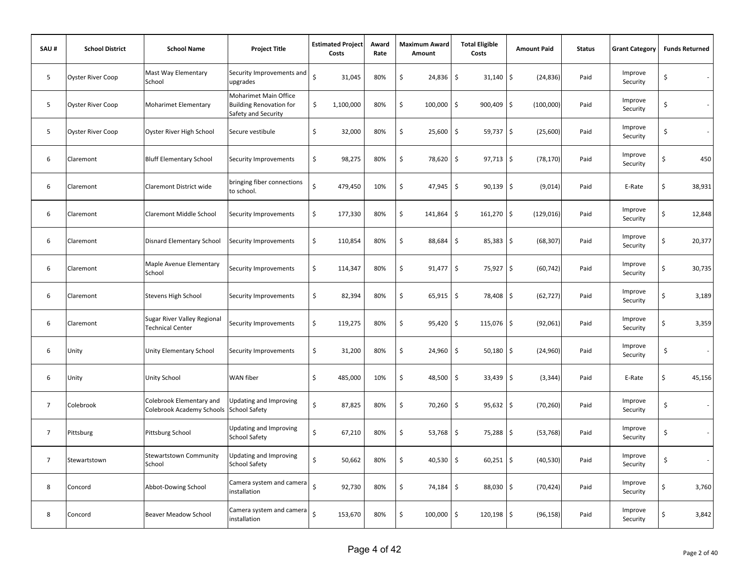| SAU # | School District | School Name | Project Title | Estimated Project Costs | Award Rate | Maximum Award Amount | Total Eligible Costs | Amount Paid | Status | Grant Category | Funds Returned |
|---|---|---|---|---|---|---|---|---|---|---|---|
| 5 | Oyster River Coop | Mast Way Elementary School | Security Improvements and upgrades | $ 31,045 | 80% | $ 24,836 | $ 31,140 | $ (24,836) | Paid | Improve Security | $ - |
| 5 | Oyster River Coop | Moharimet Elementary | Moharimet Main Office Building Renovation for Safety and Security | $ 1,100,000 | 80% | $ 100,000 | $ 900,409 | $ (100,000) | Paid | Improve Security | $ - |
| 5 | Oyster River Coop | Oyster River High School | Secure vestibule | $ 32,000 | 80% | $ 25,600 | $ 59,737 | $ (25,600) | Paid | Improve Security | $ - |
| 6 | Claremont | Bluff Elementary School | Security Improvements | $ 98,275 | 80% | $ 78,620 | $ 97,713 | $ (78,170) | Paid | Improve Security | $ 450 |
| 6 | Claremont | Claremont District wide | bringing fiber connections to school. | $ 479,450 | 10% | $ 47,945 | $ 90,139 | $ (9,014) | Paid | E-Rate | $ 38,931 |
| 6 | Claremont | Claremont Middle School | Security Improvements | $ 177,330 | 80% | $ 141,864 | $ 161,270 | $ (129,016) | Paid | Improve Security | $ 12,848 |
| 6 | Claremont | Disnard Elementary School | Security Improvements | $ 110,854 | 80% | $ 88,684 | $ 85,383 | $ (68,307) | Paid | Improve Security | $ 20,377 |
| 6 | Claremont | Maple Avenue Elementary School | Security Improvements | $ 114,347 | 80% | $ 91,477 | $ 75,927 | $ (60,742) | Paid | Improve Security | $ 30,735 |
| 6 | Claremont | Stevens High School | Security Improvements | $ 82,394 | 80% | $ 65,915 | $ 78,408 | $ (62,727) | Paid | Improve Security | $ 3,189 |
| 6 | Claremont | Sugar River Valley Regional Technical Center | Security Improvements | $ 119,275 | 80% | $ 95,420 | $ 115,076 | $ (92,061) | Paid | Improve Security | $ 3,359 |
| 6 | Unity | Unity Elementary School | Security Improvements | $ 31,200 | 80% | $ 24,960 | $ 50,180 | $ (24,960) | Paid | Improve Security | $ - |
| 6 | Unity | Unity School | WAN fiber | $ 485,000 | 10% | $ 48,500 | $ 33,439 | $ (3,344) | Paid | E-Rate | $ 45,156 |
| 7 | Colebrook | Colebrook Elementary and Colebrook Academy Schools | Updating and Improving School Safety | $ 87,825 | 80% | $ 70,260 | $ 95,632 | $ (70,260) | Paid | Improve Security | $ - |
| 7 | Pittsburg | Pittsburg School | Updating and Improving School Safety | $ 67,210 | 80% | $ 53,768 | $ 75,288 | $ (53,768) | Paid | Improve Security | $ - |
| 7 | Stewartstown | Stewartstown Community School | Updating and Improving School Safety | $ 50,662 | 80% | $ 40,530 | $ 60,251 | $ (40,530) | Paid | Improve Security | $ - |
| 8 | Concord | Abbot-Dowing School | Camera system and camera installation | $ 92,730 | 80% | $ 74,184 | $ 88,030 | $ (70,424) | Paid | Improve Security | $ 3,760 |
| 8 | Concord | Beaver Meadow School | Camera system and camera installation | $ 153,670 | 80% | $ 100,000 | $ 120,198 | $ (96,158) | Paid | Improve Security | $ 3,842 |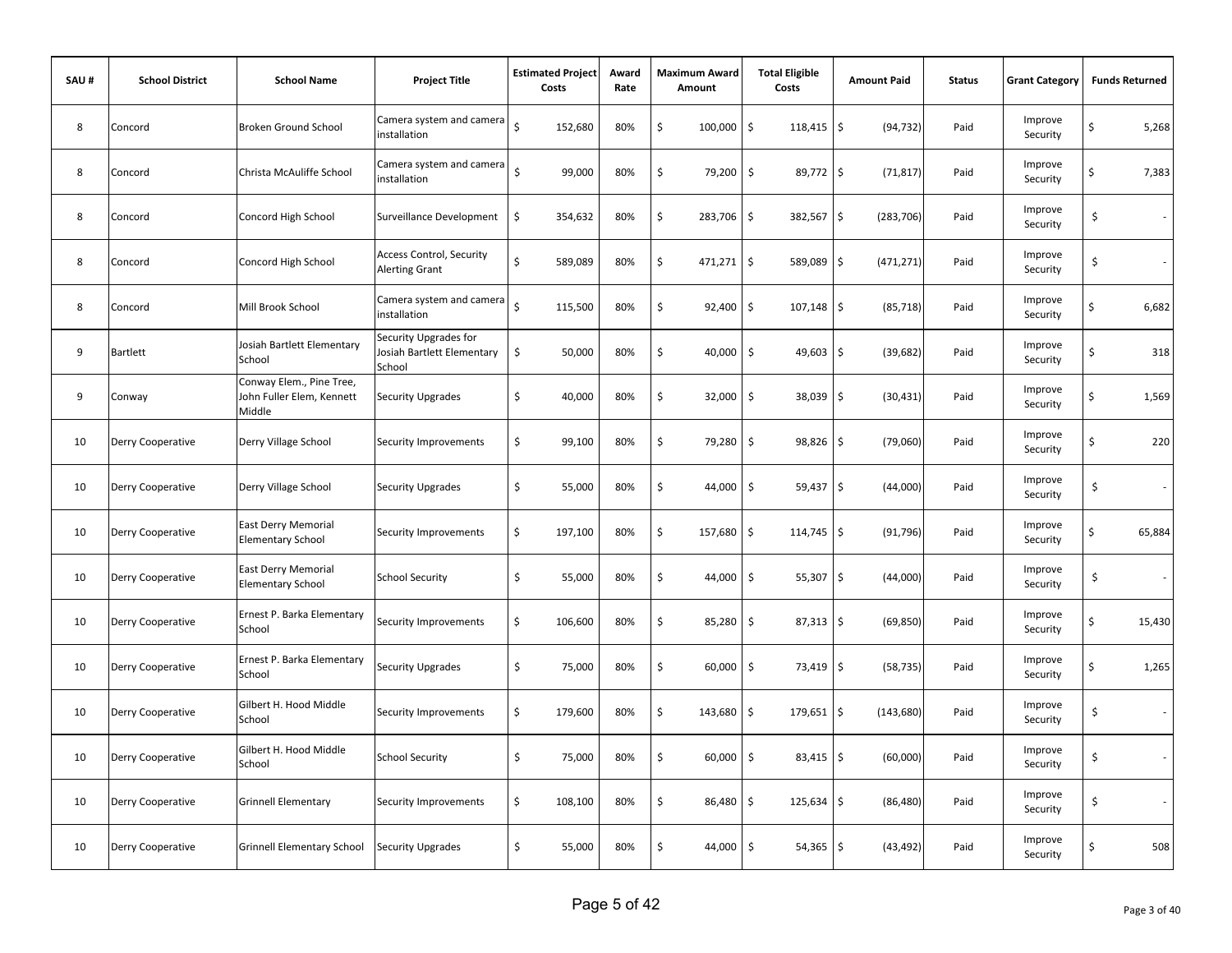| SAU # | School District | School Name | Project Title | Estimated Project Costs | Award Rate | Maximum Award Amount | Total Eligible Costs | Amount Paid | Status | Grant Category | Funds Returned |
|---|---|---|---|---|---|---|---|---|---|---|---|
| 8 | Concord | Broken Ground School | Camera system and camera installation | $ 152,680 | 80% | $ 100,000 | $ 118,415 | $ (94,732) | Paid | Improve Security | $ 5,268 |
| 8 | Concord | Christa McAuliffe School | Camera system and camera installation | $ 99,000 | 80% | $ 79,200 | $ 89,772 | $ (71,817) | Paid | Improve Security | $ 7,383 |
| 8 | Concord | Concord High School | Surveillance Development | $ 354,632 | 80% | $ 283,706 | $ 382,567 | $ (283,706) | Paid | Improve Security | $ - |
| 8 | Concord | Concord High School | Access Control, Security Alerting Grant | $ 589,089 | 80% | $ 471,271 | $ 589,089 | $ (471,271) | Paid | Improve Security | $ - |
| 8 | Concord | Mill Brook School | Camera system and camera installation | $ 115,500 | 80% | $ 92,400 | $ 107,148 | $ (85,718) | Paid | Improve Security | $ 6,682 |
| 9 | Bartlett | Josiah Bartlett Elementary School | Security Upgrades for Josiah Bartlett Elementary School | $ 50,000 | 80% | $ 40,000 | $ 49,603 | $ (39,682) | Paid | Improve Security | $ 318 |
| 9 | Conway | Conway Elem., Pine Tree, John Fuller Elem, Kennett Middle | Security Upgrades | $ 40,000 | 80% | $ 32,000 | $ 38,039 | $ (30,431) | Paid | Improve Security | $ 1,569 |
| 10 | Derry Cooperative | Derry Village School | Security Improvements | $ 99,100 | 80% | $ 79,280 | $ 98,826 | $ (79,060) | Paid | Improve Security | $ 220 |
| 10 | Derry Cooperative | Derry Village School | Security Upgrades | $ 55,000 | 80% | $ 44,000 | $ 59,437 | $ (44,000) | Paid | Improve Security | $ - |
| 10 | Derry Cooperative | East Derry Memorial Elementary School | Security Improvements | $ 197,100 | 80% | $ 157,680 | $ 114,745 | $ (91,796) | Paid | Improve Security | $ 65,884 |
| 10 | Derry Cooperative | East Derry Memorial Elementary School | School Security | $ 55,000 | 80% | $ 44,000 | $ 55,307 | $ (44,000) | Paid | Improve Security | $ - |
| 10 | Derry Cooperative | Ernest P. Barka Elementary School | Security Improvements | $ 106,600 | 80% | $ 85,280 | $ 87,313 | $ (69,850) | Paid | Improve Security | $ 15,430 |
| 10 | Derry Cooperative | Ernest P. Barka Elementary School | Security Upgrades | $ 75,000 | 80% | $ 60,000 | $ 73,419 | $ (58,735) | Paid | Improve Security | $ 1,265 |
| 10 | Derry Cooperative | Gilbert H. Hood Middle School | Security Improvements | $ 179,600 | 80% | $ 143,680 | $ 179,651 | $ (143,680) | Paid | Improve Security | $ - |
| 10 | Derry Cooperative | Gilbert H. Hood Middle School | School Security | $ 75,000 | 80% | $ 60,000 | $ 83,415 | $ (60,000) | Paid | Improve Security | $ - |
| 10 | Derry Cooperative | Grinnell Elementary | Security Improvements | $ 108,100 | 80% | $ 86,480 | $ 125,634 | $ (86,480) | Paid | Improve Security | $ - |
| 10 | Derry Cooperative | Grinnell Elementary School | Security Upgrades | $ 55,000 | 80% | $ 44,000 | $ 54,365 | $ (43,492) | Paid | Improve Security | $ 508 |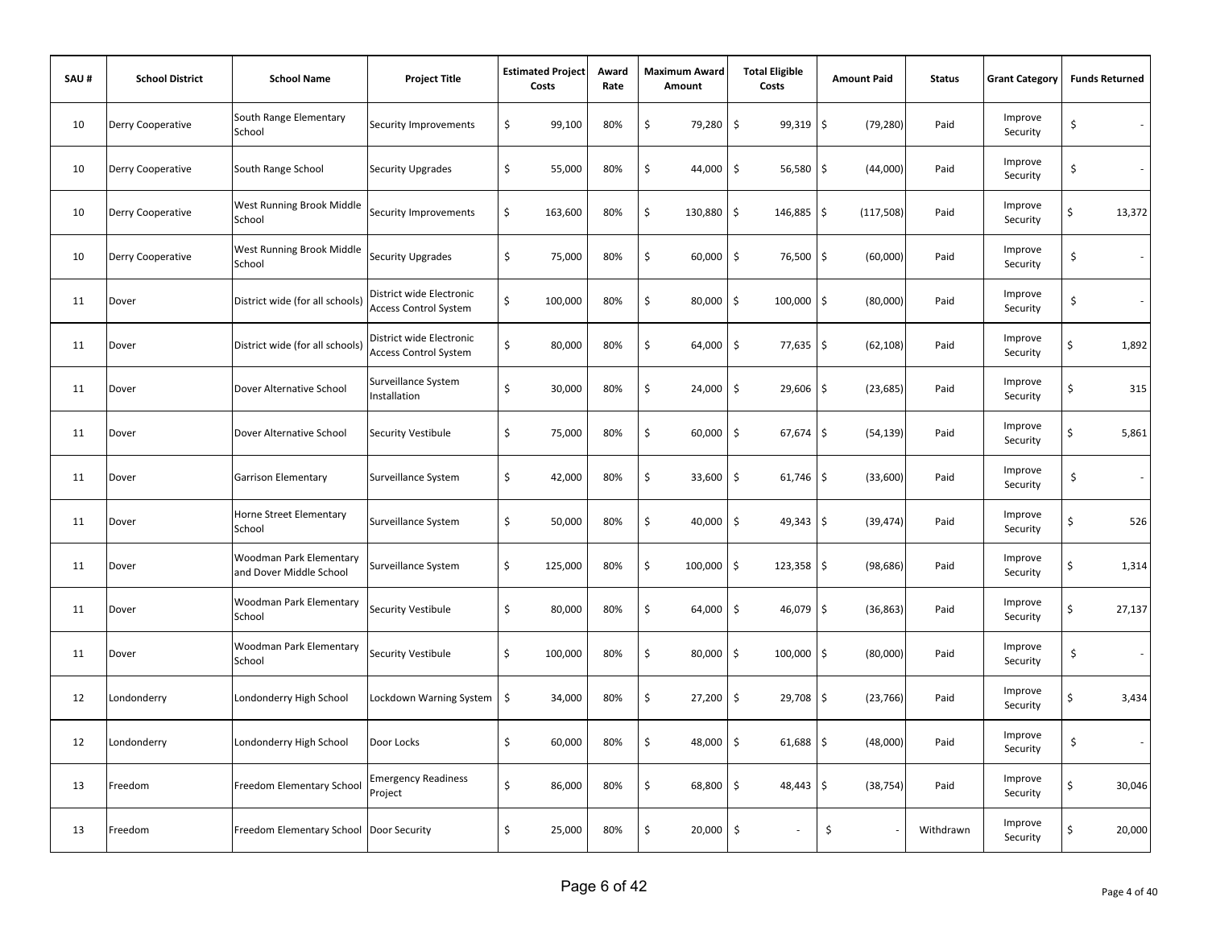| SAU # | School District | School Name | Project Title | Estimated Project Costs | Award Rate | Maximum Award Amount | Total Eligible Costs | Amount Paid | Status | Grant Category | Funds Returned |
|---|---|---|---|---|---|---|---|---|---|---|---|
| 10 | Derry Cooperative | South Range Elementary School | Security Improvements | $ 99,100 | 80% | $ 79,280 | $ 99,319 | $ (79,280) | Paid | Improve Security | $ - |
| 10 | Derry Cooperative | South Range School | Security Upgrades | $ 55,000 | 80% | $ 44,000 | $ 56,580 | $ (44,000) | Paid | Improve Security | $ - |
| 10 | Derry Cooperative | West Running Brook Middle School | Security Improvements | $ 163,600 | 80% | $ 130,880 | $ 146,885 | $ (117,508) | Paid | Improve Security | $ 13,372 |
| 10 | Derry Cooperative | West Running Brook Middle School | Security Upgrades | $ 75,000 | 80% | $ 60,000 | $ 76,500 | $ (60,000) | Paid | Improve Security | $ - |
| 11 | Dover | District wide (for all schools) | District wide Electronic Access Control System | $ 100,000 | 80% | $ 80,000 | $ 100,000 | $ (80,000) | Paid | Improve Security | $ - |
| 11 | Dover | District wide (for all schools) | District wide Electronic Access Control System | $ 80,000 | 80% | $ 64,000 | $ 77,635 | $ (62,108) | Paid | Improve Security | $ 1,892 |
| 11 | Dover | Dover Alternative School | Surveillance System Installation | $ 30,000 | 80% | $ 24,000 | $ 29,606 | $ (23,685) | Paid | Improve Security | $ 315 |
| 11 | Dover | Dover Alternative School | Security Vestibule | $ 75,000 | 80% | $ 60,000 | $ 67,674 | $ (54,139) | Paid | Improve Security | $ 5,861 |
| 11 | Dover | Garrison Elementary | Surveillance System | $ 42,000 | 80% | $ 33,600 | $ 61,746 | $ (33,600) | Paid | Improve Security | $ - |
| 11 | Dover | Horne Street Elementary School | Surveillance System | $ 50,000 | 80% | $ 40,000 | $ 49,343 | $ (39,474) | Paid | Improve Security | $ 526 |
| 11 | Dover | Woodman Park Elementary and Dover Middle School | Surveillance System | $ 125,000 | 80% | $ 100,000 | $ 123,358 | $ (98,686) | Paid | Improve Security | $ 1,314 |
| 11 | Dover | Woodman Park Elementary School | Security Vestibule | $ 80,000 | 80% | $ 64,000 | $ 46,079 | $ (36,863) | Paid | Improve Security | $ 27,137 |
| 11 | Dover | Woodman Park Elementary School | Security Vestibule | $ 100,000 | 80% | $ 80,000 | $ 100,000 | $ (80,000) | Paid | Improve Security | $ - |
| 12 | Londonderry | Londonderry High School | Lockdown Warning System | $ 34,000 | 80% | $ 27,200 | $ 29,708 | $ (23,766) | Paid | Improve Security | $ 3,434 |
| 12 | Londonderry | Londonderry High School | Door Locks | $ 60,000 | 80% | $ 48,000 | $ 61,688 | $ (48,000) | Paid | Improve Security | $ - |
| 13 | Freedom | Freedom Elementary School | Emergency Readiness Project | $ 86,000 | 80% | $ 68,800 | $ 48,443 | $ (38,754) | Paid | Improve Security | $ 30,046 |
| 13 | Freedom | Freedom Elementary School | Door Security | $ 25,000 | 80% | $ 20,000 | $ - | $ - | Withdrawn | Improve Security | $ 20,000 |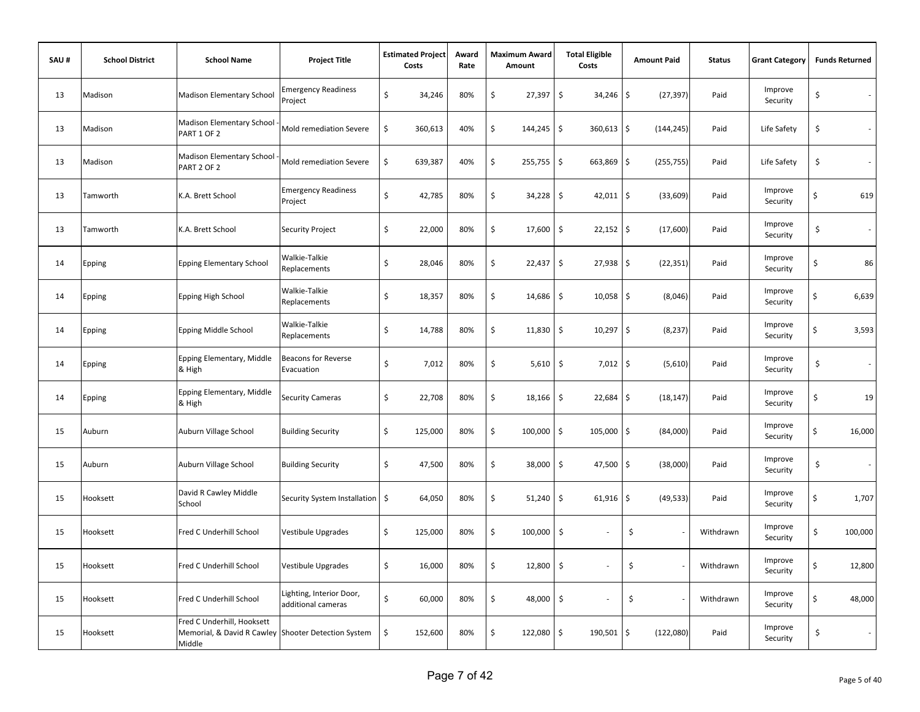| SAU # | School District | School Name | Project Title | Estimated Project Costs | Award Rate | Maximum Award Amount | Total Eligible Costs | Amount Paid | Status | Grant Category | Funds Returned |
|---|---|---|---|---|---|---|---|---|---|---|---|
| 13 | Madison | Madison Elementary School | Emergency Readiness Project | $ 34,246 | 80% | $ 27,397 | $ 34,246 | $ (27,397) | Paid | Improve Security | $ - |
| 13 | Madison | Madison Elementary School - PART 1 OF 2 | Mold remediation Severe | $ 360,613 | 40% | $ 144,245 | $ 360,613 | $ (144,245) | Paid | Life Safety | $ - |
| 13 | Madison | Madison Elementary School - PART 2 OF 2 | Mold remediation Severe | $ 639,387 | 40% | $ 255,755 | $ 663,869 | $ (255,755) | Paid | Life Safety | $ - |
| 13 | Tamworth | K.A. Brett School | Emergency Readiness Project | $ 42,785 | 80% | $ 34,228 | $ 42,011 | $ (33,609) | Paid | Improve Security | $ 619 |
| 13 | Tamworth | K.A. Brett School | Security Project | $ 22,000 | 80% | $ 17,600 | $ 22,152 | $ (17,600) | Paid | Improve Security | $ - |
| 14 | Epping | Epping Elementary School | Walkie-Talkie Replacements | $ 28,046 | 80% | $ 22,437 | $ 27,938 | $ (22,351) | Paid | Improve Security | $ 86 |
| 14 | Epping | Epping High School | Walkie-Talkie Replacements | $ 18,357 | 80% | $ 14,686 | $ 10,058 | $ (8,046) | Paid | Improve Security | $ 6,639 |
| 14 | Epping | Epping Middle School | Walkie-Talkie Replacements | $ 14,788 | 80% | $ 11,830 | $ 10,297 | $ (8,237) | Paid | Improve Security | $ 3,593 |
| 14 | Epping | Epping Elementary, Middle & High | Beacons for Reverse Evacuation | $ 7,012 | 80% | $ 5,610 | $ 7,012 | $ (5,610) | Paid | Improve Security | $ - |
| 14 | Epping | Epping Elementary, Middle & High | Security Cameras | $ 22,708 | 80% | $ 18,166 | $ 22,684 | $ (18,147) | Paid | Improve Security | $ 19 |
| 15 | Auburn | Auburn Village School | Building Security | $ 125,000 | 80% | $ 100,000 | $ 105,000 | $ (84,000) | Paid | Improve Security | $ 16,000 |
| 15 | Auburn | Auburn Village School | Building Security | $ 47,500 | 80% | $ 38,000 | $ 47,500 | $ (38,000) | Paid | Improve Security | $ - |
| 15 | Hooksett | David R Cawley Middle School | Security System Installation | $ 64,050 | 80% | $ 51,240 | $ 61,916 | $ (49,533) | Paid | Improve Security | $ 1,707 |
| 15 | Hooksett | Fred C Underhill School | Vestibule Upgrades | $ 125,000 | 80% | $ 100,000 | $ - | $ - | Withdrawn | Improve Security | $ 100,000 |
| 15 | Hooksett | Fred C Underhill School | Vestibule Upgrades | $ 16,000 | 80% | $ 12,800 | $ - | $ - | Withdrawn | Improve Security | $ 12,800 |
| 15 | Hooksett | Fred C Underhill School | Lighting, Interior Door, additional cameras | $ 60,000 | 80% | $ 48,000 | $ - | $ - | Withdrawn | Improve Security | $ 48,000 |
| 15 | Hooksett | Fred C Underhill, Hooksett Memorial, & David R Cawley Middle | Shooter Detection System | $ 152,600 | 80% | $ 122,080 | $ 190,501 | $ (122,080) | Paid | Improve Security | $ - |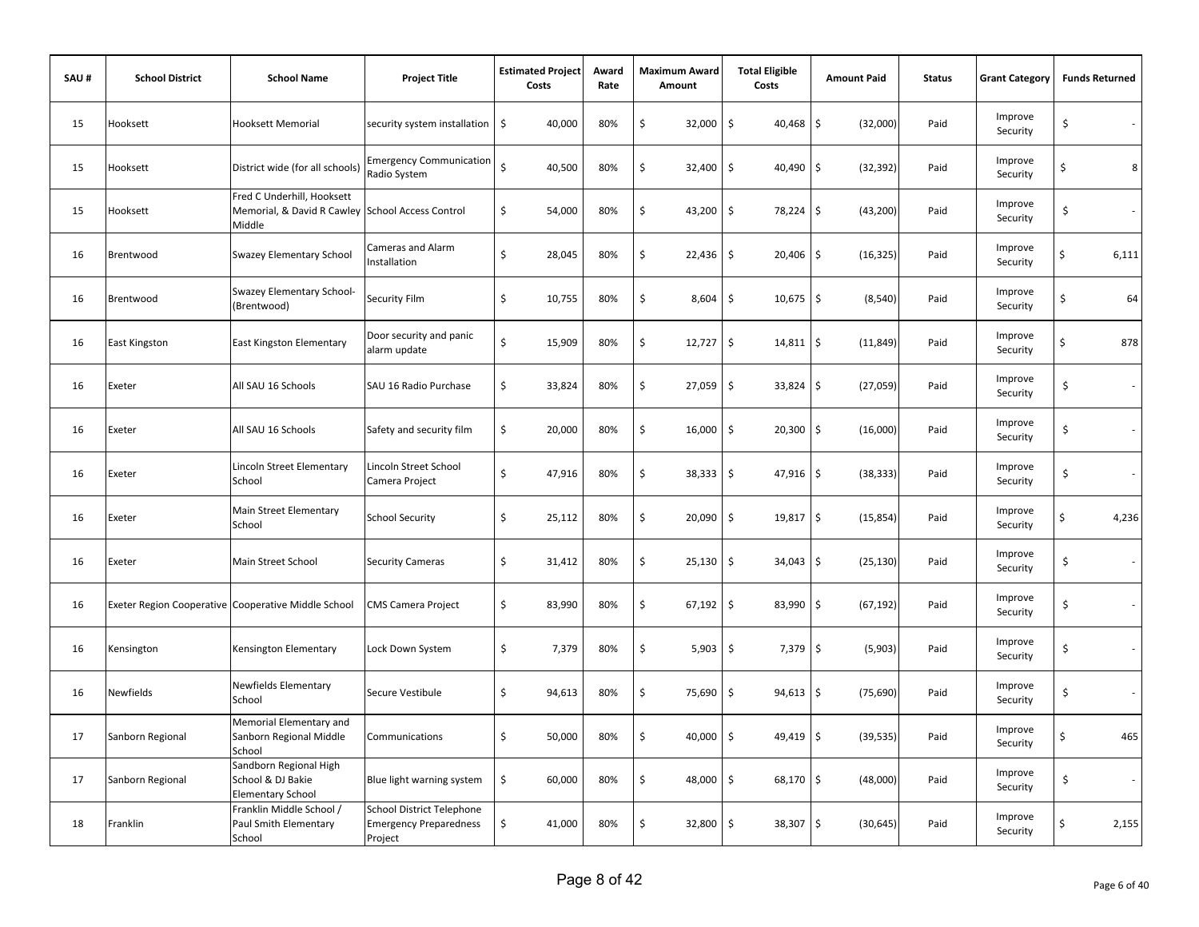| SAU # | School District | School Name | Project Title | Estimated Project Costs | Award Rate | Maximum Award Amount | Total Eligible Costs | Amount Paid | Status | Grant Category | Funds Returned |
|---|---|---|---|---|---|---|---|---|---|---|---|
| 15 | Hooksett | Hooksett Memorial | security system installation | $ 40,000 | 80% | $ 32,000 | $ 40,468 | $ (32,000) | Paid | Improve Security | $ - |
| 15 | Hooksett | District wide (for all schools) | Emergency Communication Radio System | $ 40,500 | 80% | $ 32,400 | $ 40,490 | $ (32,392) | Paid | Improve Security | $ 8 |
| 15 | Hooksett | Fred C Underhill, Hooksett Memorial, & David R Cawley Middle | School Access Control | $ 54,000 | 80% | $ 43,200 | $ 78,224 | $ (43,200) | Paid | Improve Security | $ - |
| 16 | Brentwood | Swazey Elementary School | Cameras and Alarm Installation | $ 28,045 | 80% | $ 22,436 | $ 20,406 | $ (16,325) | Paid | Improve Security | $ 6,111 |
| 16 | Brentwood | Swazey Elementary School- (Brentwood) | Security Film | $ 10,755 | 80% | $ 8,604 | $ 10,675 | $ (8,540) | Paid | Improve Security | $ 64 |
| 16 | East Kingston | East Kingston Elementary | Door security and panic alarm update | $ 15,909 | 80% | $ 12,727 | $ 14,811 | $ (11,849) | Paid | Improve Security | $ 878 |
| 16 | Exeter | All SAU 16 Schools | SAU 16 Radio Purchase | $ 33,824 | 80% | $ 27,059 | $ 33,824 | $ (27,059) | Paid | Improve Security | $ - |
| 16 | Exeter | All SAU 16 Schools | Safety and security film | $ 20,000 | 80% | $ 16,000 | $ 20,300 | $ (16,000) | Paid | Improve Security | $ - |
| 16 | Exeter | Lincoln Street Elementary School | Lincoln Street School Camera Project | $ 47,916 | 80% | $ 38,333 | $ 47,916 | $ (38,333) | Paid | Improve Security | $ - |
| 16 | Exeter | Main Street Elementary School | School Security | $ 25,112 | 80% | $ 20,090 | $ 19,817 | $ (15,854) | Paid | Improve Security | $ 4,236 |
| 16 | Exeter | Main Street School | Security Cameras | $ 31,412 | 80% | $ 25,130 | $ 34,043 | $ (25,130) | Paid | Improve Security | $ - |
| 16 | Exeter Region Cooperative | Cooperative Middle School | CMS Camera Project | $ 83,990 | 80% | $ 67,192 | $ 83,990 | $ (67,192) | Paid | Improve Security | $ - |
| 16 | Kensington | Kensington Elementary | Lock Down System | $ 7,379 | 80% | $ 5,903 | $ 7,379 | $ (5,903) | Paid | Improve Security | $ - |
| 16 | Newfields | Newfields Elementary School | Secure Vestibule | $ 94,613 | 80% | $ 75,690 | $ 94,613 | $ (75,690) | Paid | Improve Security | $ - |
| 17 | Sanborn Regional | Memorial Elementary and Sanborn Regional Middle School | Communications | $ 50,000 | 80% | $ 40,000 | $ 49,419 | $ (39,535) | Paid | Improve Security | $ 465 |
| 17 | Sanborn Regional | Sandborn Regional High School & DJ Bakie Elementary School | Blue light warning system | $ 60,000 | 80% | $ 48,000 | $ 68,170 | $ (48,000) | Paid | Improve Security | $ - |
| 18 | Franklin | Franklin Middle School / Paul Smith Elementary School | School District Telephone Emergency Preparedness Project | $ 41,000 | 80% | $ 32,800 | $ 38,307 | $ (30,645) | Paid | Improve Security | $ 2,155 |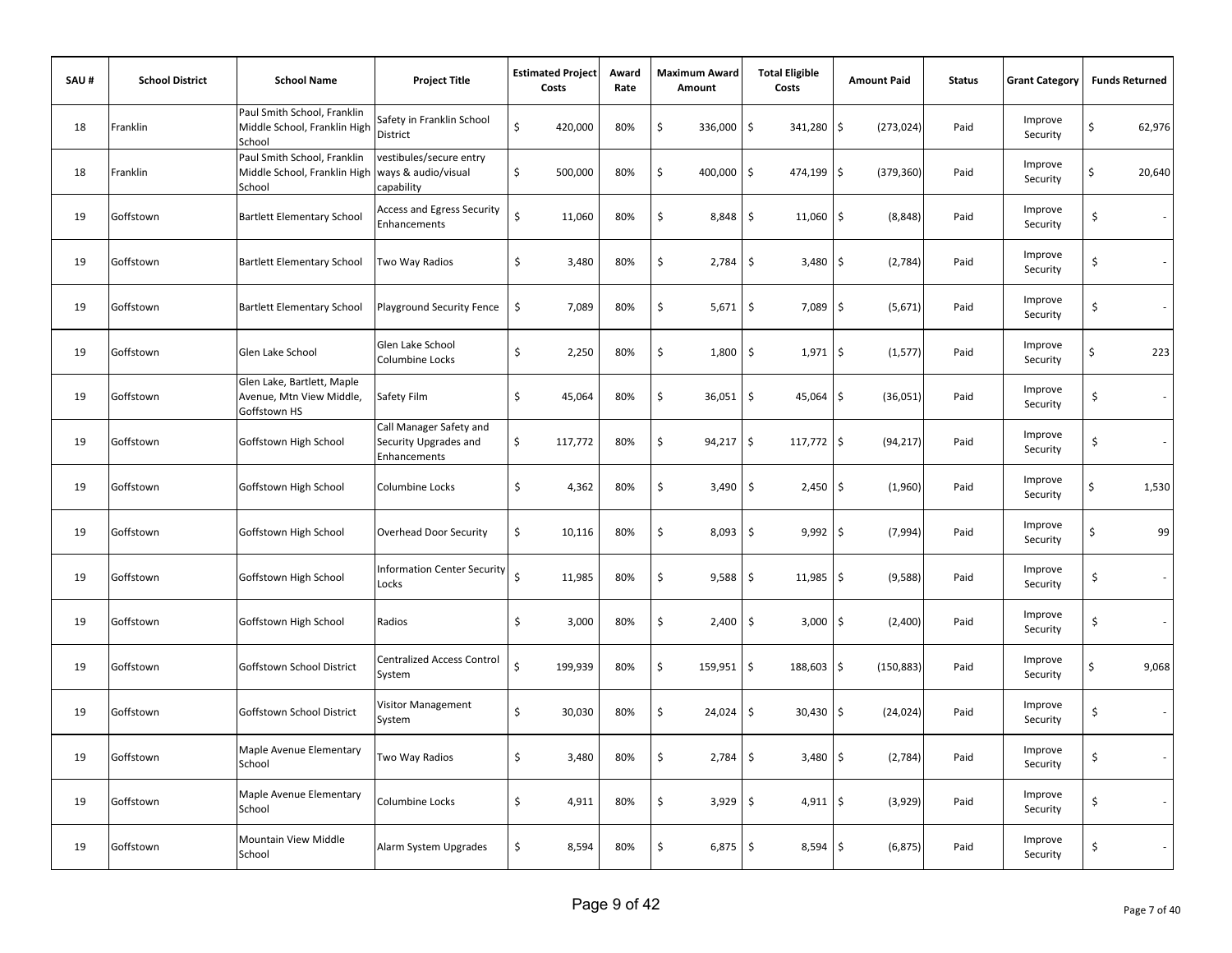| SAU # | School District | School Name | Project Title | Estimated Project Costs | Award Rate | Maximum Award Amount | Total Eligible Costs | Amount Paid | Status | Grant Category | Funds Returned |
|---|---|---|---|---|---|---|---|---|---|---|---|
| 18 | Franklin | Paul Smith School, Franklin Middle School, Franklin High School | Safety in Franklin School District | $ 420,000 | 80% | $ 336,000 | $ 341,280 | $ (273,024) | Paid | Improve Security | $ 62,976 |
| 18 | Franklin | Paul Smith School, Franklin Middle School, Franklin High School | vestibules/secure entry ways & audio/visual capability | $ 500,000 | 80% | $ 400,000 | $ 474,199 | $ (379,360) | Paid | Improve Security | $ 20,640 |
| 19 | Goffstown | Bartlett Elementary School | Access and Egress Security Enhancements | $ 11,060 | 80% | $ 8,848 | $ 11,060 | $ (8,848) | Paid | Improve Security | $ - |
| 19 | Goffstown | Bartlett Elementary School | Two Way Radios | $ 3,480 | 80% | $ 2,784 | $ 3,480 | $ (2,784) | Paid | Improve Security | $ - |
| 19 | Goffstown | Bartlett Elementary School | Playground Security Fence | $ 7,089 | 80% | $ 5,671 | $ 7,089 | $ (5,671) | Paid | Improve Security | $ - |
| 19 | Goffstown | Glen Lake School | Glen Lake School Columbine Locks | $ 2,250 | 80% | $ 1,800 | $ 1,971 | $ (1,577) | Paid | Improve Security | $ 223 |
| 19 | Goffstown | Glen Lake, Bartlett, Maple Avenue, Mtn View Middle, Goffstown HS | Safety Film | $ 45,064 | 80% | $ 36,051 | $ 45,064 | $ (36,051) | Paid | Improve Security | $ - |
| 19 | Goffstown | Goffstown High School | Call Manager Safety and Security Upgrades and Enhancements | $ 117,772 | 80% | $ 94,217 | $ 117,772 | $ (94,217) | Paid | Improve Security | $ - |
| 19 | Goffstown | Goffstown High School | Columbine Locks | $ 4,362 | 80% | $ 3,490 | $ 2,450 | $ (1,960) | Paid | Improve Security | $ 1,530 |
| 19 | Goffstown | Goffstown High School | Overhead Door Security | $ 10,116 | 80% | $ 8,093 | $ 9,992 | $ (7,994) | Paid | Improve Security | $ 99 |
| 19 | Goffstown | Goffstown High School | Information Center Security Locks | $ 11,985 | 80% | $ 9,588 | $ 11,985 | $ (9,588) | Paid | Improve Security | $ - |
| 19 | Goffstown | Goffstown High School | Radios | $ 3,000 | 80% | $ 2,400 | $ 3,000 | $ (2,400) | Paid | Improve Security | $ - |
| 19 | Goffstown | Goffstown School District | Centralized Access Control System | $ 199,939 | 80% | $ 159,951 | $ 188,603 | $ (150,883) | Paid | Improve Security | $ 9,068 |
| 19 | Goffstown | Goffstown School District | Visitor Management System | $ 30,030 | 80% | $ 24,024 | $ 30,430 | $ (24,024) | Paid | Improve Security | $ - |
| 19 | Goffstown | Maple Avenue Elementary School | Two Way Radios | $ 3,480 | 80% | $ 2,784 | $ 3,480 | $ (2,784) | Paid | Improve Security | $ - |
| 19 | Goffstown | Maple Avenue Elementary School | Columbine Locks | $ 4,911 | 80% | $ 3,929 | $ 4,911 | $ (3,929) | Paid | Improve Security | $ - |
| 19 | Goffstown | Mountain View Middle School | Alarm System Upgrades | $ 8,594 | 80% | $ 6,875 | $ 8,594 | $ (6,875) | Paid | Improve Security | $ - |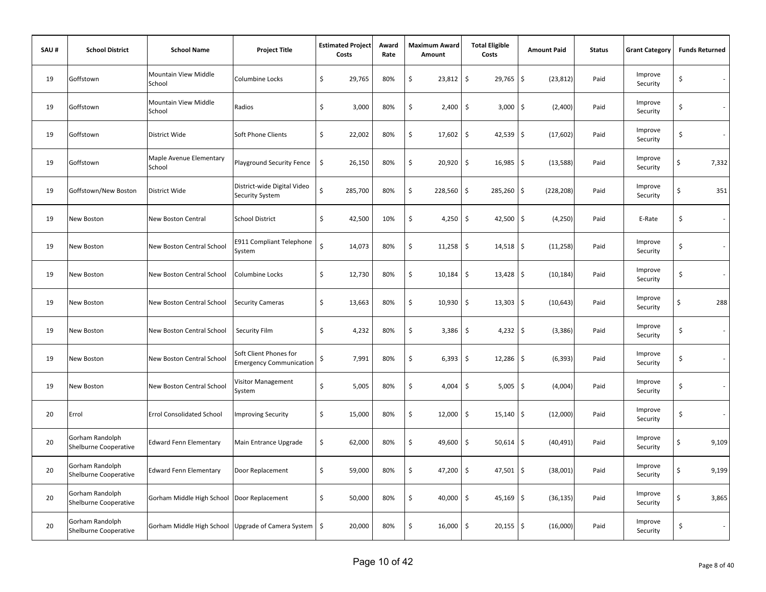| SAU # | School District | School Name | Project Title | Estimated Project Costs | Award Rate | Maximum Award Amount | Total Eligible Costs | Amount Paid | Status | Grant Category | Funds Returned |
|---|---|---|---|---|---|---|---|---|---|---|---|
| 19 | Goffstown | Mountain View Middle School | Columbine Locks | $ 29,765 | 80% | $ 23,812 | $ 29,765 | $ (23,812) | Paid | Improve Security | $ - |
| 19 | Goffstown | Mountain View Middle School | Radios | $ 3,000 | 80% | $ 2,400 | $ 3,000 | $ (2,400) | Paid | Improve Security | $ - |
| 19 | Goffstown | District Wide | Soft Phone Clients | $ 22,002 | 80% | $ 17,602 | $ 42,539 | $ (17,602) | Paid | Improve Security | $ - |
| 19 | Goffstown | Maple Avenue Elementary School | Playground Security Fence | $ 26,150 | 80% | $ 20,920 | $ 16,985 | $ (13,588) | Paid | Improve Security | $ 7,332 |
| 19 | Goffstown/New Boston | District Wide | District-wide Digital Video Security System | $ 285,700 | 80% | $ 228,560 | $ 285,260 | $ (228,208) | Paid | Improve Security | $ 351 |
| 19 | New Boston | New Boston Central | School District | $ 42,500 | 10% | $ 4,250 | $ 42,500 | $ (4,250) | Paid | E-Rate | $ - |
| 19 | New Boston | New Boston Central School | E911 Compliant Telephone System | $ 14,073 | 80% | $ 11,258 | $ 14,518 | $ (11,258) | Paid | Improve Security | $ - |
| 19 | New Boston | New Boston Central School | Columbine Locks | $ 12,730 | 80% | $ 10,184 | $ 13,428 | $ (10,184) | Paid | Improve Security | $ - |
| 19 | New Boston | New Boston Central School | Security Cameras | $ 13,663 | 80% | $ 10,930 | $ 13,303 | $ (10,643) | Paid | Improve Security | $ 288 |
| 19 | New Boston | New Boston Central School | Security Film | $ 4,232 | 80% | $ 3,386 | $ 4,232 | $ (3,386) | Paid | Improve Security | $ - |
| 19 | New Boston | New Boston Central School | Soft Client Phones for Emergency Communication | $ 7,991 | 80% | $ 6,393 | $ 12,286 | $ (6,393) | Paid | Improve Security | $ - |
| 19 | New Boston | New Boston Central School | Visitor Management System | $ 5,005 | 80% | $ 4,004 | $ 5,005 | $ (4,004) | Paid | Improve Security | $ - |
| 20 | Errol | Errol Consolidated School | Improving Security | $ 15,000 | 80% | $ 12,000 | $ 15,140 | $ (12,000) | Paid | Improve Security | $ - |
| 20 | Gorham Randolph Shelburne Cooperative | Edward Fenn Elementary | Main Entrance Upgrade | $ 62,000 | 80% | $ 49,600 | $ 50,614 | $ (40,491) | Paid | Improve Security | $ 9,109 |
| 20 | Gorham Randolph Shelburne Cooperative | Edward Fenn Elementary | Door Replacement | $ 59,000 | 80% | $ 47,200 | $ 47,501 | $ (38,001) | Paid | Improve Security | $ 9,199 |
| 20 | Gorham Randolph Shelburne Cooperative | Gorham Middle High School | Door Replacement | $ 50,000 | 80% | $ 40,000 | $ 45,169 | $ (36,135) | Paid | Improve Security | $ 3,865 |
| 20 | Gorham Randolph Shelburne Cooperative | Gorham Middle High School | Upgrade of Camera System | $ 20,000 | 80% | $ 16,000 | $ 20,155 | $ (16,000) | Paid | Improve Security | $ - |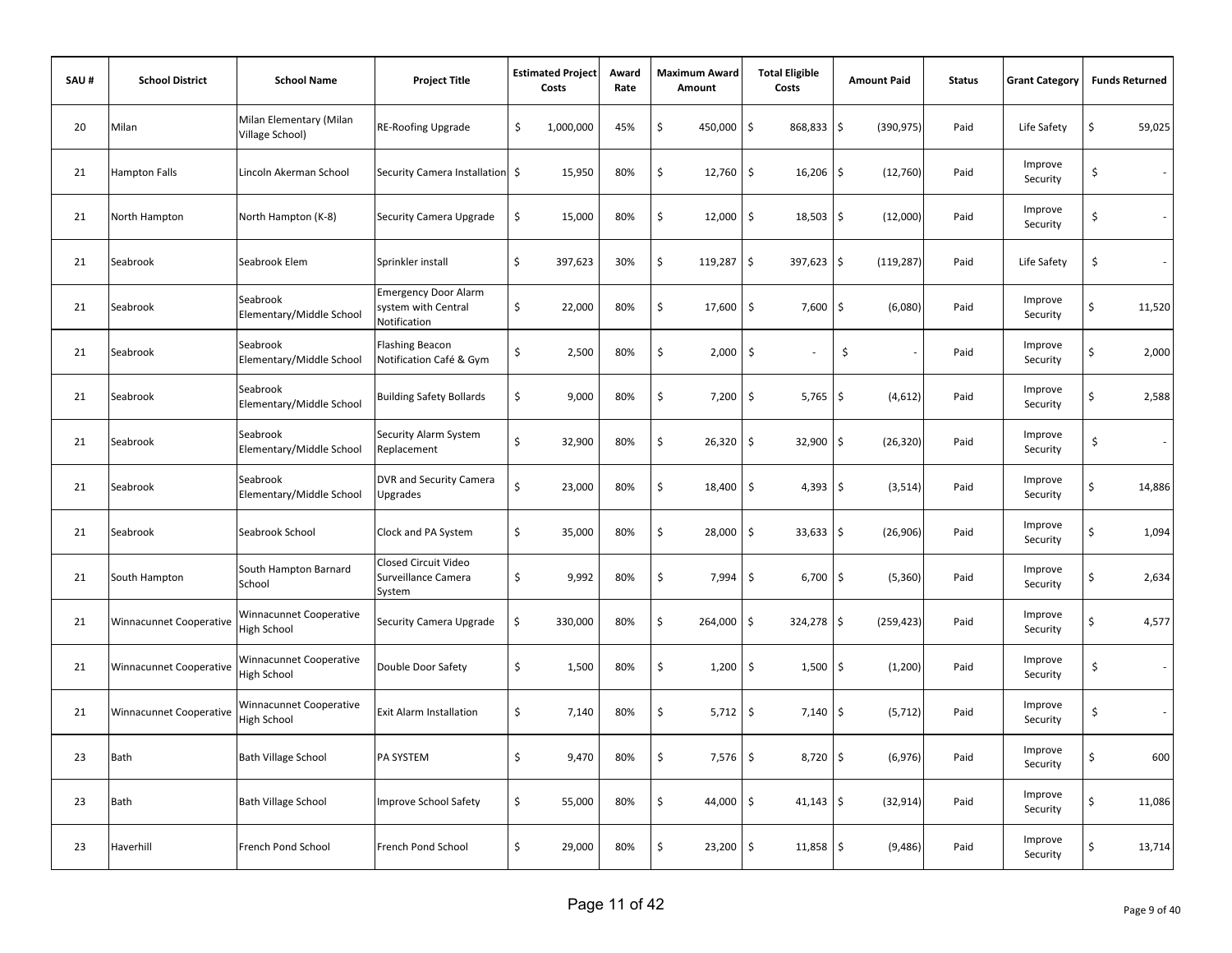| SAU # | School District | School Name | Project Title | Estimated Project Costs | Award Rate | Maximum Award Amount | Total Eligible Costs | Amount Paid | Status | Grant Category | Funds Returned |
|---|---|---|---|---|---|---|---|---|---|---|---|
| 20 | Milan | Milan Elementary (Milan Village School) | RE-Roofing Upgrade | $ 1,000,000 | 45% | $ 450,000 | $ 868,833 | $ (390,975) | Paid | Life Safety | $ 59,025 |
| 21 | Hampton Falls | Lincoln Akerman School | Security Camera Installation | $ 15,950 | 80% | $ 12,760 | $ 16,206 | $ (12,760) | Paid | Improve Security | $ - |
| 21 | North Hampton | North Hampton (K-8) | Security Camera Upgrade | $ 15,000 | 80% | $ 12,000 | $ 18,503 | $ (12,000) | Paid | Improve Security | $ - |
| 21 | Seabrook | Seabrook Elem | Sprinkler install | $ 397,623 | 30% | $ 119,287 | $ 397,623 | $ (119,287) | Paid | Life Safety | $ - |
| 21 | Seabrook | Seabrook Elementary/Middle School | Emergency Door Alarm system with Central Notification | $ 22,000 | 80% | $ 17,600 | $ 7,600 | $ (6,080) | Paid | Improve Security | $ 11,520 |
| 21 | Seabrook | Seabrook Elementary/Middle School | Flashing Beacon Notification Café & Gym | $ 2,500 | 80% | $ 2,000 | $ - | $ - | Paid | Improve Security | $ 2,000 |
| 21 | Seabrook | Seabrook Elementary/Middle School | Building Safety Bollards | $ 9,000 | 80% | $ 7,200 | $ 5,765 | $ (4,612) | Paid | Improve Security | $ 2,588 |
| 21 | Seabrook | Seabrook Elementary/Middle School | Security Alarm System Replacement | $ 32,900 | 80% | $ 26,320 | $ 32,900 | $ (26,320) | Paid | Improve Security | $ - |
| 21 | Seabrook | Seabrook Elementary/Middle School | DVR and Security Camera Upgrades | $ 23,000 | 80% | $ 18,400 | $ 4,393 | $ (3,514) | Paid | Improve Security | $ 14,886 |
| 21 | Seabrook | Seabrook School | Clock and PA System | $ 35,000 | 80% | $ 28,000 | $ 33,633 | $ (26,906) | Paid | Improve Security | $ 1,094 |
| 21 | South Hampton | South Hampton Barnard School | Closed Circuit Video Surveillance Camera System | $ 9,992 | 80% | $ 7,994 | $ 6,700 | $ (5,360) | Paid | Improve Security | $ 2,634 |
| 21 | Winnacunnet Cooperative | Winnacunnet Cooperative High School | Security Camera Upgrade | $ 330,000 | 80% | $ 264,000 | $ 324,278 | $ (259,423) | Paid | Improve Security | $ 4,577 |
| 21 | Winnacunnet Cooperative | Winnacunnet Cooperative High School | Double Door Safety | $ 1,500 | 80% | $ 1,200 | $ 1,500 | $ (1,200) | Paid | Improve Security | $ - |
| 21 | Winnacunnet Cooperative | Winnacunnet Cooperative High School | Exit Alarm Installation | $ 7,140 | 80% | $ 5,712 | $ 7,140 | $ (5,712) | Paid | Improve Security | $ - |
| 23 | Bath | Bath Village School | PA SYSTEM | $ 9,470 | 80% | $ 7,576 | $ 8,720 | $ (6,976) | Paid | Improve Security | $ 600 |
| 23 | Bath | Bath Village School | Improve School Safety | $ 55,000 | 80% | $ 44,000 | $ 41,143 | $ (32,914) | Paid | Improve Security | $ 11,086 |
| 23 | Haverhill | French Pond School | French Pond School | $ 29,000 | 80% | $ 23,200 | $ 11,858 | $ (9,486) | Paid | Improve Security | $ 13,714 |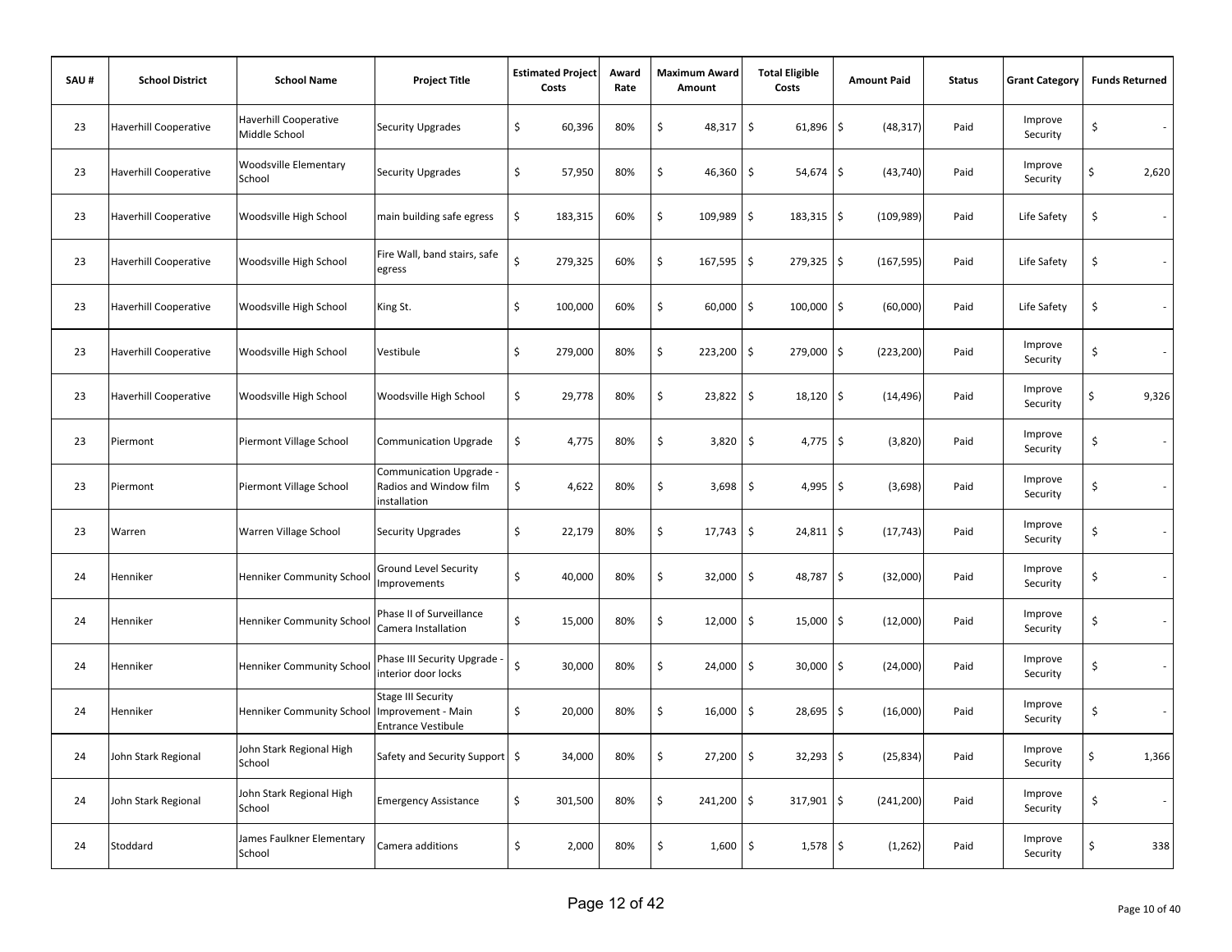| SAU # | School District | School Name | Project Title | Estimated Project Costs | Award Rate | Maximum Award Amount | Total Eligible Costs | Amount Paid | Status | Grant Category | Funds Returned |
|---|---|---|---|---|---|---|---|---|---|---|---|
| 23 | Haverhill Cooperative | Haverhill Cooperative Middle School | Security Upgrades | $ 60,396 | 80% | $ 48,317 | $ 61,896 | $ (48,317) | Paid | Improve Security | $ - |
| 23 | Haverhill Cooperative | Woodsville Elementary School | Security Upgrades | $ 57,950 | 80% | $ 46,360 | $ 54,674 | $ (43,740) | Paid | Improve Security | $ 2,620 |
| 23 | Haverhill Cooperative | Woodsville High School | main building safe egress | $ 183,315 | 60% | $ 109,989 | $ 183,315 | $ (109,989) | Paid | Life Safety | $ - |
| 23 | Haverhill Cooperative | Woodsville High School | Fire Wall, band stairs, safe egress | $ 279,325 | 60% | $ 167,595 | $ 279,325 | $ (167,595) | Paid | Life Safety | $ - |
| 23 | Haverhill Cooperative | Woodsville High School | King St. | $ 100,000 | 60% | $ 60,000 | $ 100,000 | $ (60,000) | Paid | Life Safety | $ - |
| 23 | Haverhill Cooperative | Woodsville High School | Vestibule | $ 279,000 | 80% | $ 223,200 | $ 279,000 | $ (223,200) | Paid | Improve Security | $ - |
| 23 | Haverhill Cooperative | Woodsville High School | Woodsville High School | $ 29,778 | 80% | $ 23,822 | $ 18,120 | $ (14,496) | Paid | Improve Security | $ 9,326 |
| 23 | Piermont | Piermont Village School | Communication Upgrade | $ 4,775 | 80% | $ 3,820 | $ 4,775 | $ (3,820) | Paid | Improve Security | $ - |
| 23 | Piermont | Piermont Village School | Communication Upgrade - Radios and Window film installation | $ 4,622 | 80% | $ 3,698 | $ 4,995 | $ (3,698) | Paid | Improve Security | $ - |
| 23 | Warren | Warren Village School | Security Upgrades | $ 22,179 | 80% | $ 17,743 | $ 24,811 | $ (17,743) | Paid | Improve Security | $ - |
| 24 | Henniker | Henniker Community School | Ground Level Security Improvements | $ 40,000 | 80% | $ 32,000 | $ 48,787 | $ (32,000) | Paid | Improve Security | $ - |
| 24 | Henniker | Henniker Community School | Phase II of Surveillance Camera Installation | $ 15,000 | 80% | $ 12,000 | $ 15,000 | $ (12,000) | Paid | Improve Security | $ - |
| 24 | Henniker | Henniker Community School | Phase III Security Upgrade - interior door locks | $ 30,000 | 80% | $ 24,000 | $ 30,000 | $ (24,000) | Paid | Improve Security | $ - |
| 24 | Henniker | Henniker Community School | Stage III Security Improvement - Main Entrance Vestibule | $ 20,000 | 80% | $ 16,000 | $ 28,695 | $ (16,000) | Paid | Improve Security | $ - |
| 24 | John Stark Regional | John Stark Regional High School | Safety and Security Support | $ 34,000 | 80% | $ 27,200 | $ 32,293 | $ (25,834) | Paid | Improve Security | $ 1,366 |
| 24 | John Stark Regional | John Stark Regional High School | Emergency Assistance | $ 301,500 | 80% | $ 241,200 | $ 317,901 | $ (241,200) | Paid | Improve Security | $ - |
| 24 | Stoddard | James Faulkner Elementary School | Camera additions | $ 2,000 | 80% | $ 1,600 | $ 1,578 | $ (1,262) | Paid | Improve Security | $ 338 |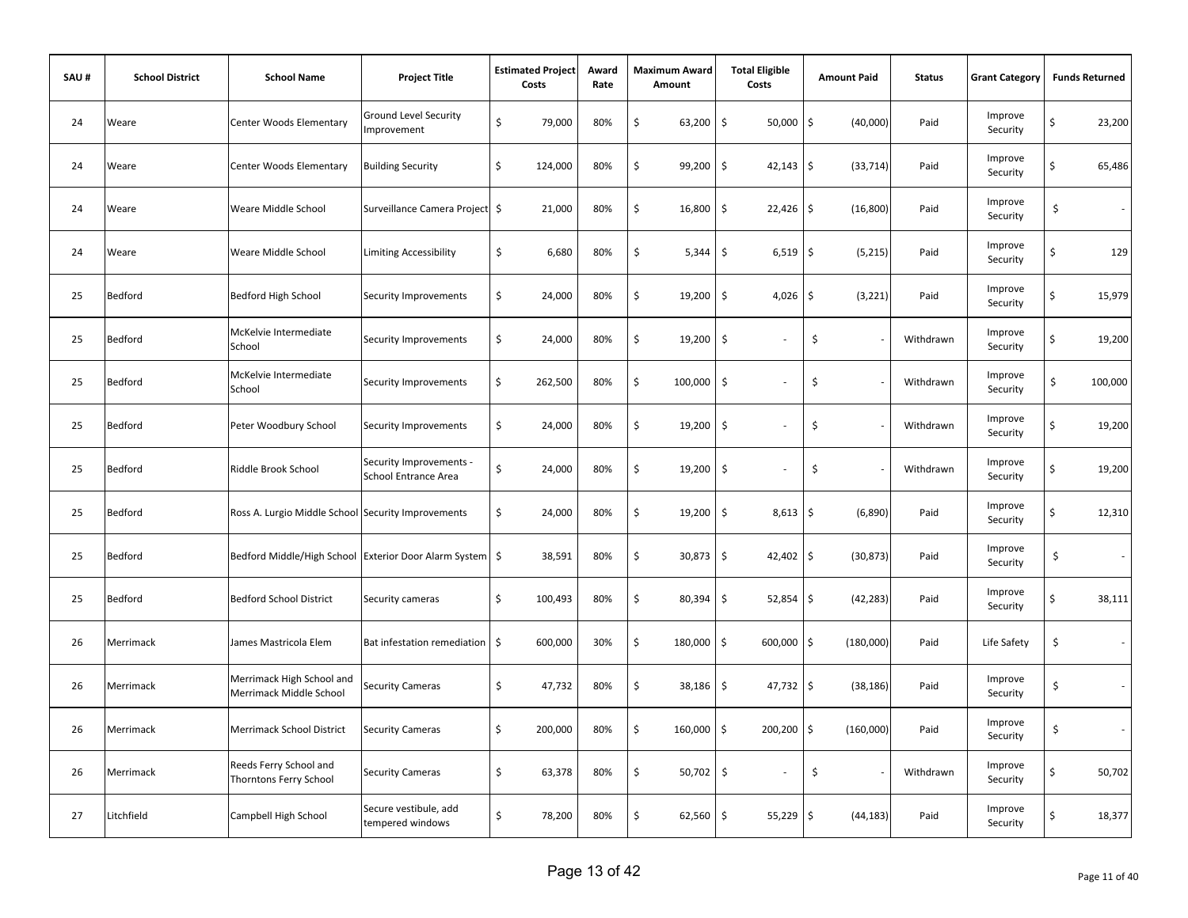| SAU # | School District | School Name | Project Title | Estimated Project Costs | Award Rate | Maximum Award Amount | Total Eligible Costs | Amount Paid | Status | Grant Category | Funds Returned |
|---|---|---|---|---|---|---|---|---|---|---|---|
| 24 | Weare | Center Woods Elementary | Ground Level Security Improvement | $ 79,000 | 80% | $ 63,200 | $ 50,000 | $ (40,000) | Paid | Improve Security | $ 23,200 |
| 24 | Weare | Center Woods Elementary | Building Security | $ 124,000 | 80% | $ 99,200 | $ 42,143 | $ (33,714) | Paid | Improve Security | $ 65,486 |
| 24 | Weare | Weare Middle School | Surveillance Camera Project | $ 21,000 | 80% | $ 16,800 | $ 22,426 | $ (16,800) | Paid | Improve Security | $ - |
| 24 | Weare | Weare Middle School | Limiting Accessibility | $ 6,680 | 80% | $ 5,344 | $ 6,519 | $ (5,215) | Paid | Improve Security | $ 129 |
| 25 | Bedford | Bedford High School | Security Improvements | $ 24,000 | 80% | $ 19,200 | $ 4,026 | $ (3,221) | Paid | Improve Security | $ 15,979 |
| 25 | Bedford | McKelvie Intermediate School | Security Improvements | $ 24,000 | 80% | $ 19,200 | $ - | $ - | Withdrawn | Improve Security | $ 19,200 |
| 25 | Bedford | McKelvie Intermediate School | Security Improvements | $ 262,500 | 80% | $ 100,000 | $ - | $ - | Withdrawn | Improve Security | $ 100,000 |
| 25 | Bedford | Peter Woodbury School | Security Improvements | $ 24,000 | 80% | $ 19,200 | $ - | $ - | Withdrawn | Improve Security | $ 19,200 |
| 25 | Bedford | Riddle Brook School | Security Improvements - School Entrance Area | $ 24,000 | 80% | $ 19,200 | $ - | $ - | Withdrawn | Improve Security | $ 19,200 |
| 25 | Bedford | Ross A. Lurgio Middle School | Security Improvements | $ 24,000 | 80% | $ 19,200 | $ 8,613 | $ (6,890) | Paid | Improve Security | $ 12,310 |
| 25 | Bedford | Bedford Middle/High School | Exterior Door Alarm System | $ 38,591 | 80% | $ 30,873 | $ 42,402 | $ (30,873) | Paid | Improve Security | $ - |
| 25 | Bedford | Bedford School District | Security cameras | $ 100,493 | 80% | $ 80,394 | $ 52,854 | $ (42,283) | Paid | Improve Security | $ 38,111 |
| 26 | Merrimack | James Mastricola Elem | Bat infestation remediation | $ 600,000 | 30% | $ 180,000 | $ 600,000 | $ (180,000) | Paid | Life Safety | $ - |
| 26 | Merrimack | Merrimack High School and Merrimack Middle School | Security Cameras | $ 47,732 | 80% | $ 38,186 | $ 47,732 | $ (38,186) | Paid | Improve Security | $ - |
| 26 | Merrimack | Merrimack School District | Security Cameras | $ 200,000 | 80% | $ 160,000 | $ 200,200 | $ (160,000) | Paid | Improve Security | $ - |
| 26 | Merrimack | Reeds Ferry School and Thorntons Ferry School | Security Cameras | $ 63,378 | 80% | $ 50,702 | $ - | $ - | Withdrawn | Improve Security | $ 50,702 |
| 27 | Litchfield | Campbell High School | Secure vestibule, add tempered windows | $ 78,200 | 80% | $ 62,560 | $ 55,229 | $ (44,183) | Paid | Improve Security | $ 18,377 |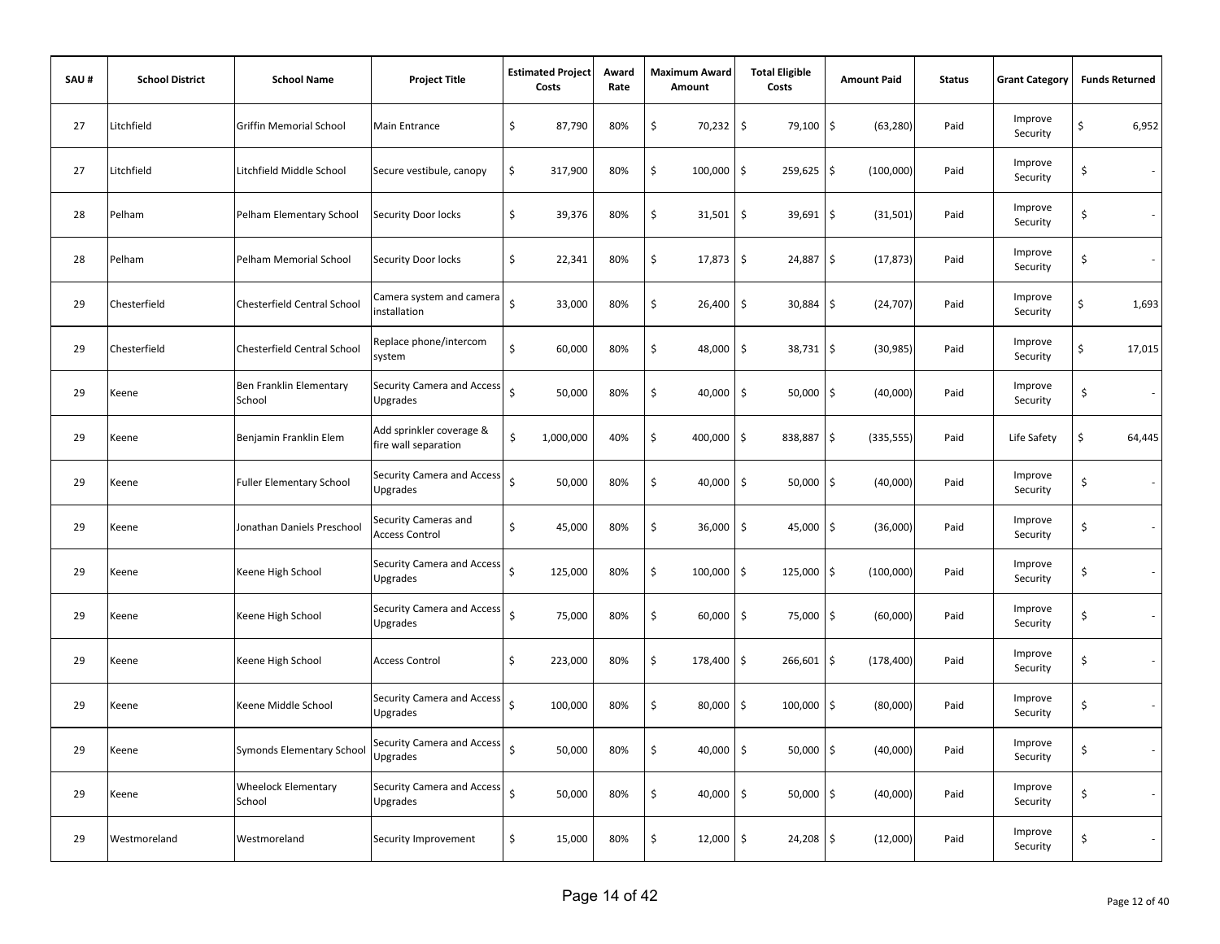| SAU # | School District | School Name | Project Title | Estimated Project Costs | Award Rate | Maximum Award Amount | Total Eligible Costs | Amount Paid | Status | Grant Category | Funds Returned |
|---|---|---|---|---|---|---|---|---|---|---|---|
| 27 | Litchfield | Griffin Memorial School | Main Entrance | $ 87,790 | 80% | $ 70,232 | $ 79,100 | $ (63,280) | Paid | Improve Security | $ 6,952 |
| 27 | Litchfield | Litchfield Middle School | Secure vestibule, canopy | $ 317,900 | 80% | $ 100,000 | $ 259,625 | $ (100,000) | Paid | Improve Security | $ - |
| 28 | Pelham | Pelham Elementary School | Security Door locks | $ 39,376 | 80% | $ 31,501 | $ 39,691 | $ (31,501) | Paid | Improve Security | $ - |
| 28 | Pelham | Pelham Memorial School | Security Door locks | $ 22,341 | 80% | $ 17,873 | $ 24,887 | $ (17,873) | Paid | Improve Security | $ - |
| 29 | Chesterfield | Chesterfield Central School | Camera system and camera installation | $ 33,000 | 80% | $ 26,400 | $ 30,884 | $ (24,707) | Paid | Improve Security | $ 1,693 |
| 29 | Chesterfield | Chesterfield Central School | Replace phone/intercom system | $ 60,000 | 80% | $ 48,000 | $ 38,731 | $ (30,985) | Paid | Improve Security | $ 17,015 |
| 29 | Keene | Ben Franklin Elementary School | Security Camera and Access Upgrades | $ 50,000 | 80% | $ 40,000 | $ 50,000 | $ (40,000) | Paid | Improve Security | $ - |
| 29 | Keene | Benjamin Franklin Elem | Add sprinkler coverage & fire wall separation | $ 1,000,000 | 40% | $ 400,000 | $ 838,887 | $ (335,555) | Paid | Life Safety | $ 64,445 |
| 29 | Keene | Fuller Elementary School | Security Camera and Access Upgrades | $ 50,000 | 80% | $ 40,000 | $ 50,000 | $ (40,000) | Paid | Improve Security | $ - |
| 29 | Keene | Jonathan Daniels Preschool | Security Cameras and Access Control | $ 45,000 | 80% | $ 36,000 | $ 45,000 | $ (36,000) | Paid | Improve Security | $ - |
| 29 | Keene | Keene High School | Security Camera and Access Upgrades | $ 125,000 | 80% | $ 100,000 | $ 125,000 | $ (100,000) | Paid | Improve Security | $ - |
| 29 | Keene | Keene High School | Security Camera and Access Upgrades | $ 75,000 | 80% | $ 60,000 | $ 75,000 | $ (60,000) | Paid | Improve Security | $ - |
| 29 | Keene | Keene High School | Access Control | $ 223,000 | 80% | $ 178,400 | $ 266,601 | $ (178,400) | Paid | Improve Security | $ - |
| 29 | Keene | Keene Middle School | Security Camera and Access Upgrades | $ 100,000 | 80% | $ 80,000 | $ 100,000 | $ (80,000) | Paid | Improve Security | $ - |
| 29 | Keene | Symonds Elementary School | Security Camera and Access Upgrades | $ 50,000 | 80% | $ 40,000 | $ 50,000 | $ (40,000) | Paid | Improve Security | $ - |
| 29 | Keene | Wheelock Elementary School | Security Camera and Access Upgrades | $ 50,000 | 80% | $ 40,000 | $ 50,000 | $ (40,000) | Paid | Improve Security | $ - |
| 29 | Westmoreland | Westmoreland | Security Improvement | $ 15,000 | 80% | $ 12,000 | $ 24,208 | $ (12,000) | Paid | Improve Security | $ - |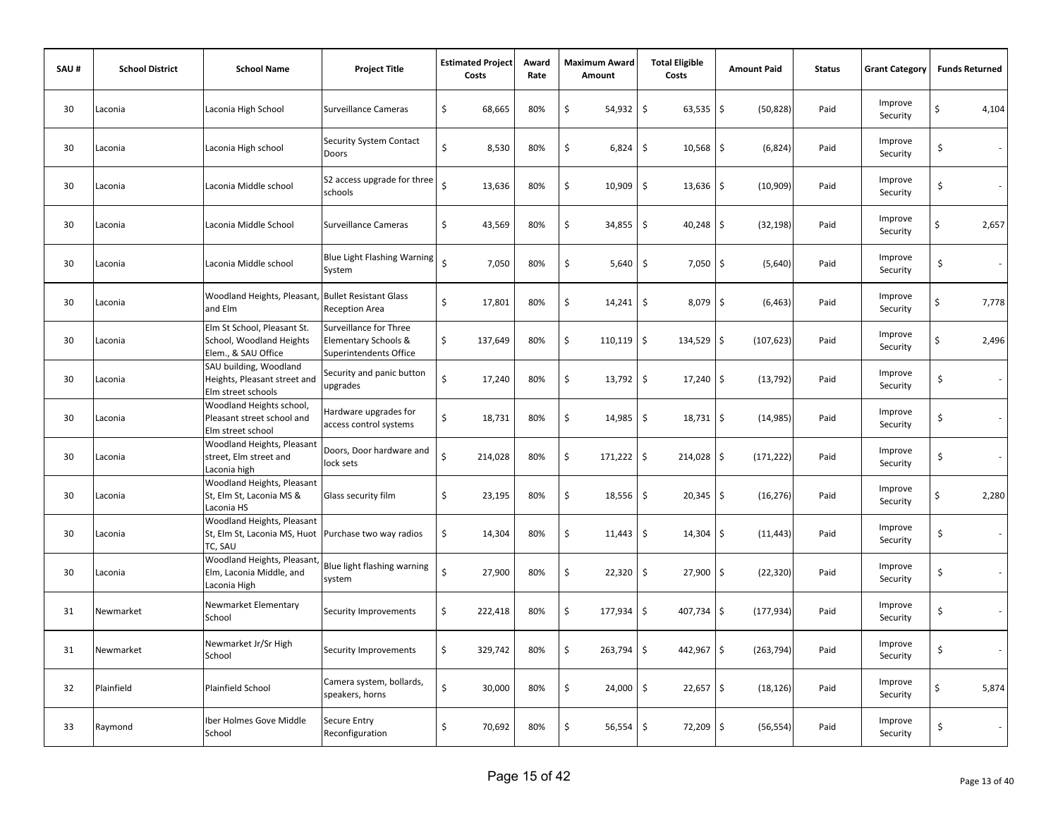| SAU # | School District | School Name | Project Title | Estimated Project Costs | Award Rate | Maximum Award Amount | Total Eligible Costs | Amount Paid | Status | Grant Category | Funds Returned |
|---|---|---|---|---|---|---|---|---|---|---|---|
| 30 | Laconia | Laconia High School | Surveillance Cameras | $ 68,665 | 80% | $ 54,932 | $ 63,535 | $ (50,828) | Paid | Improve Security | $ 4,104 |
| 30 | Laconia | Laconia High school | Security System Contact Doors | $ 8,530 | 80% | $ 6,824 | $ 10,568 | $ (6,824) | Paid | Improve Security | $ - |
| 30 | Laconia | Laconia Middle school | S2 access upgrade for three schools | $ 13,636 | 80% | $ 10,909 | $ 13,636 | $ (10,909) | Paid | Improve Security | $ - |
| 30 | Laconia | Laconia Middle School | Surveillance Cameras | $ 43,569 | 80% | $ 34,855 | $ 40,248 | $ (32,198) | Paid | Improve Security | $ 2,657 |
| 30 | Laconia | Laconia Middle school | Blue Light Flashing Warning System | $ 7,050 | 80% | $ 5,640 | $ 7,050 | $ (5,640) | Paid | Improve Security | $ - |
| 30 | Laconia | Woodland Heights, Pleasant, and Elm | Bullet Resistant Glass Reception Area | $ 17,801 | 80% | $ 14,241 | $ 8,079 | $ (6,463) | Paid | Improve Security | $ 7,778 |
| 30 | Laconia | Elm St School, Pleasant St. School, Woodland Heights Elem., & SAU Office | Surveillance for Three Elementary Schools & Superintendents Office | $ 137,649 | 80% | $ 110,119 | $ 134,529 | $ (107,623) | Paid | Improve Security | $ 2,496 |
| 30 | Laconia | SAU building, Woodland Heights, Pleasant street and Elm street schools | Security and panic button upgrades | $ 17,240 | 80% | $ 13,792 | $ 17,240 | $ (13,792) | Paid | Improve Security | $ - |
| 30 | Laconia | Woodland Heights school, Pleasant street school and Elm street school | Hardware upgrades for access control systems | $ 18,731 | 80% | $ 14,985 | $ 18,731 | $ (14,985) | Paid | Improve Security | $ - |
| 30 | Laconia | Woodland Heights, Pleasant street, Elm street and Laconia high | Doors, Door hardware and lock sets | $ 214,028 | 80% | $ 171,222 | $ 214,028 | $ (171,222) | Paid | Improve Security | $ - |
| 30 | Laconia | Woodland Heights, Pleasant St, Elm St, Laconia MS & Laconia HS | Glass security film | $ 23,195 | 80% | $ 18,556 | $ 20,345 | $ (16,276) | Paid | Improve Security | $ 2,280 |
| 30 | Laconia | Woodland Heights, Pleasant St, Elm St, Laconia MS, Huot TC, SAU | Purchase two way radios | $ 14,304 | 80% | $ 11,443 | $ 14,304 | $ (11,443) | Paid | Improve Security | $ - |
| 30 | Laconia | Woodland Heights, Pleasant, Elm, Laconia Middle, and Laconia High | Blue light flashing warning system | $ 27,900 | 80% | $ 22,320 | $ 27,900 | $ (22,320) | Paid | Improve Security | $ - |
| 31 | Newmarket | Newmarket Elementary School | Security Improvements | $ 222,418 | 80% | $ 177,934 | $ 407,734 | $ (177,934) | Paid | Improve Security | $ - |
| 31 | Newmarket | Newmarket Jr/Sr High School | Security Improvements | $ 329,742 | 80% | $ 263,794 | $ 442,967 | $ (263,794) | Paid | Improve Security | $ - |
| 32 | Plainfield | Plainfield School | Camera system, bollards, speakers, horns | $ 30,000 | 80% | $ 24,000 | $ 22,657 | $ (18,126) | Paid | Improve Security | $ 5,874 |
| 33 | Raymond | Iber Holmes Gove Middle School | Secure Entry Reconfiguration | $ 70,692 | 80% | $ 56,554 | $ 72,209 | $ (56,554) | Paid | Improve Security | $ - |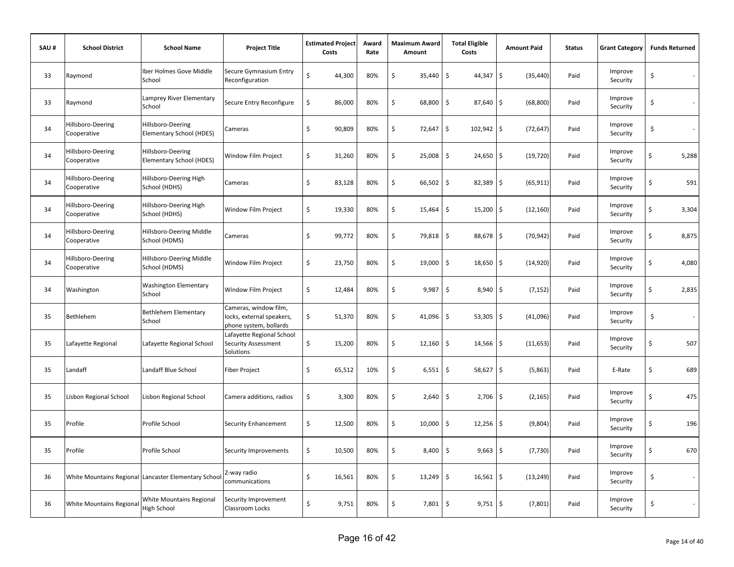| SAU # | School District | School Name | Project Title | Estimated Project Costs | Award Rate | Maximum Award Amount | Total Eligible Costs | Amount Paid | Status | Grant Category | Funds Returned |
|---|---|---|---|---|---|---|---|---|---|---|---|
| 33 | Raymond | Iber Holmes Gove Middle School | Secure Gymnasium Entry Reconfiguration | $ 44,300 | 80% | $ 35,440 | $ 44,347 | $ (35,440) | Paid | Improve Security | $ - |
| 33 | Raymond | Lamprey River Elementary School | Secure Entry Reconfigure | $ 86,000 | 80% | $ 68,800 | $ 87,640 | $ (68,800) | Paid | Improve Security | $ - |
| 34 | Hillsboro-Deering Cooperative | Hillsboro-Deering Elementary School (HDES) | Cameras | $ 90,809 | 80% | $ 72,647 | $ 102,942 | $ (72,647) | Paid | Improve Security | $ - |
| 34 | Hillsboro-Deering Cooperative | Hillsboro-Deering Elementary School (HDES) | Window Film Project | $ 31,260 | 80% | $ 25,008 | $ 24,650 | $ (19,720) | Paid | Improve Security | $ 5,288 |
| 34 | Hillsboro-Deering Cooperative | Hillsboro-Deering High School (HDHS) | Cameras | $ 83,128 | 80% | $ 66,502 | $ 82,389 | $ (65,911) | Paid | Improve Security | $ 591 |
| 34 | Hillsboro-Deering Cooperative | Hillsboro-Deering High School (HDHS) | Window Film Project | $ 19,330 | 80% | $ 15,464 | $ 15,200 | $ (12,160) | Paid | Improve Security | $ 3,304 |
| 34 | Hillsboro-Deering Cooperative | Hillsboro-Deering Middle School (HDMS) | Cameras | $ 99,772 | 80% | $ 79,818 | $ 88,678 | $ (70,942) | Paid | Improve Security | $ 8,875 |
| 34 | Hillsboro-Deering Cooperative | Hillsboro-Deering Middle School (HDMS) | Window Film Project | $ 23,750 | 80% | $ 19,000 | $ 18,650 | $ (14,920) | Paid | Improve Security | $ 4,080 |
| 34 | Washington | Washington Elementary School | Window Film Project | $ 12,484 | 80% | $ 9,987 | $ 8,940 | $ (7,152) | Paid | Improve Security | $ 2,835 |
| 35 | Bethlehem | Bethlehem Elementary School | Cameras, window film, locks, external speakers, phone system, bollards | $ 51,370 | 80% | $ 41,096 | $ 53,305 | $ (41,096) | Paid | Improve Security | $ - |
| 35 | Lafayette Regional | Lafayette Regional School | Lafayette Regional School Security Assessment Solutions | $ 15,200 | 80% | $ 12,160 | $ 14,566 | $ (11,653) | Paid | Improve Security | $ 507 |
| 35 | Landaff | Landaff Blue School | Fiber Project | $ 65,512 | 10% | $ 6,551 | $ 58,627 | $ (5,863) | Paid | E-Rate | $ 689 |
| 35 | Lisbon Regional School | Lisbon Regional School | Camera additions, radios | $ 3,300 | 80% | $ 2,640 | $ 2,706 | $ (2,165) | Paid | Improve Security | $ 475 |
| 35 | Profile | Profile School | Security Enhancement | $ 12,500 | 80% | $ 10,000 | $ 12,256 | $ (9,804) | Paid | Improve Security | $ 196 |
| 35 | Profile | Profile School | Security Improvements | $ 10,500 | 80% | $ 8,400 | $ 9,663 | $ (7,730) | Paid | Improve Security | $ 670 |
| 36 | White Mountains Regional | Lancaster Elementary School | 2-way radio communications | $ 16,561 | 80% | $ 13,249 | $ 16,561 | $ (13,249) | Paid | Improve Security | $ - |
| 36 | White Mountains Regional | White Mountains Regional High School | Security Improvement Classroom Locks | $ 9,751 | 80% | $ 7,801 | $ 9,751 | $ (7,801) | Paid | Improve Security | $ - |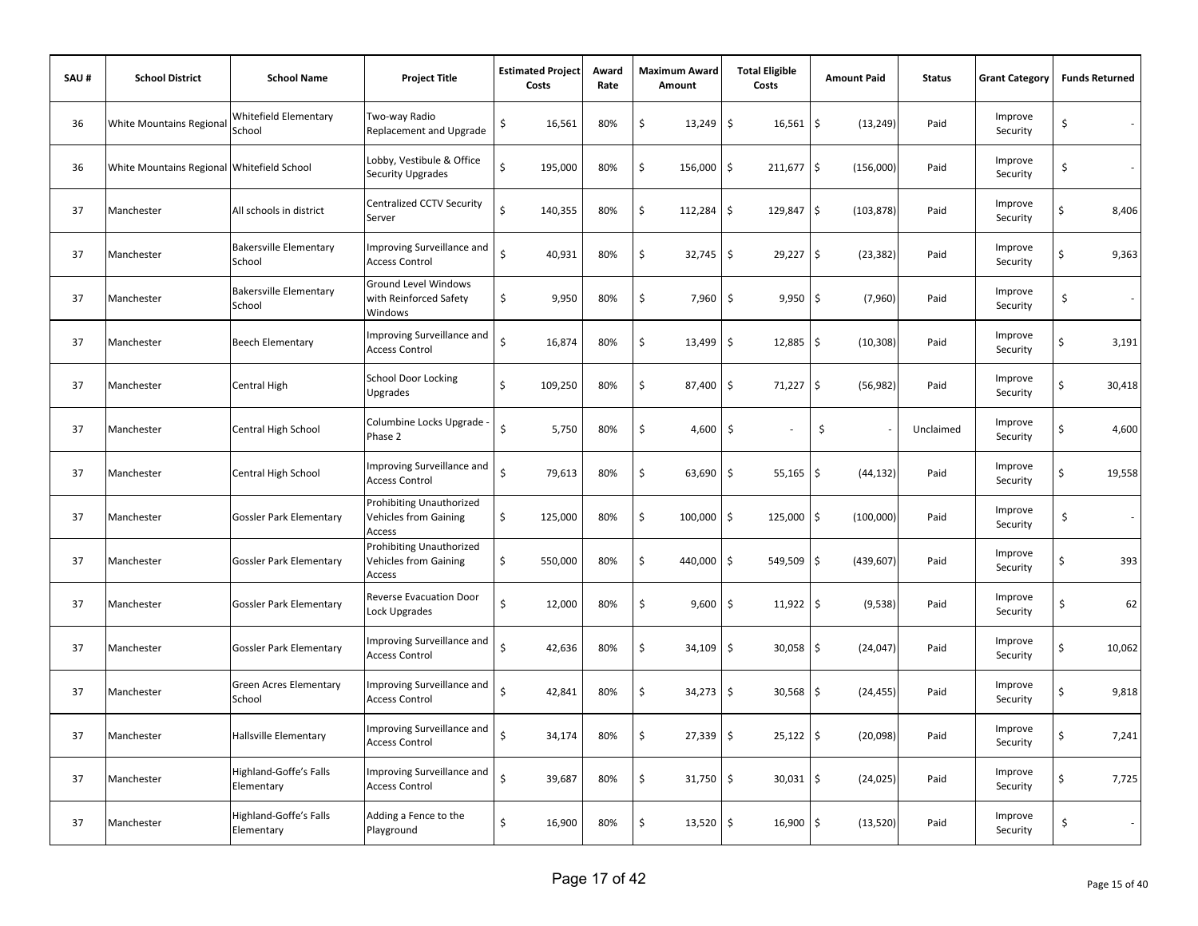| SAU # | School District | School Name | Project Title | Estimated Project Costs | Award Rate | Maximum Award Amount | Total Eligible Costs | Amount Paid | Status | Grant Category | Funds Returned |
|---|---|---|---|---|---|---|---|---|---|---|---|
| 36 | White Mountains Regional | Whitefield Elementary School | Two-way Radio Replacement and Upgrade | $ 16,561 | 80% | $ 13,249 | $ 16,561 | $ (13,249) | Paid | Improve Security | $ - |
| 36 | White Mountains Regional | Whitefield School | Lobby, Vestibule & Office Security Upgrades | $ 195,000 | 80% | $ 156,000 | $ 211,677 | $ (156,000) | Paid | Improve Security | $ - |
| 37 | Manchester | All schools in district | Centralized CCTV Security Server | $ 140,355 | 80% | $ 112,284 | $ 129,847 | $ (103,878) | Paid | Improve Security | $ 8,406 |
| 37 | Manchester | Bakersville Elementary School | Improving Surveillance and Access Control | $ 40,931 | 80% | $ 32,745 | $ 29,227 | $ (23,382) | Paid | Improve Security | $ 9,363 |
| 37 | Manchester | Bakersville Elementary School | Ground Level Windows with Reinforced Safety Windows | $ 9,950 | 80% | $ 7,960 | $ 9,950 | $ (7,960) | Paid | Improve Security | $ - |
| 37 | Manchester | Beech Elementary | Improving Surveillance and Access Control | $ 16,874 | 80% | $ 13,499 | $ 12,885 | $ (10,308) | Paid | Improve Security | $ 3,191 |
| 37 | Manchester | Central High | School Door Locking Upgrades | $ 109,250 | 80% | $ 87,400 | $ 71,227 | $ (56,982) | Paid | Improve Security | $ 30,418 |
| 37 | Manchester | Central High School | Columbine Locks Upgrade - Phase 2 | $ 5,750 | 80% | $ 4,600 | $ - | $ - | Unclaimed | Improve Security | $ 4,600 |
| 37 | Manchester | Central High School | Improving Surveillance and Access Control | $ 79,613 | 80% | $ 63,690 | $ 55,165 | $ (44,132) | Paid | Improve Security | $ 19,558 |
| 37 | Manchester | Gossler Park Elementary | Prohibiting Unauthorized Vehicles from Gaining Access | $ 125,000 | 80% | $ 100,000 | $ 125,000 | $ (100,000) | Paid | Improve Security | $ - |
| 37 | Manchester | Gossler Park Elementary | Prohibiting Unauthorized Vehicles from Gaining Access | $ 550,000 | 80% | $ 440,000 | $ 549,509 | $ (439,607) | Paid | Improve Security | $ 393 |
| 37 | Manchester | Gossler Park Elementary | Reverse Evacuation Door Lock Upgrades | $ 12,000 | 80% | $ 9,600 | $ 11,922 | $ (9,538) | Paid | Improve Security | $ 62 |
| 37 | Manchester | Gossler Park Elementary | Improving Surveillance and Access Control | $ 42,636 | 80% | $ 34,109 | $ 30,058 | $ (24,047) | Paid | Improve Security | $ 10,062 |
| 37 | Manchester | Green Acres Elementary School | Improving Surveillance and Access Control | $ 42,841 | 80% | $ 34,273 | $ 30,568 | $ (24,455) | Paid | Improve Security | $ 9,818 |
| 37 | Manchester | Hallsville Elementary | Improving Surveillance and Access Control | $ 34,174 | 80% | $ 27,339 | $ 25,122 | $ (20,098) | Paid | Improve Security | $ 7,241 |
| 37 | Manchester | Highland-Goffe's Falls Elementary | Improving Surveillance and Access Control | $ 39,687 | 80% | $ 31,750 | $ 30,031 | $ (24,025) | Paid | Improve Security | $ 7,725 |
| 37 | Manchester | Highland-Goffe's Falls Elementary | Adding a Fence to the Playground | $ 16,900 | 80% | $ 13,520 | $ 16,900 | $ (13,520) | Paid | Improve Security | $ - |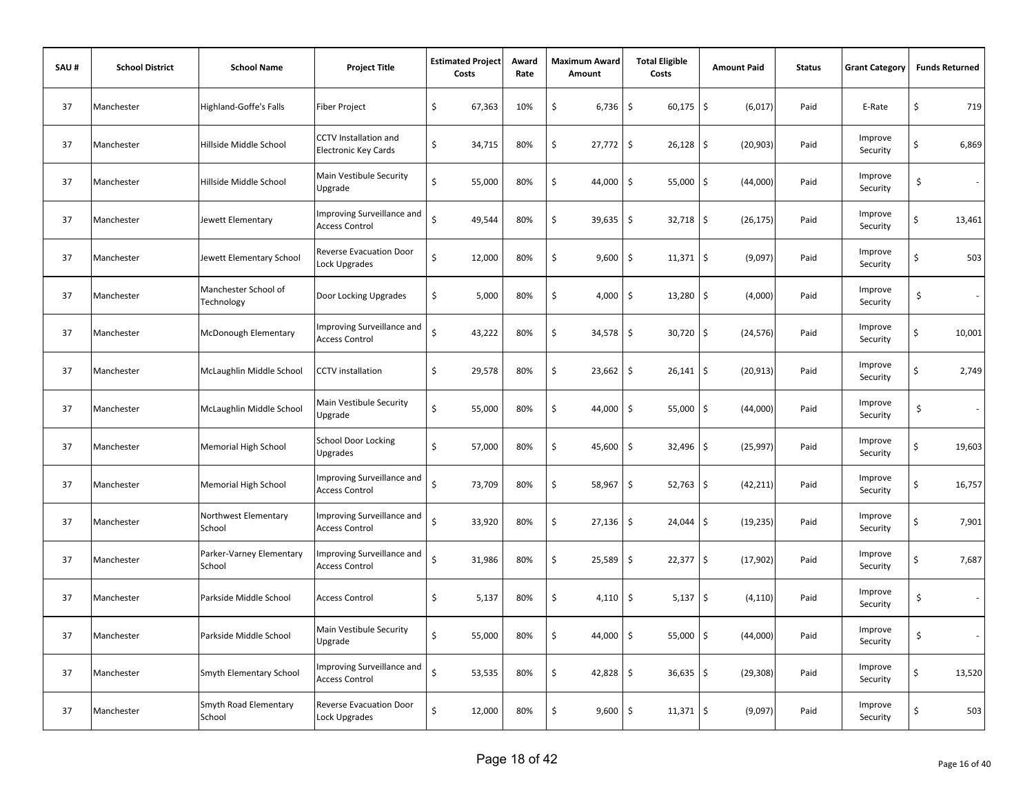| SAU # | School District | School Name | Project Title | Estimated Project Costs | Award Rate | Maximum Award Amount | Total Eligible Costs | Amount Paid | Status | Grant Category | Funds Returned |
|---|---|---|---|---|---|---|---|---|---|---|---|
| 37 | Manchester | Highland-Goffe's Falls | Fiber Project | $ 67,363 | 10% | $ 6,736 | $ 60,175 | $ (6,017) | Paid | E-Rate | $ 719 |
| 37 | Manchester | Hillside Middle School | CCTV Installation and Electronic Key Cards | $ 34,715 | 80% | $ 27,772 | $ 26,128 | $ (20,903) | Paid | Improve Security | $ 6,869 |
| 37 | Manchester | Hillside Middle School | Main Vestibule Security Upgrade | $ 55,000 | 80% | $ 44,000 | $ 55,000 | $ (44,000) | Paid | Improve Security | $ - |
| 37 | Manchester | Jewett Elementary | Improving Surveillance and Access Control | $ 49,544 | 80% | $ 39,635 | $ 32,718 | $ (26,175) | Paid | Improve Security | $ 13,461 |
| 37 | Manchester | Jewett Elementary School | Reverse Evacuation Door Lock Upgrades | $ 12,000 | 80% | $ 9,600 | $ 11,371 | $ (9,097) | Paid | Improve Security | $ 503 |
| 37 | Manchester | Manchester School of Technology | Door Locking Upgrades | $ 5,000 | 80% | $ 4,000 | $ 13,280 | $ (4,000) | Paid | Improve Security | $ - |
| 37 | Manchester | McDonough Elementary | Improving Surveillance and Access Control | $ 43,222 | 80% | $ 34,578 | $ 30,720 | $ (24,576) | Paid | Improve Security | $ 10,001 |
| 37 | Manchester | McLaughlin Middle School | CCTV installation | $ 29,578 | 80% | $ 23,662 | $ 26,141 | $ (20,913) | Paid | Improve Security | $ 2,749 |
| 37 | Manchester | McLaughlin Middle School | Main Vestibule Security Upgrade | $ 55,000 | 80% | $ 44,000 | $ 55,000 | $ (44,000) | Paid | Improve Security | $ - |
| 37 | Manchester | Memorial High School | School Door Locking Upgrades | $ 57,000 | 80% | $ 45,600 | $ 32,496 | $ (25,997) | Paid | Improve Security | $ 19,603 |
| 37 | Manchester | Memorial High School | Improving Surveillance and Access Control | $ 73,709 | 80% | $ 58,967 | $ 52,763 | $ (42,211) | Paid | Improve Security | $ 16,757 |
| 37 | Manchester | Northwest Elementary School | Improving Surveillance and Access Control | $ 33,920 | 80% | $ 27,136 | $ 24,044 | $ (19,235) | Paid | Improve Security | $ 7,901 |
| 37 | Manchester | Parker-Varney Elementary School | Improving Surveillance and Access Control | $ 31,986 | 80% | $ 25,589 | $ 22,377 | $ (17,902) | Paid | Improve Security | $ 7,687 |
| 37 | Manchester | Parkside Middle School | Access Control | $ 5,137 | 80% | $ 4,110 | $ 5,137 | $ (4,110) | Paid | Improve Security | $ - |
| 37 | Manchester | Parkside Middle School | Main Vestibule Security Upgrade | $ 55,000 | 80% | $ 44,000 | $ 55,000 | $ (44,000) | Paid | Improve Security | $ - |
| 37 | Manchester | Smyth Elementary School | Improving Surveillance and Access Control | $ 53,535 | 80% | $ 42,828 | $ 36,635 | $ (29,308) | Paid | Improve Security | $ 13,520 |
| 37 | Manchester | Smyth Road Elementary School | Reverse Evacuation Door Lock Upgrades | $ 12,000 | 80% | $ 9,600 | $ 11,371 | $ (9,097) | Paid | Improve Security | $ 503 |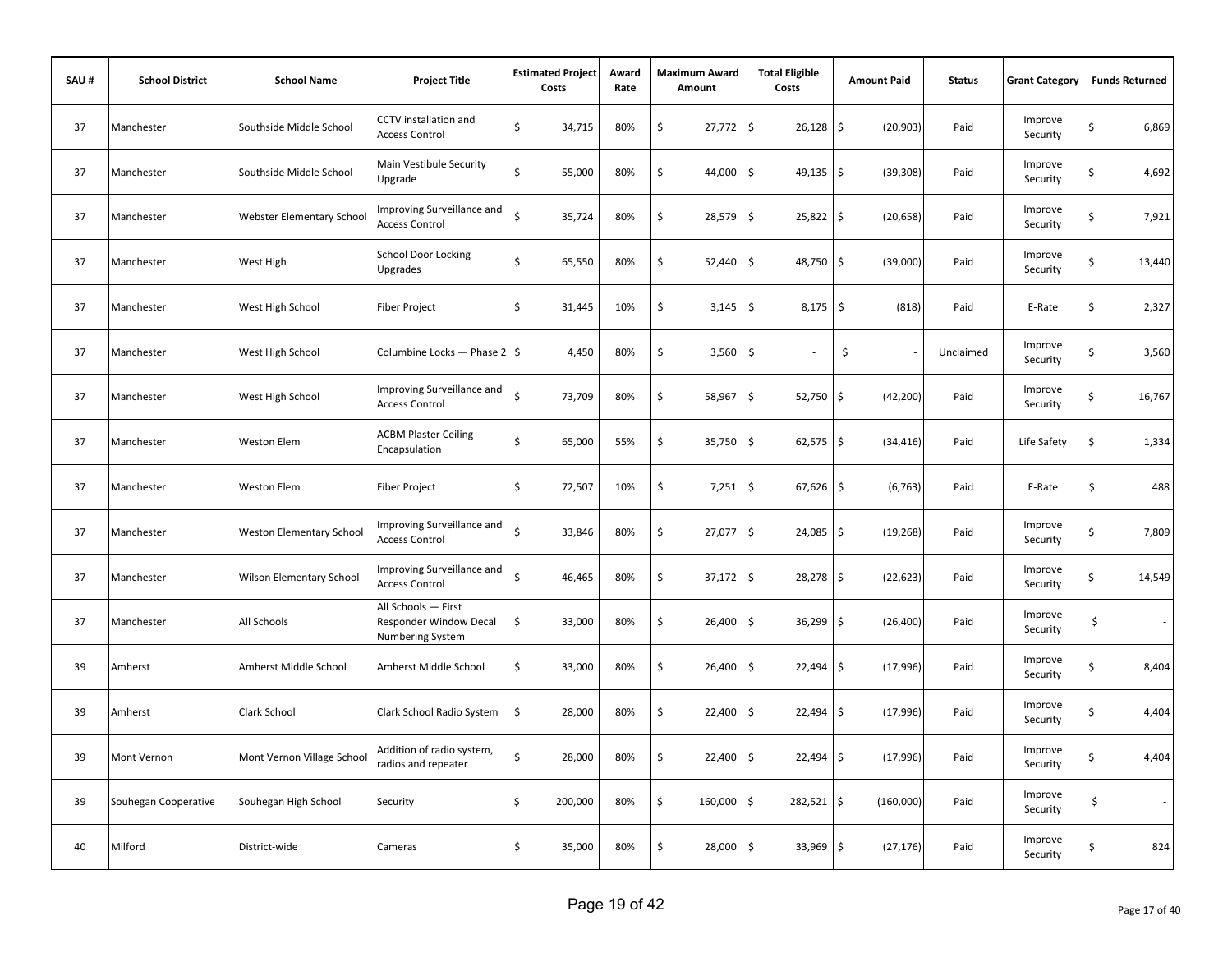| SAU # | School District | School Name | Project Title | Estimated Project Costs | Award Rate | Maximum Award Amount | Total Eligible Costs | Amount Paid | Status | Grant Category | Funds Returned |
|---|---|---|---|---|---|---|---|---|---|---|---|
| 37 | Manchester | Southside Middle School | CCTV installation and Access Control | $ 34,715 | 80% | $ 27,772 | $ 26,128 | $ (20,903) | Paid | Improve Security | $ 6,869 |
| 37 | Manchester | Southside Middle School | Main Vestibule Security Upgrade | $ 55,000 | 80% | $ 44,000 | $ 49,135 | $ (39,308) | Paid | Improve Security | $ 4,692 |
| 37 | Manchester | Webster Elementary School | Improving Surveillance and Access Control | $ 35,724 | 80% | $ 28,579 | $ 25,822 | $ (20,658) | Paid | Improve Security | $ 7,921 |
| 37 | Manchester | West High | School Door Locking Upgrades | $ 65,550 | 80% | $ 52,440 | $ 48,750 | $ (39,000) | Paid | Improve Security | $ 13,440 |
| 37 | Manchester | West High School | Fiber Project | $ 31,445 | 10% | $ 3,145 | $ 8,175 | $ (818) | Paid | E-Rate | $ 2,327 |
| 37 | Manchester | West High School | Columbine Locks — Phase 2 | $ 4,450 | 80% | $ 3,560 | $ - | $ - | Unclaimed | Improve Security | $ 3,560 |
| 37 | Manchester | West High School | Improving Surveillance and Access Control | $ 73,709 | 80% | $ 58,967 | $ 52,750 | $ (42,200) | Paid | Improve Security | $ 16,767 |
| 37 | Manchester | Weston Elem | ACBM Plaster Ceiling Encapsulation | $ 65,000 | 55% | $ 35,750 | $ 62,575 | $ (34,416) | Paid | Life Safety | $ 1,334 |
| 37 | Manchester | Weston Elem | Fiber Project | $ 72,507 | 10% | $ 7,251 | $ 67,626 | $ (6,763) | Paid | E-Rate | $ 488 |
| 37 | Manchester | Weston Elementary School | Improving Surveillance and Access Control | $ 33,846 | 80% | $ 27,077 | $ 24,085 | $ (19,268) | Paid | Improve Security | $ 7,809 |
| 37 | Manchester | Wilson Elementary School | Improving Surveillance and Access Control | $ 46,465 | 80% | $ 37,172 | $ 28,278 | $ (22,623) | Paid | Improve Security | $ 14,549 |
| 37 | Manchester | All Schools | All Schools — First Responder Window Decal Numbering System | $ 33,000 | 80% | $ 26,400 | $ 36,299 | $ (26,400) | Paid | Improve Security | $ - |
| 39 | Amherst | Amherst Middle School | Amherst Middle School | $ 33,000 | 80% | $ 26,400 | $ 22,494 | $ (17,996) | Paid | Improve Security | $ 8,404 |
| 39 | Amherst | Clark School | Clark School Radio System | $ 28,000 | 80% | $ 22,400 | $ 22,494 | $ (17,996) | Paid | Improve Security | $ 4,404 |
| 39 | Mont Vernon | Mont Vernon Village School | Addition of radio system, radios and repeater | $ 28,000 | 80% | $ 22,400 | $ 22,494 | $ (17,996) | Paid | Improve Security | $ 4,404 |
| 39 | Souhegan Cooperative | Souhegan High School | Security | $ 200,000 | 80% | $ 160,000 | $ 282,521 | $ (160,000) | Paid | Improve Security | $ - |
| 40 | Milford | District-wide | Cameras | $ 35,000 | 80% | $ 28,000 | $ 33,969 | $ (27,176) | Paid | Improve Security | $ 824 |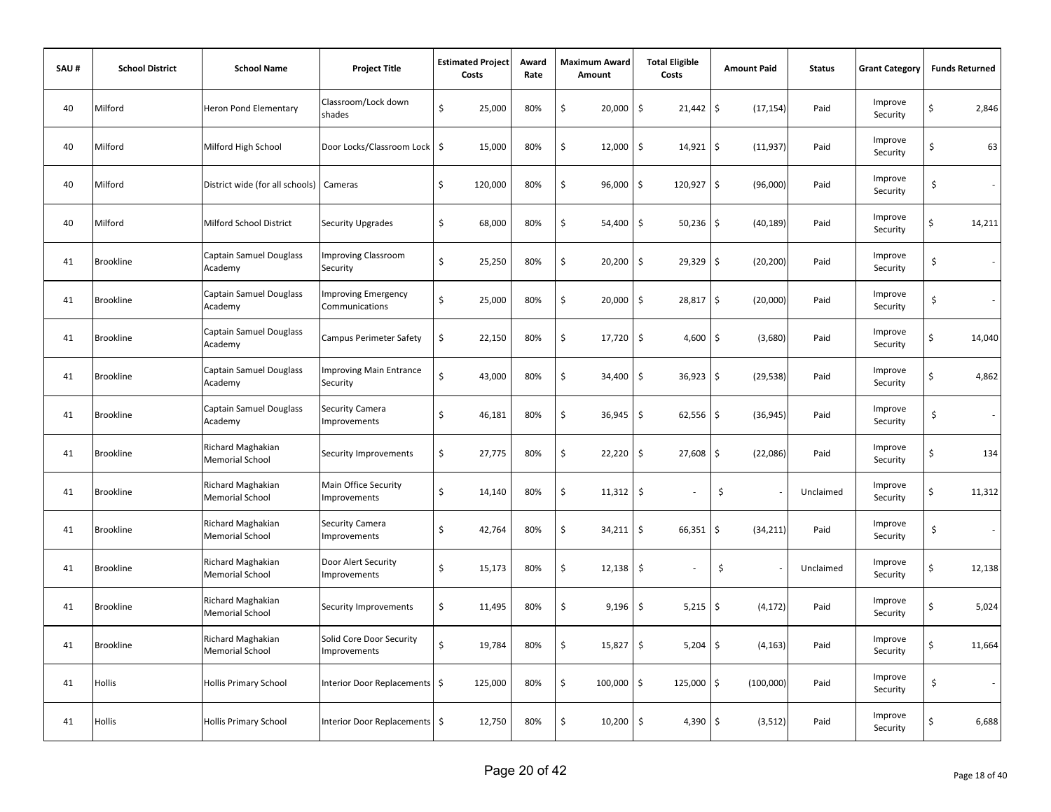| SAU # | School District | School Name | Project Title | Estimated Project Costs | Award Rate | Maximum Award Amount | Total Eligible Costs | Amount Paid | Status | Grant Category | Funds Returned |
|---|---|---|---|---|---|---|---|---|---|---|---|
| 40 | Milford | Heron Pond Elementary | Classroom/Lock down shades | $ 25,000 | 80% | $ 20,000 | $ 21,442 | $ (17,154) | Paid | Improve Security | $ 2,846 |
| 40 | Milford | Milford High School | Door Locks/Classroom Lock | $ 15,000 | 80% | $ 12,000 | $ 14,921 | $ (11,937) | Paid | Improve Security | $ 63 |
| 40 | Milford | District wide (for all schools) | Cameras | $ 120,000 | 80% | $ 96,000 | $ 120,927 | $ (96,000) | Paid | Improve Security | $ - |
| 40 | Milford | Milford School District | Security Upgrades | $ 68,000 | 80% | $ 54,400 | $ 50,236 | $ (40,189) | Paid | Improve Security | $ 14,211 |
| 41 | Brookline | Captain Samuel Douglass Academy | Improving Classroom Security | $ 25,250 | 80% | $ 20,200 | $ 29,329 | $ (20,200) | Paid | Improve Security | $ - |
| 41 | Brookline | Captain Samuel Douglass Academy | Improving Emergency Communications | $ 25,000 | 80% | $ 20,000 | $ 28,817 | $ (20,000) | Paid | Improve Security | $ - |
| 41 | Brookline | Captain Samuel Douglass Academy | Campus Perimeter Safety | $ 22,150 | 80% | $ 17,720 | $ 4,600 | $ (3,680) | Paid | Improve Security | $ 14,040 |
| 41 | Brookline | Captain Samuel Douglass Academy | Improving Main Entrance Security | $ 43,000 | 80% | $ 34,400 | $ 36,923 | $ (29,538) | Paid | Improve Security | $ 4,862 |
| 41 | Brookline | Captain Samuel Douglass Academy | Security Camera Improvements | $ 46,181 | 80% | $ 36,945 | $ 62,556 | $ (36,945) | Paid | Improve Security | $ - |
| 41 | Brookline | Richard Maghakian Memorial School | Security Improvements | $ 27,775 | 80% | $ 22,220 | $ 27,608 | $ (22,086) | Paid | Improve Security | $ 134 |
| 41 | Brookline | Richard Maghakian Memorial School | Main Office Security Improvements | $ 14,140 | 80% | $ 11,312 | $ - | $ - | Unclaimed | Improve Security | $ 11,312 |
| 41 | Brookline | Richard Maghakian Memorial School | Security Camera Improvements | $ 42,764 | 80% | $ 34,211 | $ 66,351 | $ (34,211) | Paid | Improve Security | $ - |
| 41 | Brookline | Richard Maghakian Memorial School | Door Alert Security Improvements | $ 15,173 | 80% | $ 12,138 | $ - | $ - | Unclaimed | Improve Security | $ 12,138 |
| 41 | Brookline | Richard Maghakian Memorial School | Security Improvements | $ 11,495 | 80% | $ 9,196 | $ 5,215 | $ (4,172) | Paid | Improve Security | $ 5,024 |
| 41 | Brookline | Richard Maghakian Memorial School | Solid Core Door Security Improvements | $ 19,784 | 80% | $ 15,827 | $ 5,204 | $ (4,163) | Paid | Improve Security | $ 11,664 |
| 41 | Hollis | Hollis Primary School | Interior Door Replacements | $ 125,000 | 80% | $ 100,000 | $ 125,000 | $ (100,000) | Paid | Improve Security | $ - |
| 41 | Hollis | Hollis Primary School | Interior Door Replacements | $ 12,750 | 80% | $ 10,200 | $ 4,390 | $ (3,512) | Paid | Improve Security | $ 6,688 |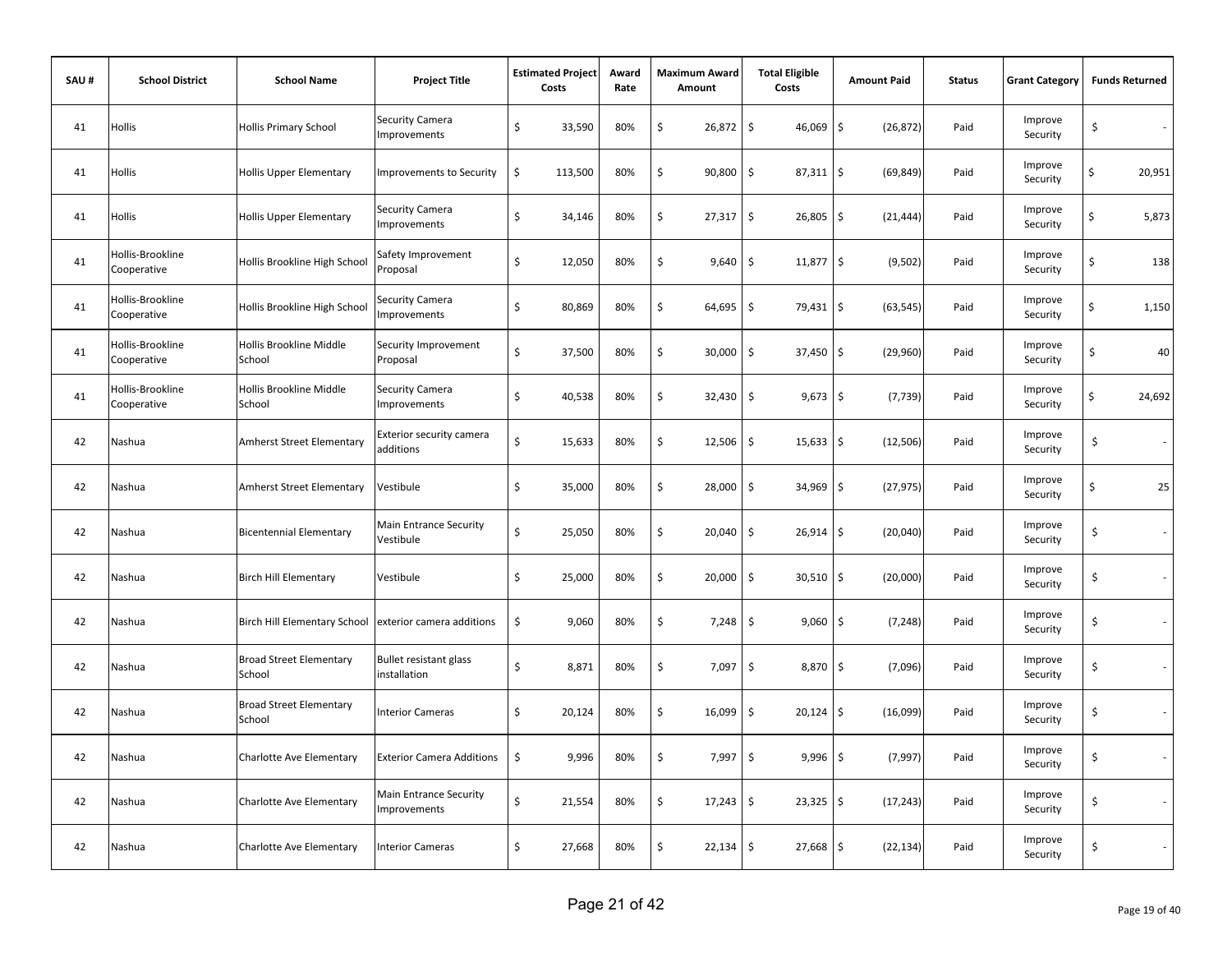| SAU # | School District | School Name | Project Title | Estimated Project Costs | Award Rate | Maximum Award Amount | Total Eligible Costs | Amount Paid | Status | Grant Category | Funds Returned |
|---|---|---|---|---|---|---|---|---|---|---|---|
| 41 | Hollis | Hollis Primary School | Security Camera Improvements | $ 33,590 | 80% | $ 26,872 | $ 46,069 | $ (26,872) | Paid | Improve Security | $ - |
| 41 | Hollis | Hollis Upper Elementary | Improvements to Security | $ 113,500 | 80% | $ 90,800 | $ 87,311 | $ (69,849) | Paid | Improve Security | $ 20,951 |
| 41 | Hollis | Hollis Upper Elementary | Security Camera Improvements | $ 34,146 | 80% | $ 27,317 | $ 26,805 | $ (21,444) | Paid | Improve Security | $ 5,873 |
| 41 | Hollis-Brookline Cooperative | Hollis Brookline High School | Safety Improvement Proposal | $ 12,050 | 80% | $ 9,640 | $ 11,877 | $ (9,502) | Paid | Improve Security | $ 138 |
| 41 | Hollis-Brookline Cooperative | Hollis Brookline High School | Security Camera Improvements | $ 80,869 | 80% | $ 64,695 | $ 79,431 | $ (63,545) | Paid | Improve Security | $ 1,150 |
| 41 | Hollis-Brookline Cooperative | Hollis Brookline Middle School | Security Improvement Proposal | $ 37,500 | 80% | $ 30,000 | $ 37,450 | $ (29,960) | Paid | Improve Security | $ 40 |
| 41 | Hollis-Brookline Cooperative | Hollis Brookline Middle School | Security Camera Improvements | $ 40,538 | 80% | $ 32,430 | $ 9,673 | $ (7,739) | Paid | Improve Security | $ 24,692 |
| 42 | Nashua | Amherst Street Elementary | Exterior security camera additions | $ 15,633 | 80% | $ 12,506 | $ 15,633 | $ (12,506) | Paid | Improve Security | $ - |
| 42 | Nashua | Amherst Street Elementary | Vestibule | $ 35,000 | 80% | $ 28,000 | $ 34,969 | $ (27,975) | Paid | Improve Security | $ 25 |
| 42 | Nashua | Bicentennial Elementary | Main Entrance Security Vestibule | $ 25,050 | 80% | $ 20,040 | $ 26,914 | $ (20,040) | Paid | Improve Security | $ - |
| 42 | Nashua | Birch Hill Elementary | Vestibule | $ 25,000 | 80% | $ 20,000 | $ 30,510 | $ (20,000) | Paid | Improve Security | $ - |
| 42 | Nashua | Birch Hill Elementary School | exterior camera additions | $ 9,060 | 80% | $ 7,248 | $ 9,060 | $ (7,248) | Paid | Improve Security | $ - |
| 42 | Nashua | Broad Street Elementary School | Bullet resistant glass installation | $ 8,871 | 80% | $ 7,097 | $ 8,870 | $ (7,096) | Paid | Improve Security | $ - |
| 42 | Nashua | Broad Street Elementary School | Interior Cameras | $ 20,124 | 80% | $ 16,099 | $ 20,124 | $ (16,099) | Paid | Improve Security | $ - |
| 42 | Nashua | Charlotte Ave Elementary | Exterior Camera Additions | $ 9,996 | 80% | $ 7,997 | $ 9,996 | $ (7,997) | Paid | Improve Security | $ - |
| 42 | Nashua | Charlotte Ave Elementary | Main Entrance Security Improvements | $ 21,554 | 80% | $ 17,243 | $ 23,325 | $ (17,243) | Paid | Improve Security | $ - |
| 42 | Nashua | Charlotte Ave Elementary | Interior Cameras | $ 27,668 | 80% | $ 22,134 | $ 27,668 | $ (22,134) | Paid | Improve Security | $ - |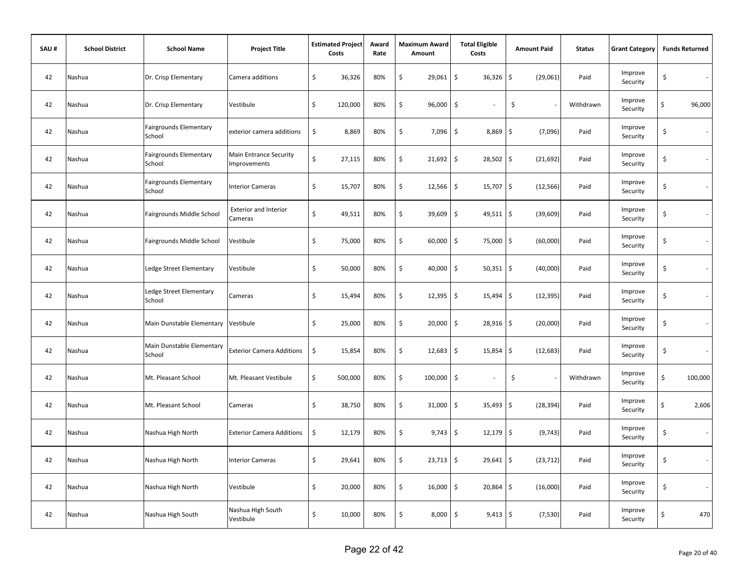| SAU # | School District | School Name | Project Title | Estimated Project Costs | Award Rate | Maximum Award Amount | Total Eligible Costs | Amount Paid | Status | Grant Category | Funds Returned |
|---|---|---|---|---|---|---|---|---|---|---|---|
| 42 | Nashua | Dr. Crisp Elementary | Camera additions | $ 36,326 | 80% | $ 29,061 | $ 36,326 | $ (29,061) | Paid | Improve Security | $ - |
| 42 | Nashua | Dr. Crisp Elementary | Vestibule | $ 120,000 | 80% | $ 96,000 | $ - | $ - | Withdrawn | Improve Security | $ 96,000 |
| 42 | Nashua | Fairgrounds Elementary School | exterior camera additions | $ 8,869 | 80% | $ 7,096 | $ 8,869 | $ (7,096) | Paid | Improve Security | $ - |
| 42 | Nashua | Fairgrounds Elementary School | Main Entrance Security Improvements | $ 27,115 | 80% | $ 21,692 | $ 28,502 | $ (21,692) | Paid | Improve Security | $ - |
| 42 | Nashua | Fairgrounds Elementary School | Interior Cameras | $ 15,707 | 80% | $ 12,566 | $ 15,707 | $ (12,566) | Paid | Improve Security | $ - |
| 42 | Nashua | Fairgrounds Middle School | Exterior and Interior Cameras | $ 49,511 | 80% | $ 39,609 | $ 49,511 | $ (39,609) | Paid | Improve Security | $ - |
| 42 | Nashua | Fairgrounds Middle School | Vestibule | $ 75,000 | 80% | $ 60,000 | $ 75,000 | $ (60,000) | Paid | Improve Security | $ - |
| 42 | Nashua | Ledge Street Elementary | Vestibule | $ 50,000 | 80% | $ 40,000 | $ 50,351 | $ (40,000) | Paid | Improve Security | $ - |
| 42 | Nashua | Ledge Street Elementary School | Cameras | $ 15,494 | 80% | $ 12,395 | $ 15,494 | $ (12,395) | Paid | Improve Security | $ - |
| 42 | Nashua | Main Dunstable Elementary | Vestibule | $ 25,000 | 80% | $ 20,000 | $ 28,916 | $ (20,000) | Paid | Improve Security | $ - |
| 42 | Nashua | Main Dunstable Elementary School | Exterior Camera Additions | $ 15,854 | 80% | $ 12,683 | $ 15,854 | $ (12,683) | Paid | Improve Security | $ - |
| 42 | Nashua | Mt. Pleasant School | Mt. Pleasant Vestibule | $ 500,000 | 80% | $ 100,000 | $ - | $ - | Withdrawn | Improve Security | $ 100,000 |
| 42 | Nashua | Mt. Pleasant School | Cameras | $ 38,750 | 80% | $ 31,000 | $ 35,493 | $ (28,394) | Paid | Improve Security | $ 2,606 |
| 42 | Nashua | Nashua High North | Exterior Camera Additions | $ 12,179 | 80% | $ 9,743 | $ 12,179 | $ (9,743) | Paid | Improve Security | $ - |
| 42 | Nashua | Nashua High North | Interior Cameras | $ 29,641 | 80% | $ 23,713 | $ 29,641 | $ (23,712) | Paid | Improve Security | $ - |
| 42 | Nashua | Nashua High North | Vestibule | $ 20,000 | 80% | $ 16,000 | $ 20,864 | $ (16,000) | Paid | Improve Security | $ - |
| 42 | Nashua | Nashua High South | Nashua High South Vestibule | $ 10,000 | 80% | $ 8,000 | $ 9,413 | $ (7,530) | Paid | Improve Security | $ 470 |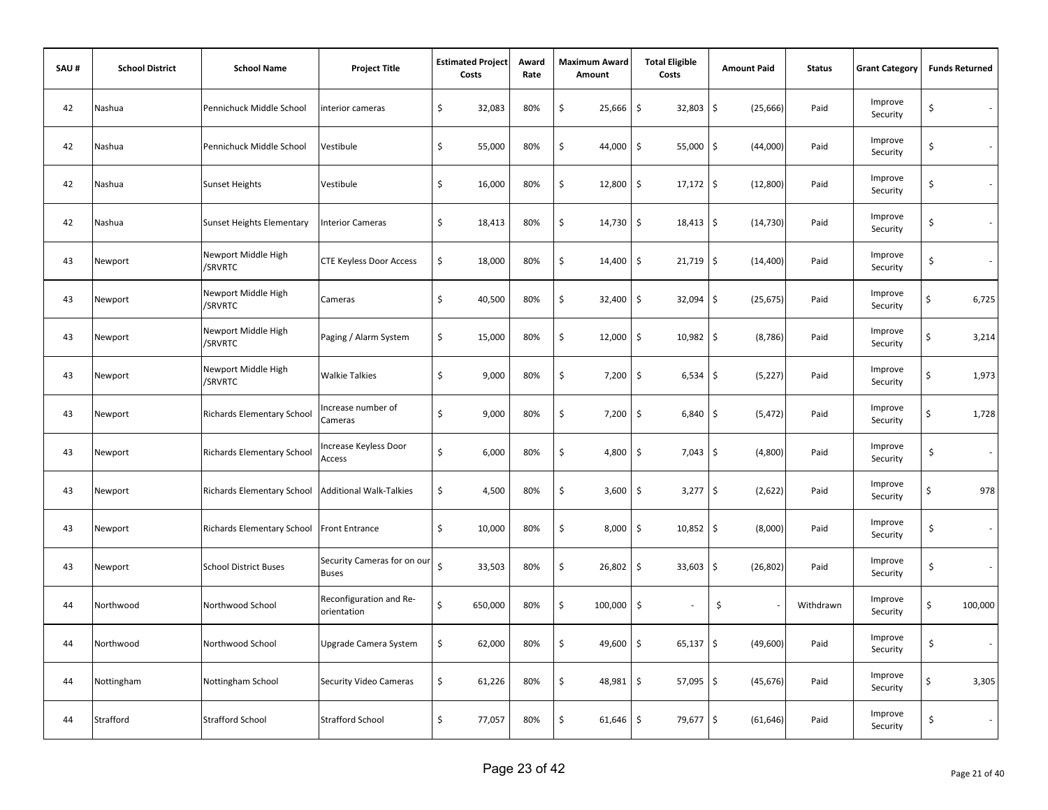| SAU # | School District | School Name | Project Title | Estimated Project Costs | Award Rate | Maximum Award Amount | Total Eligible Costs | Amount Paid | Status | Grant Category | Funds Returned |
|---|---|---|---|---|---|---|---|---|---|---|---|
| 42 | Nashua | Pennichuck Middle School | interior cameras | $ 32,083 | 80% | $ 25,666 | $ 32,803 | $ (25,666) | Paid | Improve Security | $ - |
| 42 | Nashua | Pennichuck Middle School | Vestibule | $ 55,000 | 80% | $ 44,000 | $ 55,000 | $ (44,000) | Paid | Improve Security | $ - |
| 42 | Nashua | Sunset Heights | Vestibule | $ 16,000 | 80% | $ 12,800 | $ 17,172 | $ (12,800) | Paid | Improve Security | $ - |
| 42 | Nashua | Sunset Heights Elementary | Interior Cameras | $ 18,413 | 80% | $ 14,730 | $ 18,413 | $ (14,730) | Paid | Improve Security | $ - |
| 43 | Newport | Newport Middle High /SRVRTC | CTE Keyless Door Access | $ 18,000 | 80% | $ 14,400 | $ 21,719 | $ (14,400) | Paid | Improve Security | $ - |
| 43 | Newport | Newport Middle High /SRVRTC | Cameras | $ 40,500 | 80% | $ 32,400 | $ 32,094 | $ (25,675) | Paid | Improve Security | $ 6,725 |
| 43 | Newport | Newport Middle High /SRVRTC | Paging / Alarm System | $ 15,000 | 80% | $ 12,000 | $ 10,982 | $ (8,786) | Paid | Improve Security | $ 3,214 |
| 43 | Newport | Newport Middle High /SRVRTC | Walkie Talkies | $ 9,000 | 80% | $ 7,200 | $ 6,534 | $ (5,227) | Paid | Improve Security | $ 1,973 |
| 43 | Newport | Richards Elementary School | Increase number of Cameras | $ 9,000 | 80% | $ 7,200 | $ 6,840 | $ (5,472) | Paid | Improve Security | $ 1,728 |
| 43 | Newport | Richards Elementary School | Increase Keyless Door Access | $ 6,000 | 80% | $ 4,800 | $ 7,043 | $ (4,800) | Paid | Improve Security | $ - |
| 43 | Newport | Richards Elementary School | Additional Walk-Talkies | $ 4,500 | 80% | $ 3,600 | $ 3,277 | $ (2,622) | Paid | Improve Security | $ 978 |
| 43 | Newport | Richards Elementary School | Front Entrance | $ 10,000 | 80% | $ 8,000 | $ 10,852 | $ (8,000) | Paid | Improve Security | $ - |
| 43 | Newport | School District Buses | Security Cameras for on our Buses | $ 33,503 | 80% | $ 26,802 | $ 33,603 | $ (26,802) | Paid | Improve Security | $ - |
| 44 | Northwood | Northwood School | Reconfiguration and Re-orientation | $ 650,000 | 80% | $ 100,000 | $ - | $ - | Withdrawn | Improve Security | $ 100,000 |
| 44 | Northwood | Northwood School | Upgrade Camera System | $ 62,000 | 80% | $ 49,600 | $ 65,137 | $ (49,600) | Paid | Improve Security | $ - |
| 44 | Nottingham | Nottingham School | Security Video Cameras | $ 61,226 | 80% | $ 48,981 | $ 57,095 | $ (45,676) | Paid | Improve Security | $ 3,305 |
| 44 | Strafford | Strafford School | Strafford School | $ 77,057 | 80% | $ 61,646 | $ 79,677 | $ (61,646) | Paid | Improve Security | $ - |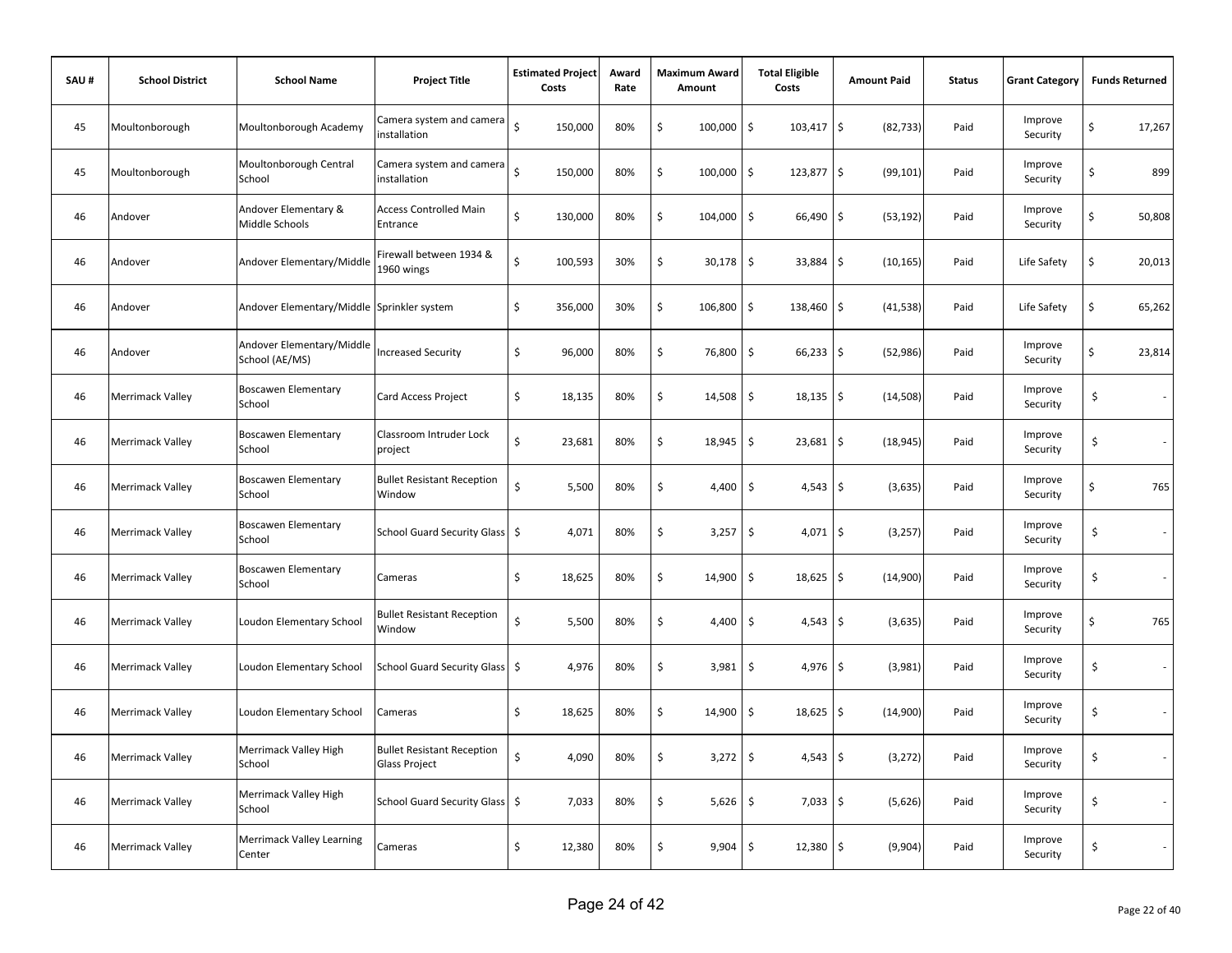| SAU # | School District | School Name | Project Title | Estimated Project Costs | Award Rate | Maximum Award Amount | Total Eligible Costs | Amount Paid | Status | Grant Category | Funds Returned |
|---|---|---|---|---|---|---|---|---|---|---|---|
| 45 | Moultonborough | Moultonborough Academy | Camera system and camera installation | $ 150,000 | 80% | $ 100,000 | $ 103,417 | $ (82,733) | Paid | Improve Security | $ 17,267 |
| 45 | Moultonborough | Moultonborough Central School | Camera system and camera installation | $ 150,000 | 80% | $ 100,000 | $ 123,877 | $ (99,101) | Paid | Improve Security | $ 899 |
| 46 | Andover | Andover Elementary & Middle Schools | Access Controlled Main Entrance | $ 130,000 | 80% | $ 104,000 | $ 66,490 | $ (53,192) | Paid | Improve Security | $ 50,808 |
| 46 | Andover | Andover Elementary/Middle | Firewall between 1934 & 1960 wings | $ 100,593 | 30% | $ 30,178 | $ 33,884 | $ (10,165) | Paid | Life Safety | $ 20,013 |
| 46 | Andover | Andover Elementary/Middle | Sprinkler system | $ 356,000 | 30% | $ 106,800 | $ 138,460 | $ (41,538) | Paid | Life Safety | $ 65,262 |
| 46 | Andover | Andover Elementary/Middle School (AE/MS) | Increased Security | $ 96,000 | 80% | $ 76,800 | $ 66,233 | $ (52,986) | Paid | Improve Security | $ 23,814 |
| 46 | Merrimack Valley | Boscawen Elementary School | Card Access Project | $ 18,135 | 80% | $ 14,508 | $ 18,135 | $ (14,508) | Paid | Improve Security | $ - |
| 46 | Merrimack Valley | Boscawen Elementary School | Classroom Intruder Lock project | $ 23,681 | 80% | $ 18,945 | $ 23,681 | $ (18,945) | Paid | Improve Security | $ - |
| 46 | Merrimack Valley | Boscawen Elementary School | Bullet Resistant Reception Window | $ 5,500 | 80% | $ 4,400 | $ 4,543 | $ (3,635) | Paid | Improve Security | $ 765 |
| 46 | Merrimack Valley | Boscawen Elementary School | School Guard Security Glass | $ 4,071 | 80% | $ 3,257 | $ 4,071 | $ (3,257) | Paid | Improve Security | $ - |
| 46 | Merrimack Valley | Boscawen Elementary School | Cameras | $ 18,625 | 80% | $ 14,900 | $ 18,625 | $ (14,900) | Paid | Improve Security | $ - |
| 46 | Merrimack Valley | Loudon Elementary School | Bullet Resistant Reception Window | $ 5,500 | 80% | $ 4,400 | $ 4,543 | $ (3,635) | Paid | Improve Security | $ 765 |
| 46 | Merrimack Valley | Loudon Elementary School | School Guard Security Glass | $ 4,976 | 80% | $ 3,981 | $ 4,976 | $ (3,981) | Paid | Improve Security | $ - |
| 46 | Merrimack Valley | Loudon Elementary School | Cameras | $ 18,625 | 80% | $ 14,900 | $ 18,625 | $ (14,900) | Paid | Improve Security | $ - |
| 46 | Merrimack Valley | Merrimack Valley High School | Bullet Resistant Reception Glass Project | $ 4,090 | 80% | $ 3,272 | $ 4,543 | $ (3,272) | Paid | Improve Security | $ - |
| 46 | Merrimack Valley | Merrimack Valley High School | School Guard Security Glass | $ 7,033 | 80% | $ 5,626 | $ 7,033 | $ (5,626) | Paid | Improve Security | $ - |
| 46 | Merrimack Valley | Merrimack Valley Learning Center | Cameras | $ 12,380 | 80% | $ 9,904 | $ 12,380 | $ (9,904) | Paid | Improve Security | $ - |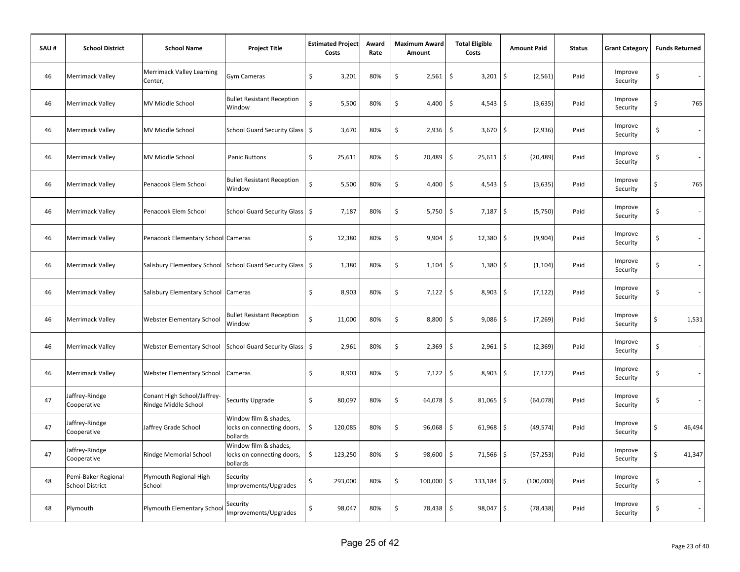| SAU # | School District | School Name | Project Title | Estimated Project Costs | Award Rate | Maximum Award Amount | Total Eligible Costs | Amount Paid | Status | Grant Category | Funds Returned |
|---|---|---|---|---|---|---|---|---|---|---|---|
| 46 | Merrimack Valley | Merrimack Valley Learning Center, | Gym Cameras | $ 3,201 | 80% | $ 2,561 | $ 3,201 | $ (2,561) | Paid | Improve Security | $ - |
| 46 | Merrimack Valley | MV Middle School | Bullet Resistant Reception Window | $ 5,500 | 80% | $ 4,400 | $ 4,543 | $ (3,635) | Paid | Improve Security | $ 765 |
| 46 | Merrimack Valley | MV Middle School | School Guard Security Glass | $ 3,670 | 80% | $ 2,936 | $ 3,670 | $ (2,936) | Paid | Improve Security | $ - |
| 46 | Merrimack Valley | MV Middle School | Panic Buttons | $ 25,611 | 80% | $ 20,489 | $ 25,611 | $ (20,489) | Paid | Improve Security | $ - |
| 46 | Merrimack Valley | Penacook Elem School | Bullet Resistant Reception Window | $ 5,500 | 80% | $ 4,400 | $ 4,543 | $ (3,635) | Paid | Improve Security | $ 765 |
| 46 | Merrimack Valley | Penacook Elem School | School Guard Security Glass | $ 7,187 | 80% | $ 5,750 | $ 7,187 | $ (5,750) | Paid | Improve Security | $ - |
| 46 | Merrimack Valley | Penacook Elementary School | Cameras | $ 12,380 | 80% | $ 9,904 | $ 12,380 | $ (9,904) | Paid | Improve Security | $ - |
| 46 | Merrimack Valley | Salisbury Elementary School | School Guard Security Glass | $ 1,380 | 80% | $ 1,104 | $ 1,380 | $ (1,104) | Paid | Improve Security | $ - |
| 46 | Merrimack Valley | Salisbury Elementary School | Cameras | $ 8,903 | 80% | $ 7,122 | $ 8,903 | $ (7,122) | Paid | Improve Security | $ - |
| 46 | Merrimack Valley | Webster Elementary School | Bullet Resistant Reception Window | $ 11,000 | 80% | $ 8,800 | $ 9,086 | $ (7,269) | Paid | Improve Security | $ 1,531 |
| 46 | Merrimack Valley | Webster Elementary School | School Guard Security Glass | $ 2,961 | 80% | $ 2,369 | $ 2,961 | $ (2,369) | Paid | Improve Security | $ - |
| 46 | Merrimack Valley | Webster Elementary School | Cameras | $ 8,903 | 80% | $ 7,122 | $ 8,903 | $ (7,122) | Paid | Improve Security | $ - |
| 47 | Jaffrey-Rindge Cooperative | Conant High School/Jaffrey-Rindge Middle School | Security Upgrade | $ 80,097 | 80% | $ 64,078 | $ 81,065 | $ (64,078) | Paid | Improve Security | $ - |
| 47 | Jaffrey-Rindge Cooperative | Jaffrey Grade School | Window film & shades, locks on connecting doors, bollards | $ 120,085 | 80% | $ 96,068 | $ 61,968 | $ (49,574) | Paid | Improve Security | $ 46,494 |
| 47 | Jaffrey-Rindge Cooperative | Rindge Memorial School | Window film & shades, locks on connecting doors, bollards | $ 123,250 | 80% | $ 98,600 | $ 71,566 | $ (57,253) | Paid | Improve Security | $ 41,347 |
| 48 | Pemi-Baker Regional School District | Plymouth Regional High School | Security Improvements/Upgrades | $ 293,000 | 80% | $ 100,000 | $ 133,184 | $ (100,000) | Paid | Improve Security | $ - |
| 48 | Plymouth | Plymouth Elementary School | Security Improvements/Upgrades | $ 98,047 | 80% | $ 78,438 | $ 98,047 | $ (78,438) | Paid | Improve Security | $ - |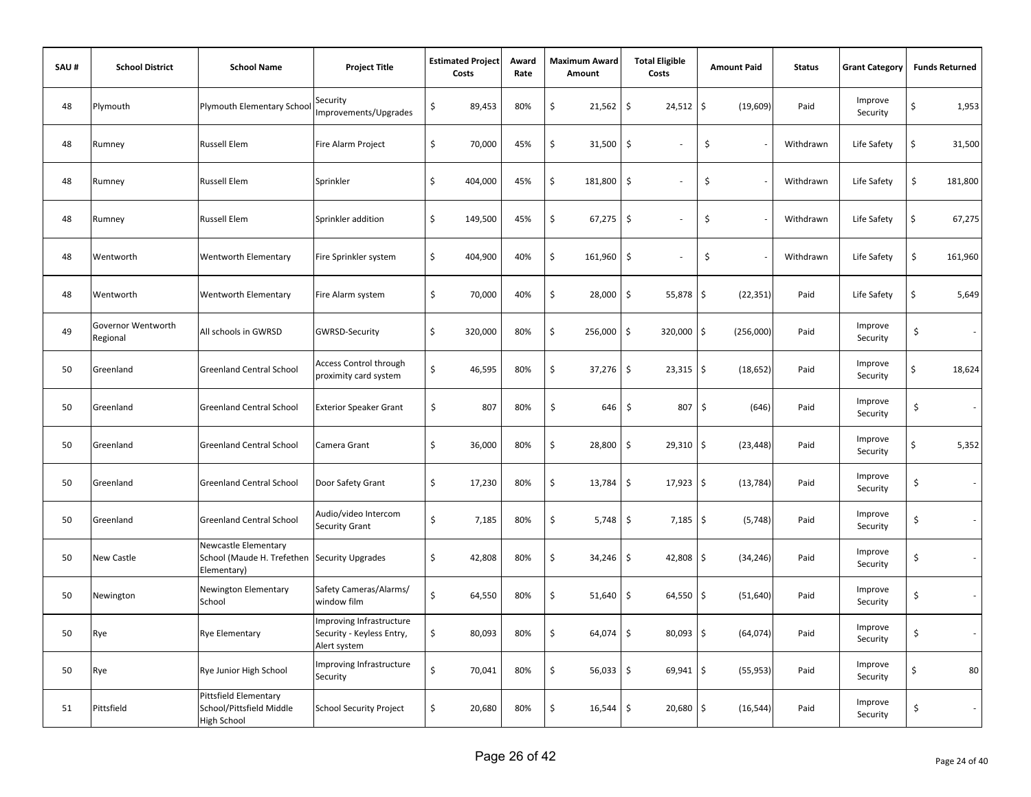| SAU # | School District | School Name | Project Title | Estimated Project Costs | Award Rate | Maximum Award Amount | Total Eligible Costs | Amount Paid | Status | Grant Category | Funds Returned |
|---|---|---|---|---|---|---|---|---|---|---|---|
| 48 | Plymouth | Plymouth Elementary School | Security Improvements/Upgrades | $ 89,453 | 80% | $ 21,562 | $ 24,512 | $ (19,609) | Paid | Improve Security | $ 1,953 |
| 48 | Rumney | Russell Elem | Fire Alarm Project | $ 70,000 | 45% | $ 31,500 | $ - | $ - | Withdrawn | Life Safety | $ 31,500 |
| 48 | Rumney | Russell Elem | Sprinkler | $ 404,000 | 45% | $ 181,800 | $ - | $ - | Withdrawn | Life Safety | $ 181,800 |
| 48 | Rumney | Russell Elem | Sprinkler addition | $ 149,500 | 45% | $ 67,275 | $ - | $ - | Withdrawn | Life Safety | $ 67,275 |
| 48 | Wentworth | Wentworth Elementary | Fire Sprinkler system | $ 404,900 | 40% | $ 161,960 | $ - | $ - | Withdrawn | Life Safety | $ 161,960 |
| 48 | Wentworth | Wentworth Elementary | Fire Alarm system | $ 70,000 | 40% | $ 28,000 | $ 55,878 | $ (22,351) | Paid | Life Safety | $ 5,649 |
| 49 | Governor Wentworth Regional | All schools in GWRSD | GWRSD-Security | $ 320,000 | 80% | $ 256,000 | $ 320,000 | $ (256,000) | Paid | Improve Security | $ - |
| 50 | Greenland | Greenland Central School | Access Control through proximity card system | $ 46,595 | 80% | $ 37,276 | $ 23,315 | $ (18,652) | Paid | Improve Security | $ 18,624 |
| 50 | Greenland | Greenland Central School | Exterior Speaker Grant | $ 807 | 80% | $ 646 | $ 807 | $ (646) | Paid | Improve Security | $ - |
| 50 | Greenland | Greenland Central School | Camera Grant | $ 36,000 | 80% | $ 28,800 | $ 29,310 | $ (23,448) | Paid | Improve Security | $ 5,352 |
| 50 | Greenland | Greenland Central School | Door Safety Grant | $ 17,230 | 80% | $ 13,784 | $ 17,923 | $ (13,784) | Paid | Improve Security | $ - |
| 50 | Greenland | Greenland Central School | Audio/video Intercom Security Grant | $ 7,185 | 80% | $ 5,748 | $ 7,185 | $ (5,748) | Paid | Improve Security | $ - |
| 50 | New Castle | Newcastle Elementary School (Maude H. Trefethen Elementary) | Security Upgrades | $ 42,808 | 80% | $ 34,246 | $ 42,808 | $ (34,246) | Paid | Improve Security | $ - |
| 50 | Newington | Newington Elementary School | Safety Cameras/Alarms/ window film | $ 64,550 | 80% | $ 51,640 | $ 64,550 | $ (51,640) | Paid | Improve Security | $ - |
| 50 | Rye | Rye Elementary | Improving Infrastructure Security - Keyless Entry, Alert system | $ 80,093 | 80% | $ 64,074 | $ 80,093 | $ (64,074) | Paid | Improve Security | $ - |
| 50 | Rye | Rye Junior High School | Improving Infrastructure Security | $ 70,041 | 80% | $ 56,033 | $ 69,941 | $ (55,953) | Paid | Improve Security | $ 80 |
| 51 | Pittsfield | Pittsfield Elementary School/Pittsfield Middle High School | School Security Project | $ 20,680 | 80% | $ 16,544 | $ 20,680 | $ (16,544) | Paid | Improve Security | $ - |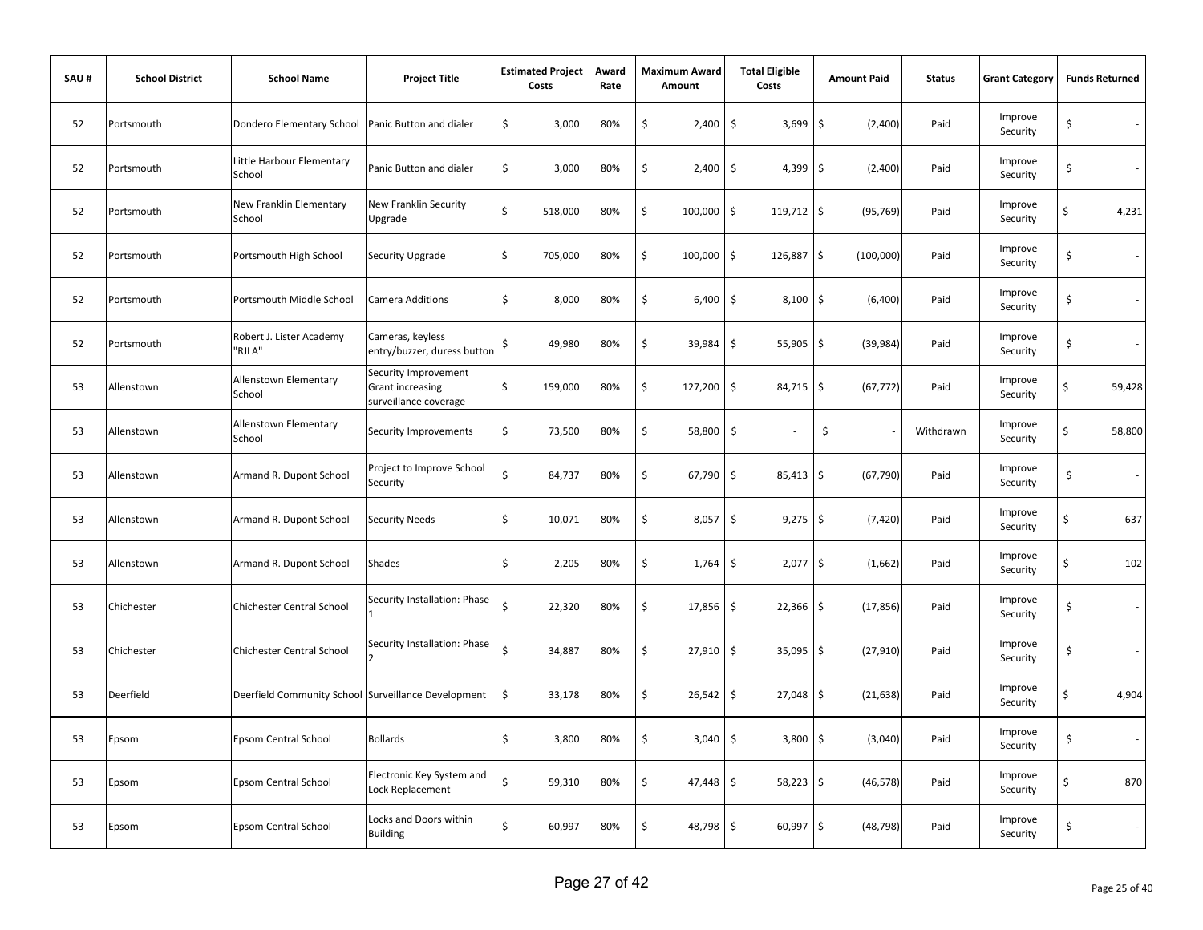| SAU # | School District | School Name | Project Title | Estimated Project Costs | Award Rate | Maximum Award Amount | Total Eligible Costs | Amount Paid | Status | Grant Category | Funds Returned |
|---|---|---|---|---|---|---|---|---|---|---|---|
| 52 | Portsmouth | Dondero Elementary School | Panic Button and dialer | $ 3,000 | 80% | $ 2,400 | $ 3,699 | $ (2,400) | Paid | Improve Security | $ - |
| 52 | Portsmouth | Little Harbour Elementary School | Panic Button and dialer | $ 3,000 | 80% | $ 2,400 | $ 4,399 | $ (2,400) | Paid | Improve Security | $ - |
| 52 | Portsmouth | New Franklin Elementary School | New Franklin Security Upgrade | $ 518,000 | 80% | $ 100,000 | $ 119,712 | $ (95,769) | Paid | Improve Security | $ 4,231 |
| 52 | Portsmouth | Portsmouth High School | Security Upgrade | $ 705,000 | 80% | $ 100,000 | $ 126,887 | $ (100,000) | Paid | Improve Security | $ - |
| 52 | Portsmouth | Portsmouth Middle School | Camera Additions | $ 8,000 | 80% | $ 6,400 | $ 8,100 | $ (6,400) | Paid | Improve Security | $ - |
| 52 | Portsmouth | Robert J. Lister Academy "RJLA" | Cameras, keyless entry/buzzer, duress button | $ 49,980 | 80% | $ 39,984 | $ 55,905 | $ (39,984) | Paid | Improve Security | $ - |
| 53 | Allenstown | Allenstown Elementary School | Security Improvement Grant increasing surveillance coverage | $ 159,000 | 80% | $ 127,200 | $ 84,715 | $ (67,772) | Paid | Improve Security | $ 59,428 |
| 53 | Allenstown | Allenstown Elementary School | Security Improvements | $ 73,500 | 80% | $ 58,800 | $ - | $ - | Withdrawn | Improve Security | $ 58,800 |
| 53 | Allenstown | Armand R. Dupont School | Project to Improve School Security | $ 84,737 | 80% | $ 67,790 | $ 85,413 | $ (67,790) | Paid | Improve Security | $ - |
| 53 | Allenstown | Armand R. Dupont School | Security Needs | $ 10,071 | 80% | $ 8,057 | $ 9,275 | $ (7,420) | Paid | Improve Security | $ 637 |
| 53 | Allenstown | Armand R. Dupont School | Shades | $ 2,205 | 80% | $ 1,764 | $ 2,077 | $ (1,662) | Paid | Improve Security | $ 102 |
| 53 | Chichester | Chichester Central School | Security Installation: Phase 1 | $ 22,320 | 80% | $ 17,856 | $ 22,366 | $ (17,856) | Paid | Improve Security | $ - |
| 53 | Chichester | Chichester Central School | Security Installation: Phase 2 | $ 34,887 | 80% | $ 27,910 | $ 35,095 | $ (27,910) | Paid | Improve Security | $ - |
| 53 | Deerfield | Deerfield Community School | Surveillance Development | $ 33,178 | 80% | $ 26,542 | $ 27,048 | $ (21,638) | Paid | Improve Security | $ 4,904 |
| 53 | Epsom | Epsom Central School | Bollards | $ 3,800 | 80% | $ 3,040 | $ 3,800 | $ (3,040) | Paid | Improve Security | $ - |
| 53 | Epsom | Epsom Central School | Electronic Key System and Lock Replacement | $ 59,310 | 80% | $ 47,448 | $ 58,223 | $ (46,578) | Paid | Improve Security | $ 870 |
| 53 | Epsom | Epsom Central School | Locks and Doors within Building | $ 60,997 | 80% | $ 48,798 | $ 60,997 | $ (48,798) | Paid | Improve Security | $ - |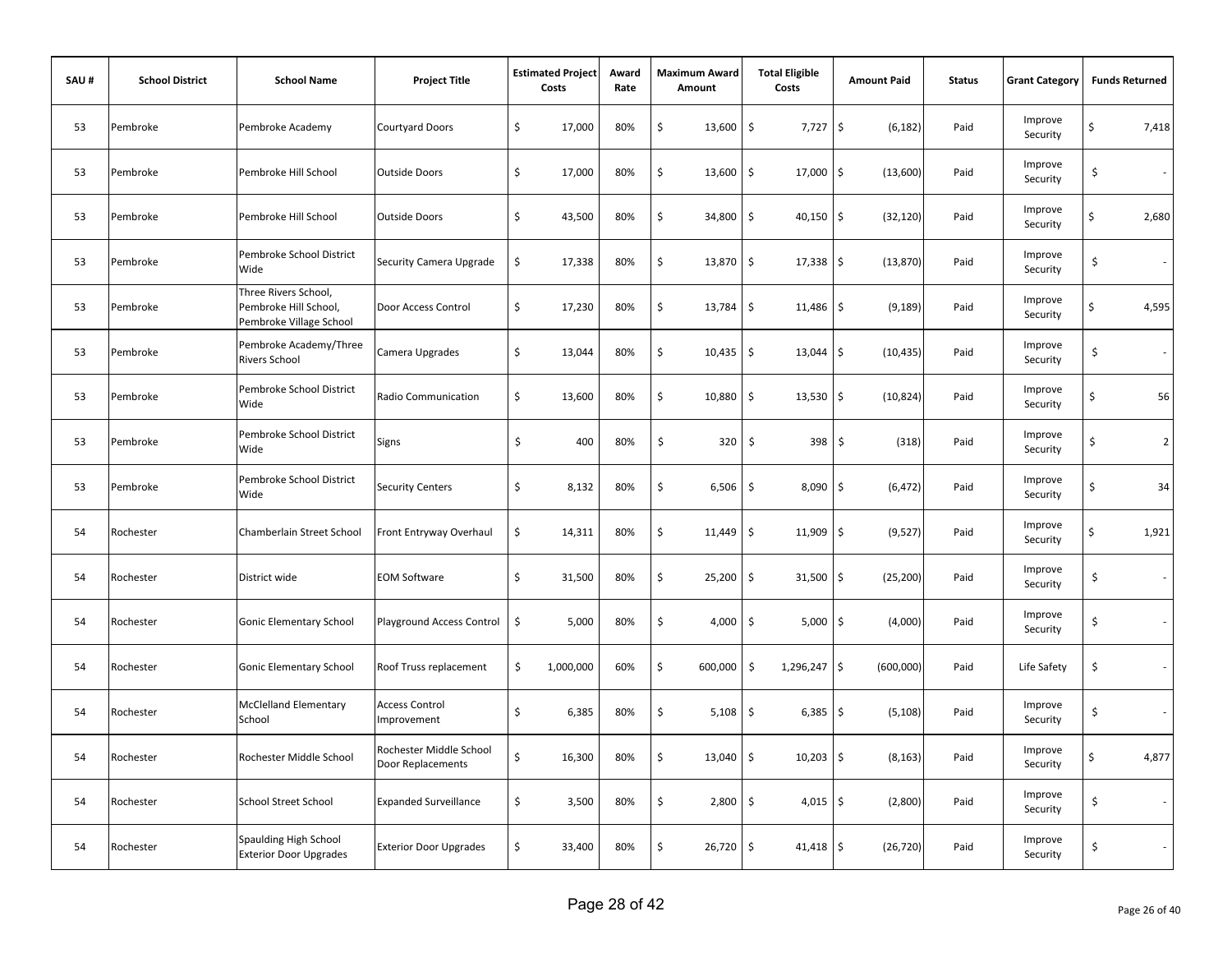| SAU # | School District | School Name | Project Title | Estimated Project Costs | Award Rate | Maximum Award Amount | Total Eligible Costs | Amount Paid | Status | Grant Category | Funds Returned |
|---|---|---|---|---|---|---|---|---|---|---|---|
| 53 | Pembroke | Pembroke Academy | Courtyard Doors | $ 17,000 | 80% | $ 13,600 | $ 7,727 | $ (6,182) | Paid | Improve Security | $ 7,418 |
| 53 | Pembroke | Pembroke Hill School | Outside Doors | $ 17,000 | 80% | $ 13,600 | $ 17,000 | $ (13,600) | Paid | Improve Security | $ - |
| 53 | Pembroke | Pembroke Hill School | Outside Doors | $ 43,500 | 80% | $ 34,800 | $ 40,150 | $ (32,120) | Paid | Improve Security | $ 2,680 |
| 53 | Pembroke | Pembroke School District Wide | Security Camera Upgrade | $ 17,338 | 80% | $ 13,870 | $ 17,338 | $ (13,870) | Paid | Improve Security | $ - |
| 53 | Pembroke | Three Rivers School, Pembroke Hill School, Pembroke Village School | Door Access Control | $ 17,230 | 80% | $ 13,784 | $ 11,486 | $ (9,189) | Paid | Improve Security | $ 4,595 |
| 53 | Pembroke | Pembroke Academy/Three Rivers School | Camera Upgrades | $ 13,044 | 80% | $ 10,435 | $ 13,044 | $ (10,435) | Paid | Improve Security | $ - |
| 53 | Pembroke | Pembroke School District Wide | Radio Communication | $ 13,600 | 80% | $ 10,880 | $ 13,530 | $ (10,824) | Paid | Improve Security | $ 56 |
| 53 | Pembroke | Pembroke School District Wide | Signs | $ 400 | 80% | $ 320 | $ 398 | $ (318) | Paid | Improve Security | $ 2 |
| 53 | Pembroke | Pembroke School District Wide | Security Centers | $ 8,132 | 80% | $ 6,506 | $ 8,090 | $ (6,472) | Paid | Improve Security | $ 34 |
| 54 | Rochester | Chamberlain Street School | Front Entryway Overhaul | $ 14,311 | 80% | $ 11,449 | $ 11,909 | $ (9,527) | Paid | Improve Security | $ 1,921 |
| 54 | Rochester | District wide | EOM Software | $ 31,500 | 80% | $ 25,200 | $ 31,500 | $ (25,200) | Paid | Improve Security | $ - |
| 54 | Rochester | Gonic Elementary School | Playground Access Control | $ 5,000 | 80% | $ 4,000 | $ 5,000 | $ (4,000) | Paid | Improve Security | $ - |
| 54 | Rochester | Gonic Elementary School | Roof Truss replacement | $ 1,000,000 | 60% | $ 600,000 | $ 1,296,247 | $ (600,000) | Paid | Life Safety | $ - |
| 54 | Rochester | McClelland Elementary School | Access Control Improvement | $ 6,385 | 80% | $ 5,108 | $ 6,385 | $ (5,108) | Paid | Improve Security | $ - |
| 54 | Rochester | Rochester Middle School | Rochester Middle School Door Replacements | $ 16,300 | 80% | $ 13,040 | $ 10,203 | $ (8,163) | Paid | Improve Security | $ 4,877 |
| 54 | Rochester | School Street School | Expanded Surveillance | $ 3,500 | 80% | $ 2,800 | $ 4,015 | $ (2,800) | Paid | Improve Security | $ - |
| 54 | Rochester | Spaulding High School Exterior Door Upgrades | Exterior Door Upgrades | $ 33,400 | 80% | $ 26,720 | $ 41,418 | $ (26,720) | Paid | Improve Security | $ - |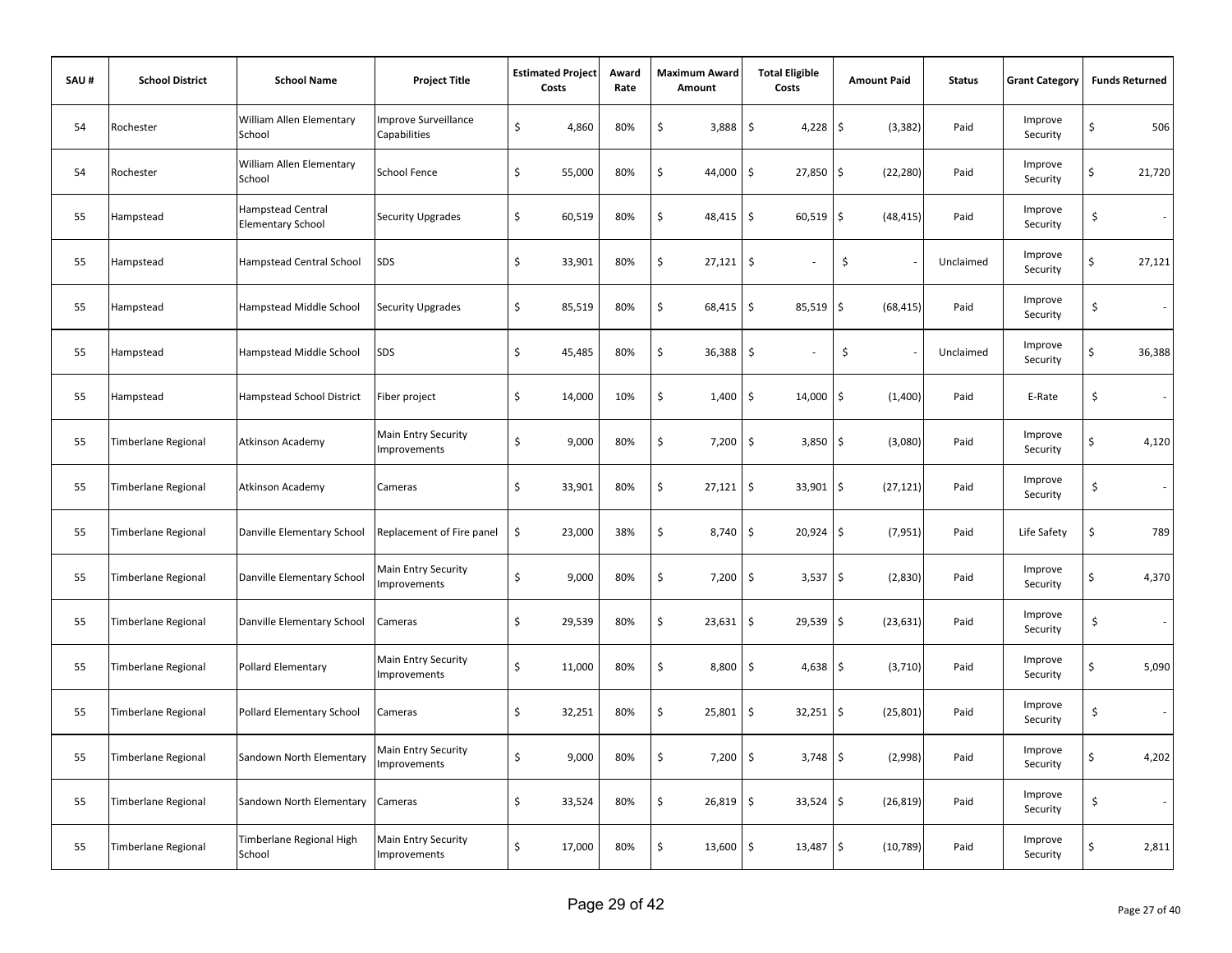| SAU # | School District | School Name | Project Title | Estimated Project Costs | Award Rate | Maximum Award Amount | Total Eligible Costs | Amount Paid | Status | Grant Category | Funds Returned |
|---|---|---|---|---|---|---|---|---|---|---|---|
| 54 | Rochester | William Allen Elementary School | Improve Surveillance Capabilities | $ 4,860 | 80% | $ 3,888 | $ 4,228 | $ (3,382) | Paid | Improve Security | $ 506 |
| 54 | Rochester | William Allen Elementary School | School Fence | $ 55,000 | 80% | $ 44,000 | $ 27,850 | $ (22,280) | Paid | Improve Security | $ 21,720 |
| 55 | Hampstead | Hampstead Central Elementary School | Security Upgrades | $ 60,519 | 80% | $ 48,415 | $ 60,519 | $ (48,415) | Paid | Improve Security | $ - |
| 55 | Hampstead | Hampstead Central School | SDS | $ 33,901 | 80% | $ 27,121 | $ - | $ - | Unclaimed | Improve Security | $ 27,121 |
| 55 | Hampstead | Hampstead Middle School | Security Upgrades | $ 85,519 | 80% | $ 68,415 | $ 85,519 | $ (68,415) | Paid | Improve Security | $ - |
| 55 | Hampstead | Hampstead Middle School | SDS | $ 45,485 | 80% | $ 36,388 | $ - | $ - | Unclaimed | Improve Security | $ 36,388 |
| 55 | Hampstead | Hampstead School District | Fiber project | $ 14,000 | 10% | $ 1,400 | $ 14,000 | $ (1,400) | Paid | E-Rate | $ - |
| 55 | Timberlane Regional | Atkinson Academy | Main Entry Security Improvements | $ 9,000 | 80% | $ 7,200 | $ 3,850 | $ (3,080) | Paid | Improve Security | $ 4,120 |
| 55 | Timberlane Regional | Atkinson Academy | Cameras | $ 33,901 | 80% | $ 27,121 | $ 33,901 | $ (27,121) | Paid | Improve Security | $ - |
| 55 | Timberlane Regional | Danville Elementary School | Replacement of Fire panel | $ 23,000 | 38% | $ 8,740 | $ 20,924 | $ (7,951) | Paid | Life Safety | $ 789 |
| 55 | Timberlane Regional | Danville Elementary School | Main Entry Security Improvements | $ 9,000 | 80% | $ 7,200 | $ 3,537 | $ (2,830) | Paid | Improve Security | $ 4,370 |
| 55 | Timberlane Regional | Danville Elementary School | Cameras | $ 29,539 | 80% | $ 23,631 | $ 29,539 | $ (23,631) | Paid | Improve Security | $ - |
| 55 | Timberlane Regional | Pollard Elementary | Main Entry Security Improvements | $ 11,000 | 80% | $ 8,800 | $ 4,638 | $ (3,710) | Paid | Improve Security | $ 5,090 |
| 55 | Timberlane Regional | Pollard Elementary School | Cameras | $ 32,251 | 80% | $ 25,801 | $ 32,251 | $ (25,801) | Paid | Improve Security | $ - |
| 55 | Timberlane Regional | Sandown North Elementary | Main Entry Security Improvements | $ 9,000 | 80% | $ 7,200 | $ 3,748 | $ (2,998) | Paid | Improve Security | $ 4,202 |
| 55 | Timberlane Regional | Sandown North Elementary | Cameras | $ 33,524 | 80% | $ 26,819 | $ 33,524 | $ (26,819) | Paid | Improve Security | $ - |
| 55 | Timberlane Regional | Timberlane Regional High School | Main Entry Security Improvements | $ 17,000 | 80% | $ 13,600 | $ 13,487 | $ (10,789) | Paid | Improve Security | $ 2,811 |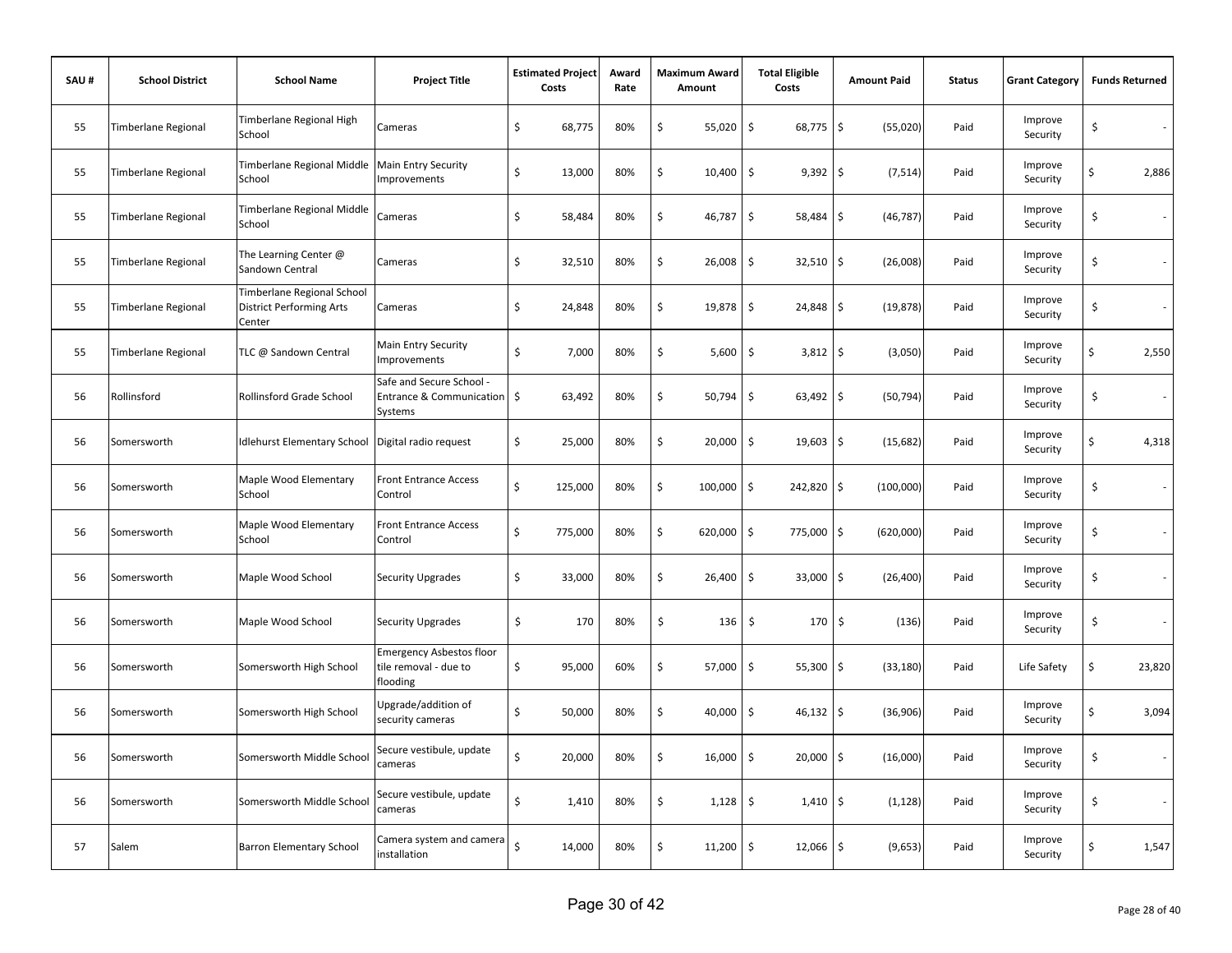| SAU # | School District | School Name | Project Title | Estimated Project Costs | Award Rate | Maximum Award Amount | Total Eligible Costs | Amount Paid | Status | Grant Category | Funds Returned |
|---|---|---|---|---|---|---|---|---|---|---|---|
| 55 | Timberlane Regional | Timberlane Regional High School | Cameras | $ 68,775 | 80% | $ 55,020 | $ 68,775 | $ (55,020) | Paid | Improve Security | $ - |
| 55 | Timberlane Regional | Timberlane Regional Middle School | Main Entry Security Improvements | $ 13,000 | 80% | $ 10,400 | $ 9,392 | $ (7,514) | Paid | Improve Security | $ 2,886 |
| 55 | Timberlane Regional | Timberlane Regional Middle School | Cameras | $ 58,484 | 80% | $ 46,787 | $ 58,484 | $ (46,787) | Paid | Improve Security | $ - |
| 55 | Timberlane Regional | The Learning Center @ Sandown Central | Cameras | $ 32,510 | 80% | $ 26,008 | $ 32,510 | $ (26,008) | Paid | Improve Security | $ - |
| 55 | Timberlane Regional | Timberlane Regional School District Performing Arts Center | Cameras | $ 24,848 | 80% | $ 19,878 | $ 24,848 | $ (19,878) | Paid | Improve Security | $ - |
| 55 | Timberlane Regional | TLC @ Sandown Central | Main Entry Security Improvements | $ 7,000 | 80% | $ 5,600 | $ 3,812 | $ (3,050) | Paid | Improve Security | $ 2,550 |
| 56 | Rollinsford | Rollinsford Grade School | Safe and Secure School - Entrance & Communication Systems | $ 63,492 | 80% | $ 50,794 | $ 63,492 | $ (50,794) | Paid | Improve Security | $ - |
| 56 | Somersworth | Idlehurst Elementary School | Digital radio request | $ 25,000 | 80% | $ 20,000 | $ 19,603 | $ (15,682) | Paid | Improve Security | $ 4,318 |
| 56 | Somersworth | Maple Wood Elementary School | Front Entrance Access Control | $ 125,000 | 80% | $ 100,000 | $ 242,820 | $ (100,000) | Paid | Improve Security | $ - |
| 56 | Somersworth | Maple Wood Elementary School | Front Entrance Access Control | $ 775,000 | 80% | $ 620,000 | $ 775,000 | $ (620,000) | Paid | Improve Security | $ - |
| 56 | Somersworth | Maple Wood School | Security Upgrades | $ 33,000 | 80% | $ 26,400 | $ 33,000 | $ (26,400) | Paid | Improve Security | $ - |
| 56 | Somersworth | Maple Wood School | Security Upgrades | $ 170 | 80% | $ 136 | $ 170 | $ (136) | Paid | Improve Security | $ - |
| 56 | Somersworth | Somersworth High School | Emergency Asbestos floor tile removal - due to flooding | $ 95,000 | 60% | $ 57,000 | $ 55,300 | $ (33,180) | Paid | Life Safety | $ 23,820 |
| 56 | Somersworth | Somersworth High School | Upgrade/addition of security cameras | $ 50,000 | 80% | $ 40,000 | $ 46,132 | $ (36,906) | Paid | Improve Security | $ 3,094 |
| 56 | Somersworth | Somersworth Middle School | Secure vestibule, update cameras | $ 20,000 | 80% | $ 16,000 | $ 20,000 | $ (16,000) | Paid | Improve Security | $ - |
| 56 | Somersworth | Somersworth Middle School | Secure vestibule, update cameras | $ 1,410 | 80% | $ 1,128 | $ 1,410 | $ (1,128) | Paid | Improve Security | $ - |
| 57 | Salem | Barron Elementary School | Camera system and camera installation | $ 14,000 | 80% | $ 11,200 | $ 12,066 | $ (9,653) | Paid | Improve Security | $ 1,547 |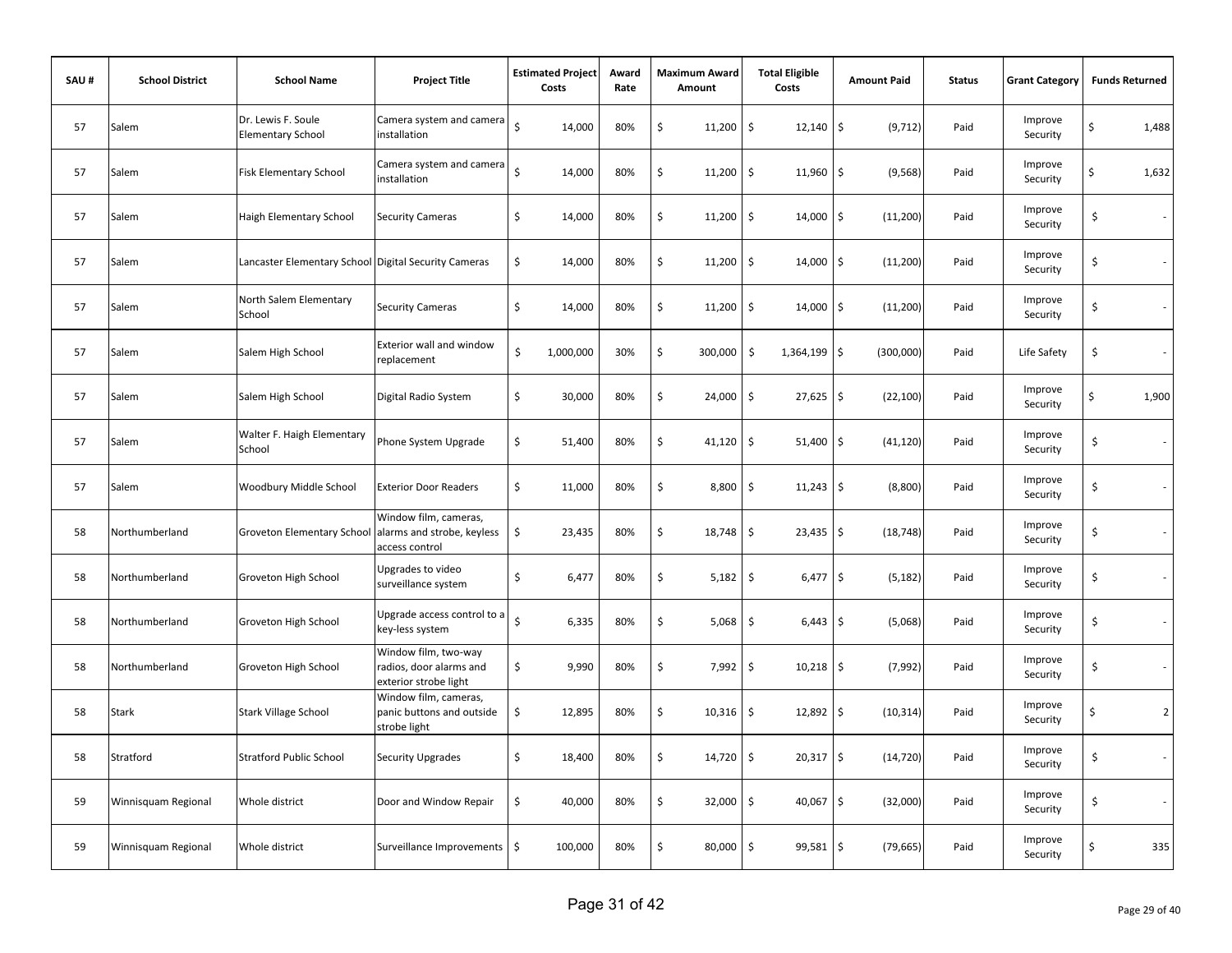| SAU # | School District | School Name | Project Title | Estimated Project Costs | Award Rate | Maximum Award Amount | Total Eligible Costs | Amount Paid | Status | Grant Category | Funds Returned |
|---|---|---|---|---|---|---|---|---|---|---|---|
| 57 | Salem | Dr. Lewis F. Soule Elementary School | Camera system and camera installation | $ 14,000 | 80% | $ 11,200 | $ 12,140 | $ (9,712) | Paid | Improve Security | $ 1,488 |
| 57 | Salem | Fisk Elementary School | Camera system and camera installation | $ 14,000 | 80% | $ 11,200 | $ 11,960 | $ (9,568) | Paid | Improve Security | $ 1,632 |
| 57 | Salem | Haigh Elementary School | Security Cameras | $ 14,000 | 80% | $ 11,200 | $ 14,000 | $ (11,200) | Paid | Improve Security | $ - |
| 57 | Salem | Lancaster Elementary School | Digital Security Cameras | $ 14,000 | 80% | $ 11,200 | $ 14,000 | $ (11,200) | Paid | Improve Security | $ - |
| 57 | Salem | North Salem Elementary School | Security Cameras | $ 14,000 | 80% | $ 11,200 | $ 14,000 | $ (11,200) | Paid | Improve Security | $ - |
| 57 | Salem | Salem High School | Exterior wall and window replacement | $ 1,000,000 | 30% | $ 300,000 | $ 1,364,199 | $ (300,000) | Paid | Life Safety | $ - |
| 57 | Salem | Salem High School | Digital Radio System | $ 30,000 | 80% | $ 24,000 | $ 27,625 | $ (22,100) | Paid | Improve Security | $ 1,900 |
| 57 | Salem | Walter F. Haigh Elementary School | Phone System Upgrade | $ 51,400 | 80% | $ 41,120 | $ 51,400 | $ (41,120) | Paid | Improve Security | $ - |
| 57 | Salem | Woodbury Middle School | Exterior Door Readers | $ 11,000 | 80% | $ 8,800 | $ 11,243 | $ (8,800) | Paid | Improve Security | $ - |
| 58 | Northumberland | Groveton Elementary School | Window film, cameras, alarms and strobe, keyless access control | $ 23,435 | 80% | $ 18,748 | $ 23,435 | $ (18,748) | Paid | Improve Security | $ - |
| 58 | Northumberland | Groveton High School | Upgrades to video surveillance system | $ 6,477 | 80% | $ 5,182 | $ 6,477 | $ (5,182) | Paid | Improve Security | $ - |
| 58 | Northumberland | Groveton High School | Upgrade access control to a key-less system | $ 6,335 | 80% | $ 5,068 | $ 6,443 | $ (5,068) | Paid | Improve Security | $ - |
| 58 | Northumberland | Groveton High School | Window film, two-way radios, door alarms and exterior strobe light | $ 9,990 | 80% | $ 7,992 | $ 10,218 | $ (7,992) | Paid | Improve Security | $ - |
| 58 | Stark | Stark Village School | Window film, cameras, panic buttons and outside strobe light | $ 12,895 | 80% | $ 10,316 | $ 12,892 | $ (10,314) | Paid | Improve Security | $ 2 |
| 58 | Stratford | Stratford Public School | Security Upgrades | $ 18,400 | 80% | $ 14,720 | $ 20,317 | $ (14,720) | Paid | Improve Security | $ - |
| 59 | Winnisquam Regional | Whole district | Door and Window Repair | $ 40,000 | 80% | $ 32,000 | $ 40,067 | $ (32,000) | Paid | Improve Security | $ - |
| 59 | Winnisquam Regional | Whole district | Surveillance Improvements | $ 100,000 | 80% | $ 80,000 | $ 99,581 | $ (79,665) | Paid | Improve Security | $ 335 |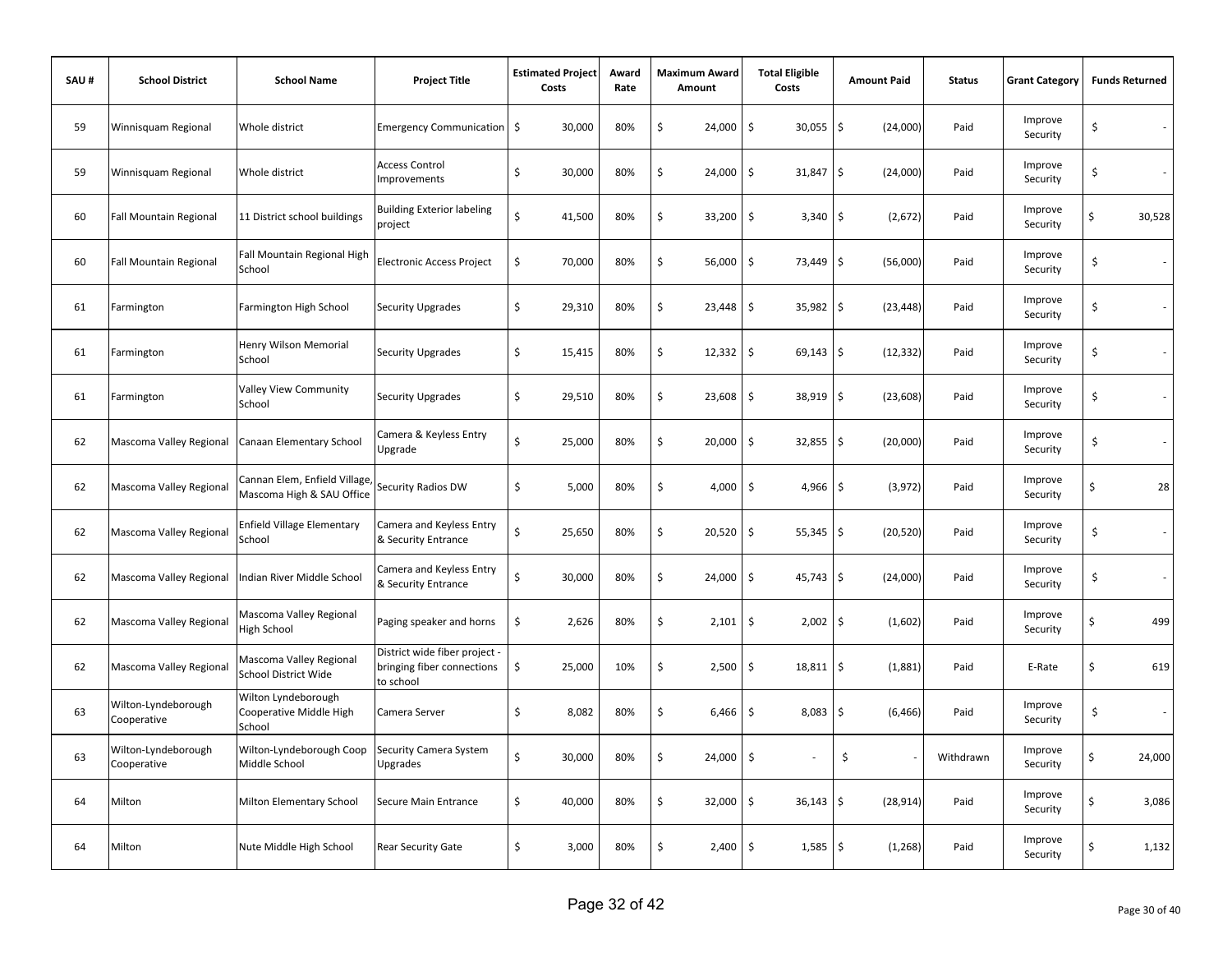| SAU # | School District | School Name | Project Title | Estimated Project Costs | Award Rate | Maximum Award Amount | Total Eligible Costs | Amount Paid | Status | Grant Category | Funds Returned |
|---|---|---|---|---|---|---|---|---|---|---|---|
| 59 | Winnisquam Regional | Whole district | Emergency Communication | $ 30,000 | 80% | $ 24,000 | $ 30,055 | $ (24,000) | Paid | Improve Security | $ - |
| 59 | Winnisquam Regional | Whole district | Access Control Improvements | $ 30,000 | 80% | $ 24,000 | $ 31,847 | $ (24,000) | Paid | Improve Security | $ - |
| 60 | Fall Mountain Regional | 11 District school buildings | Building Exterior labeling project | $ 41,500 | 80% | $ 33,200 | $ 3,340 | $ (2,672) | Paid | Improve Security | $ 30,528 |
| 60 | Fall Mountain Regional | Fall Mountain Regional High School | Electronic Access Project | $ 70,000 | 80% | $ 56,000 | $ 73,449 | $ (56,000) | Paid | Improve Security | $ - |
| 61 | Farmington | Farmington High School | Security Upgrades | $ 29,310 | 80% | $ 23,448 | $ 35,982 | $ (23,448) | Paid | Improve Security | $ - |
| 61 | Farmington | Henry Wilson Memorial School | Security Upgrades | $ 15,415 | 80% | $ 12,332 | $ 69,143 | $ (12,332) | Paid | Improve Security | $ - |
| 61 | Farmington | Valley View Community School | Security Upgrades | $ 29,510 | 80% | $ 23,608 | $ 38,919 | $ (23,608) | Paid | Improve Security | $ - |
| 62 | Mascoma Valley Regional | Canaan Elementary School | Camera & Keyless Entry Upgrade | $ 25,000 | 80% | $ 20,000 | $ 32,855 | $ (20,000) | Paid | Improve Security | $ - |
| 62 | Mascoma Valley Regional | Cannan Elem, Enfield Village, Mascoma High & SAU Office | Security Radios DW | $ 5,000 | 80% | $ 4,000 | $ 4,966 | $ (3,972) | Paid | Improve Security | $ 28 |
| 62 | Mascoma Valley Regional | Enfield Village Elementary School | Camera and Keyless Entry & Security Entrance | $ 25,650 | 80% | $ 20,520 | $ 55,345 | $ (20,520) | Paid | Improve Security | $ - |
| 62 | Mascoma Valley Regional | Indian River Middle School | Camera and Keyless Entry & Security Entrance | $ 30,000 | 80% | $ 24,000 | $ 45,743 | $ (24,000) | Paid | Improve Security | $ - |
| 62 | Mascoma Valley Regional | Mascoma Valley Regional High School | Paging speaker and horns | $ 2,626 | 80% | $ 2,101 | $ 2,002 | $ (1,602) | Paid | Improve Security | $ 499 |
| 62 | Mascoma Valley Regional | Mascoma Valley Regional School District Wide | District wide fiber project - bringing fiber connections to school | $ 25,000 | 10% | $ 2,500 | $ 18,811 | $ (1,881) | Paid | E-Rate | $ 619 |
| 63 | Wilton-Lyndeborough Cooperative | Wilton Lyndeborough Cooperative Middle High School | Camera Server | $ 8,082 | 80% | $ 6,466 | $ 8,083 | $ (6,466) | Paid | Improve Security | $ - |
| 63 | Wilton-Lyndeborough Cooperative | Wilton-Lyndeborough Coop Middle School | Security Camera System Upgrades | $ 30,000 | 80% | $ 24,000 | $ - | $ - | Withdrawn | Improve Security | $ 24,000 |
| 64 | Milton | Milton Elementary School | Secure Main Entrance | $ 40,000 | 80% | $ 32,000 | $ 36,143 | $ (28,914) | Paid | Improve Security | $ 3,086 |
| 64 | Milton | Nute Middle High School | Rear Security Gate | $ 3,000 | 80% | $ 2,400 | $ 1,585 | $ (1,268) | Paid | Improve Security | $ 1,132 |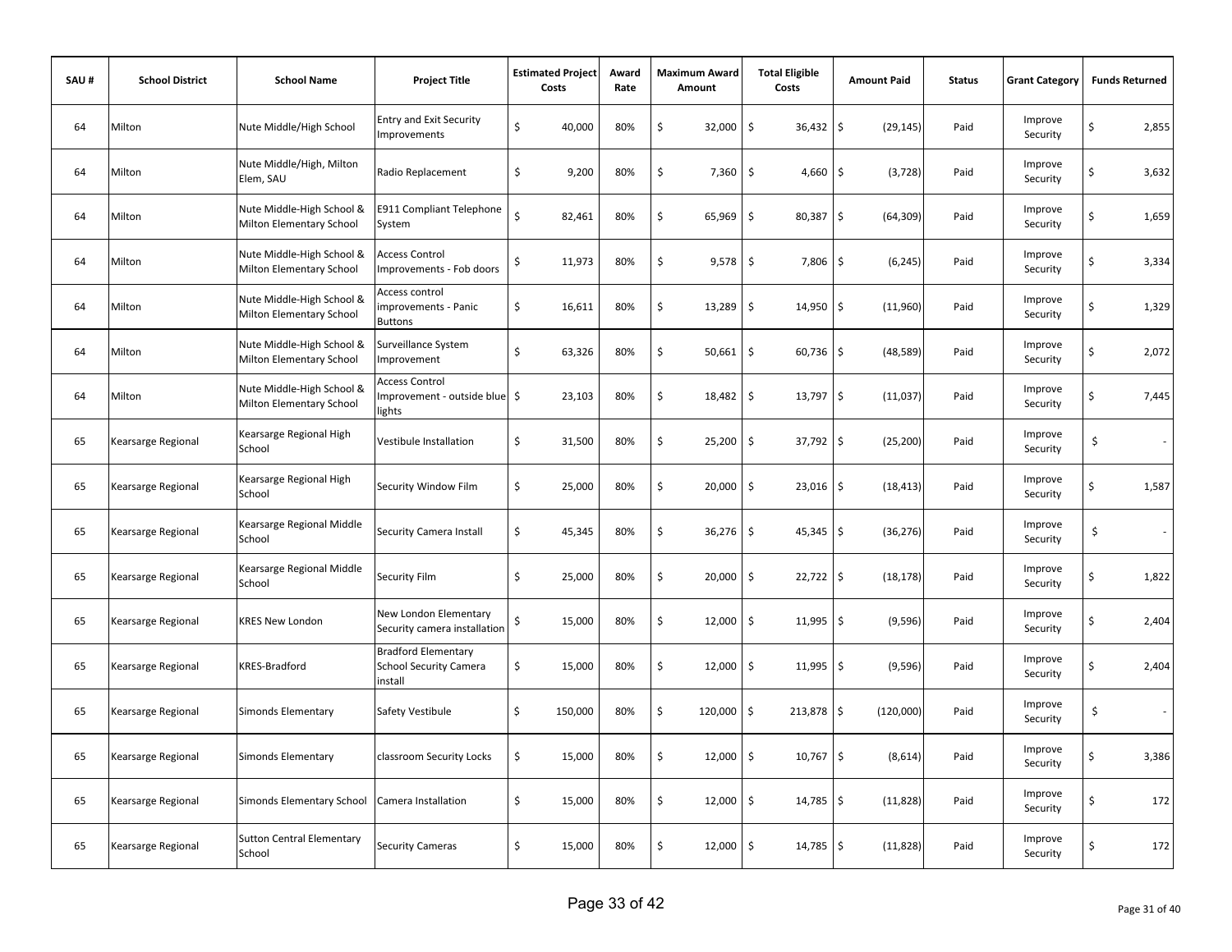| SAU # | School District | School Name | Project Title | Estimated Project Costs | Award Rate | Maximum Award Amount | Total Eligible Costs | Amount Paid | Status | Grant Category | Funds Returned |
|---|---|---|---|---|---|---|---|---|---|---|---|
| 64 | Milton | Nute Middle/High School | Entry and Exit Security Improvements | $ 40,000 | 80% | $ 32,000 | $ 36,432 | $ (29,145) | Paid | Improve Security | $ 2,855 |
| 64 | Milton | Nute Middle/High, Milton Elem, SAU | Radio Replacement | $ 9,200 | 80% | $ 7,360 | $ 4,660 | $ (3,728) | Paid | Improve Security | $ 3,632 |
| 64 | Milton | Nute Middle-High School & Milton Elementary School | E911 Compliant Telephone System | $ 82,461 | 80% | $ 65,969 | $ 80,387 | $ (64,309) | Paid | Improve Security | $ 1,659 |
| 64 | Milton | Nute Middle-High School & Milton Elementary School | Access Control Improvements - Fob doors | $ 11,973 | 80% | $ 9,578 | $ 7,806 | $ (6,245) | Paid | Improve Security | $ 3,334 |
| 64 | Milton | Nute Middle-High School & Milton Elementary School | Access control improvements - Panic Buttons | $ 16,611 | 80% | $ 13,289 | $ 14,950 | $ (11,960) | Paid | Improve Security | $ 1,329 |
| 64 | Milton | Nute Middle-High School & Milton Elementary School | Surveillance System Improvement | $ 63,326 | 80% | $ 50,661 | $ 60,736 | $ (48,589) | Paid | Improve Security | $ 2,072 |
| 64 | Milton | Nute Middle-High School & Milton Elementary School | Access Control Improvement - outside blue lights | $ 23,103 | 80% | $ 18,482 | $ 13,797 | $ (11,037) | Paid | Improve Security | $ 7,445 |
| 65 | Kearsarge Regional | Kearsarge Regional High School | Vestibule Installation | $ 31,500 | 80% | $ 25,200 | $ 37,792 | $ (25,200) | Paid | Improve Security | $ - |
| 65 | Kearsarge Regional | Kearsarge Regional High School | Security Window Film | $ 25,000 | 80% | $ 20,000 | $ 23,016 | $ (18,413) | Paid | Improve Security | $ 1,587 |
| 65 | Kearsarge Regional | Kearsarge Regional Middle School | Security Camera Install | $ 45,345 | 80% | $ 36,276 | $ 45,345 | $ (36,276) | Paid | Improve Security | $ - |
| 65 | Kearsarge Regional | Kearsarge Regional Middle School | Security Film | $ 25,000 | 80% | $ 20,000 | $ 22,722 | $ (18,178) | Paid | Improve Security | $ 1,822 |
| 65 | Kearsarge Regional | KRES New London | New London Elementary Security camera installation | $ 15,000 | 80% | $ 12,000 | $ 11,995 | $ (9,596) | Paid | Improve Security | $ 2,404 |
| 65 | Kearsarge Regional | KRES-Bradford | Bradford Elementary School Security Camera install | $ 15,000 | 80% | $ 12,000 | $ 11,995 | $ (9,596) | Paid | Improve Security | $ 2,404 |
| 65 | Kearsarge Regional | Simonds Elementary | Safety Vestibule | $ 150,000 | 80% | $ 120,000 | $ 213,878 | $ (120,000) | Paid | Improve Security | $ - |
| 65 | Kearsarge Regional | Simonds Elementary | classroom Security Locks | $ 15,000 | 80% | $ 12,000 | $ 10,767 | $ (8,614) | Paid | Improve Security | $ 3,386 |
| 65 | Kearsarge Regional | Simonds Elementary School | Camera Installation | $ 15,000 | 80% | $ 12,000 | $ 14,785 | $ (11,828) | Paid | Improve Security | $ 172 |
| 65 | Kearsarge Regional | Sutton Central Elementary School | Security Cameras | $ 15,000 | 80% | $ 12,000 | $ 14,785 | $ (11,828) | Paid | Improve Security | $ 172 |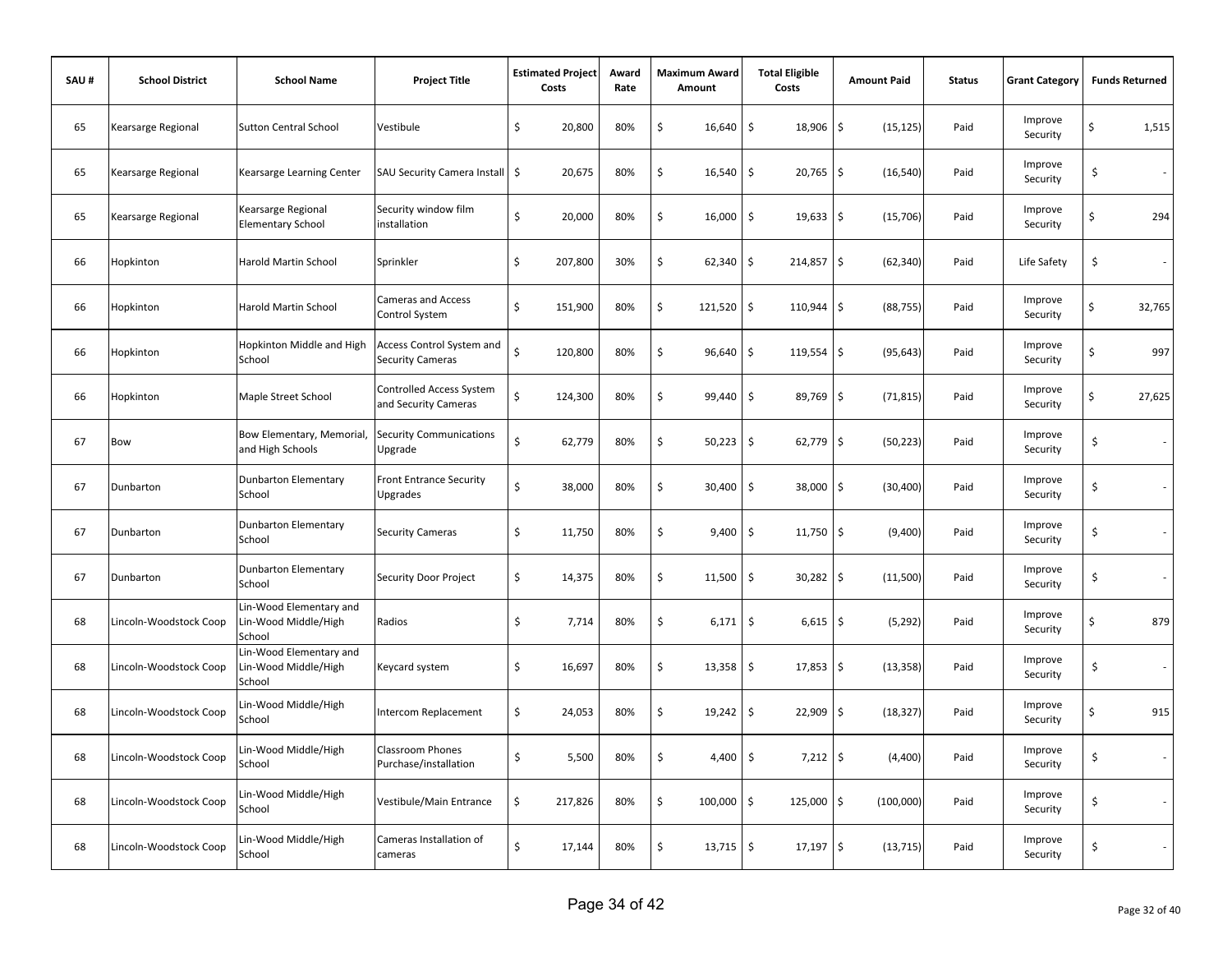| SAU # | School District | School Name | Project Title | Estimated Project Costs | Award Rate | Maximum Award Amount | Total Eligible Costs | Amount Paid | Status | Grant Category | Funds Returned |
|---|---|---|---|---|---|---|---|---|---|---|---|
| 65 | Kearsarge Regional | Sutton Central School | Vestibule | $ 20,800 | 80% | $ 16,640 | $ 18,906 | $ (15,125) | Paid | Improve Security | $ 1,515 |
| 65 | Kearsarge Regional | Kearsarge Learning Center | SAU Security Camera Install | $ 20,675 | 80% | $ 16,540 | $ 20,765 | $ (16,540) | Paid | Improve Security | $ - |
| 65 | Kearsarge Regional | Kearsarge Regional Elementary School | Security window film installation | $ 20,000 | 80% | $ 16,000 | $ 19,633 | $ (15,706) | Paid | Improve Security | $ 294 |
| 66 | Hopkinton | Harold Martin School | Sprinkler | $ 207,800 | 30% | $ 62,340 | $ 214,857 | $ (62,340) | Paid | Life Safety | $ - |
| 66 | Hopkinton | Harold Martin School | Cameras and Access Control System | $ 151,900 | 80% | $ 121,520 | $ 110,944 | $ (88,755) | Paid | Improve Security | $ 32,765 |
| 66 | Hopkinton | Hopkinton Middle and High School | Access Control System and Security Cameras | $ 120,800 | 80% | $ 96,640 | $ 119,554 | $ (95,643) | Paid | Improve Security | $ 997 |
| 66 | Hopkinton | Maple Street School | Controlled Access System and Security Cameras | $ 124,300 | 80% | $ 99,440 | $ 89,769 | $ (71,815) | Paid | Improve Security | $ 27,625 |
| 67 | Bow | Bow Elementary, Memorial, and High Schools | Security Communications Upgrade | $ 62,779 | 80% | $ 50,223 | $ 62,779 | $ (50,223) | Paid | Improve Security | $ - |
| 67 | Dunbarton | Dunbarton Elementary School | Front Entrance Security Upgrades | $ 38,000 | 80% | $ 30,400 | $ 38,000 | $ (30,400) | Paid | Improve Security | $ - |
| 67 | Dunbarton | Dunbarton Elementary School | Security Cameras | $ 11,750 | 80% | $ 9,400 | $ 11,750 | $ (9,400) | Paid | Improve Security | $ - |
| 67 | Dunbarton | Dunbarton Elementary School | Security Door Project | $ 14,375 | 80% | $ 11,500 | $ 30,282 | $ (11,500) | Paid | Improve Security | $ - |
| 68 | Lincoln-Woodstock Coop | Lin-Wood Elementary and Lin-Wood Middle/High School | Radios | $ 7,714 | 80% | $ 6,171 | $ 6,615 | $ (5,292) | Paid | Improve Security | $ 879 |
| 68 | Lincoln-Woodstock Coop | Lin-Wood Elementary and Lin-Wood Middle/High School | Keycard system | $ 16,697 | 80% | $ 13,358 | $ 17,853 | $ (13,358) | Paid | Improve Security | $ - |
| 68 | Lincoln-Woodstock Coop | Lin-Wood Middle/High School | Intercom Replacement | $ 24,053 | 80% | $ 19,242 | $ 22,909 | $ (18,327) | Paid | Improve Security | $ 915 |
| 68 | Lincoln-Woodstock Coop | Lin-Wood Middle/High School | Classroom Phones Purchase/installation | $ 5,500 | 80% | $ 4,400 | $ 7,212 | $ (4,400) | Paid | Improve Security | $ - |
| 68 | Lincoln-Woodstock Coop | Lin-Wood Middle/High School | Vestibule/Main Entrance | $ 217,826 | 80% | $ 100,000 | $ 125,000 | $ (100,000) | Paid | Improve Security | $ - |
| 68 | Lincoln-Woodstock Coop | Lin-Wood Middle/High School | Cameras Installation of cameras | $ 17,144 | 80% | $ 13,715 | $ 17,197 | $ (13,715) | Paid | Improve Security | $ - |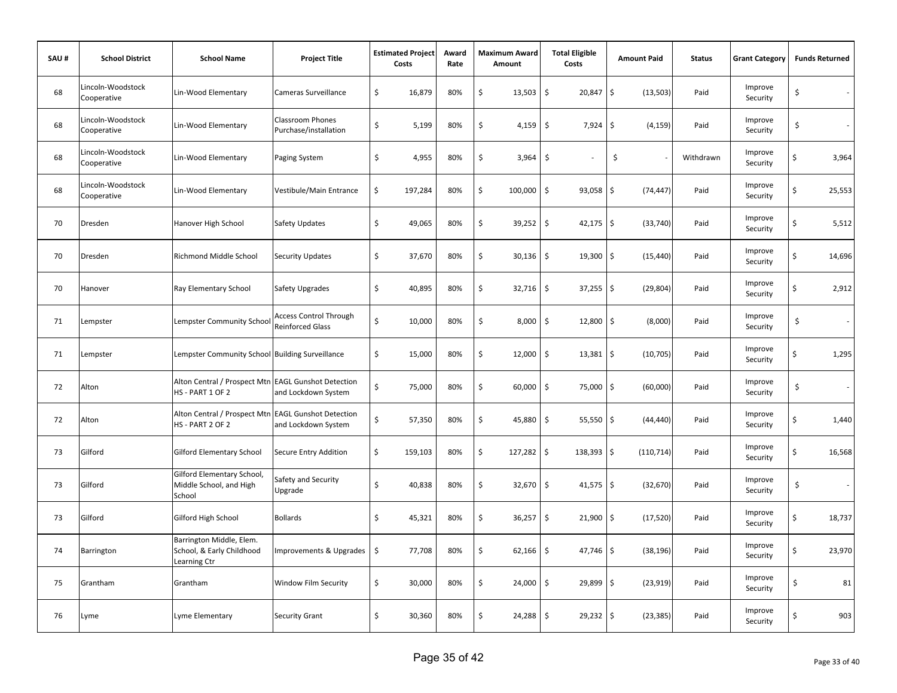| SAU # | School District | School Name | Project Title | Estimated Project Costs | Award Rate | Maximum Award Amount | Total Eligible Costs | Amount Paid | Status | Grant Category | Funds Returned |
|---|---|---|---|---|---|---|---|---|---|---|---|
| 68 | Lincoln-Woodstock Cooperative | Lin-Wood Elementary | Cameras Surveillance | $ 16,879 | 80% | $ 13,503 | $ 20,847 | $ (13,503) | Paid | Improve Security | $ - |
| 68 | Lincoln-Woodstock Cooperative | Lin-Wood Elementary | Classroom Phones Purchase/installation | $ 5,199 | 80% | $ 4,159 | $ 7,924 | $ (4,159) | Paid | Improve Security | $ - |
| 68 | Lincoln-Woodstock Cooperative | Lin-Wood Elementary | Paging System | $ 4,955 | 80% | $ 3,964 | $ - | $ - | Withdrawn | Improve Security | $ 3,964 |
| 68 | Lincoln-Woodstock Cooperative | Lin-Wood Elementary | Vestibule/Main Entrance | $ 197,284 | 80% | $ 100,000 | $ 93,058 | $ (74,447) | Paid | Improve Security | $ 25,553 |
| 70 | Dresden | Hanover High School | Safety Updates | $ 49,065 | 80% | $ 39,252 | $ 42,175 | $ (33,740) | Paid | Improve Security | $ 5,512 |
| 70 | Dresden | Richmond Middle School | Security Updates | $ 37,670 | 80% | $ 30,136 | $ 19,300 | $ (15,440) | Paid | Improve Security | $ 14,696 |
| 70 | Hanover | Ray Elementary School | Safety Upgrades | $ 40,895 | 80% | $ 32,716 | $ 37,255 | $ (29,804) | Paid | Improve Security | $ 2,912 |
| 71 | Lempster | Lempster Community School | Access Control Through Reinforced Glass | $ 10,000 | 80% | $ 8,000 | $ 12,800 | $ (8,000) | Paid | Improve Security | $ - |
| 71 | Lempster | Lempster Community School | Building Surveillance | $ 15,000 | 80% | $ 12,000 | $ 13,381 | $ (10,705) | Paid | Improve Security | $ 1,295 |
| 72 | Alton | Alton Central / Prospect Mtn HS - PART 1 OF 2 | EAGL Gunshot Detection and Lockdown System | $ 75,000 | 80% | $ 60,000 | $ 75,000 | $ (60,000) | Paid | Improve Security | $ - |
| 72 | Alton | Alton Central / Prospect Mtn HS - PART 2 OF 2 | EAGL Gunshot Detection and Lockdown System | $ 57,350 | 80% | $ 45,880 | $ 55,550 | $ (44,440) | Paid | Improve Security | $ 1,440 |
| 73 | Gilford | Gilford Elementary School | Secure Entry Addition | $ 159,103 | 80% | $ 127,282 | $ 138,393 | $ (110,714) | Paid | Improve Security | $ 16,568 |
| 73 | Gilford | Gilford Elementary School, Middle School, and High School | Safety and Security Upgrade | $ 40,838 | 80% | $ 32,670 | $ 41,575 | $ (32,670) | Paid | Improve Security | $ - |
| 73 | Gilford | Gilford High School | Bollards | $ 45,321 | 80% | $ 36,257 | $ 21,900 | $ (17,520) | Paid | Improve Security | $ 18,737 |
| 74 | Barrington | Barrington Middle, Elem. School, & Early Childhood Learning Ctr | Improvements & Upgrades | $ 77,708 | 80% | $ 62,166 | $ 47,746 | $ (38,196) | Paid | Improve Security | $ 23,970 |
| 75 | Grantham | Grantham | Window Film Security | $ 30,000 | 80% | $ 24,000 | $ 29,899 | $ (23,919) | Paid | Improve Security | $ 81 |
| 76 | Lyme | Lyme Elementary | Security Grant | $ 30,360 | 80% | $ 24,288 | $ 29,232 | $ (23,385) | Paid | Improve Security | $ 903 |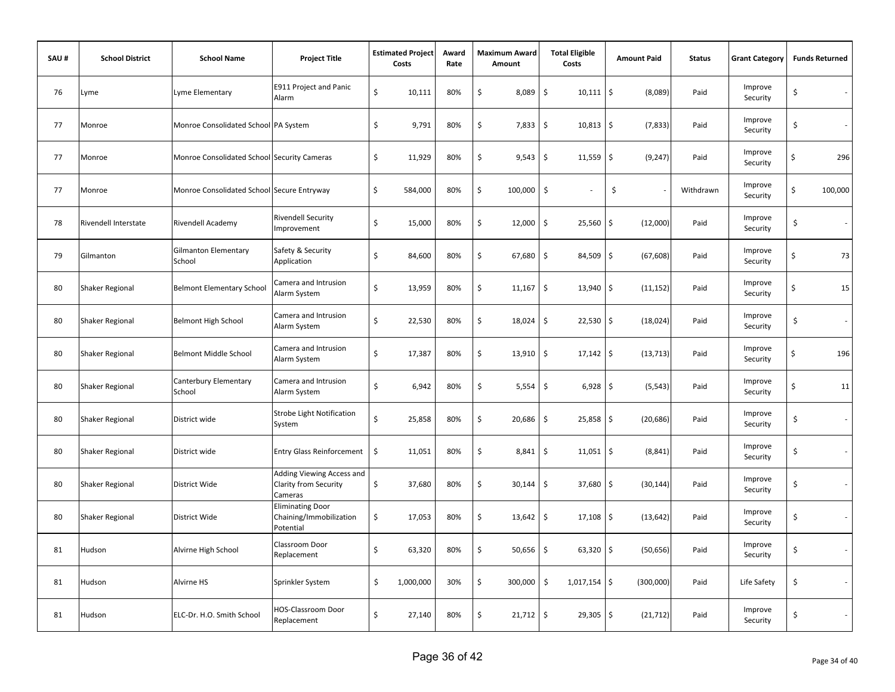| SAU # | School District | School Name | Project Title | Estimated Project Costs | Award Rate | Maximum Award Amount | Total Eligible Costs | Amount Paid | Status | Grant Category | Funds Returned |
|---|---|---|---|---|---|---|---|---|---|---|---|
| 76 | Lyme | Lyme Elementary | E911 Project and Panic Alarm | $ 10,111 | 80% | $ 8,089 | $ 10,111 | $ (8,089) | Paid | Improve Security | $ - |
| 77 | Monroe | Monroe Consolidated School | PA System | $ 9,791 | 80% | $ 7,833 | $ 10,813 | $ (7,833) | Paid | Improve Security | $ - |
| 77 | Monroe | Monroe Consolidated School | Security Cameras | $ 11,929 | 80% | $ 9,543 | $ 11,559 | $ (9,247) | Paid | Improve Security | $ 296 |
| 77 | Monroe | Monroe Consolidated School | Secure Entryway | $ 584,000 | 80% | $ 100,000 | $ - | $ - | Withdrawn | Improve Security | $ 100,000 |
| 78 | Rivendell Interstate | Rivendell Academy | Rivendell Security Improvement | $ 15,000 | 80% | $ 12,000 | $ 25,560 | $ (12,000) | Paid | Improve Security | $ - |
| 79 | Gilmanton | Gilmanton Elementary School | Safety & Security Application | $ 84,600 | 80% | $ 67,680 | $ 84,509 | $ (67,608) | Paid | Improve Security | $ 73 |
| 80 | Shaker Regional | Belmont Elementary School | Camera and Intrusion Alarm System | $ 13,959 | 80% | $ 11,167 | $ 13,940 | $ (11,152) | Paid | Improve Security | $ 15 |
| 80 | Shaker Regional | Belmont High School | Camera and Intrusion Alarm System | $ 22,530 | 80% | $ 18,024 | $ 22,530 | $ (18,024) | Paid | Improve Security | $ - |
| 80 | Shaker Regional | Belmont Middle School | Camera and Intrusion Alarm System | $ 17,387 | 80% | $ 13,910 | $ 17,142 | $ (13,713) | Paid | Improve Security | $ 196 |
| 80 | Shaker Regional | Canterbury Elementary School | Camera and Intrusion Alarm System | $ 6,942 | 80% | $ 5,554 | $ 6,928 | $ (5,543) | Paid | Improve Security | $ 11 |
| 80 | Shaker Regional | District wide | Strobe Light Notification System | $ 25,858 | 80% | $ 20,686 | $ 25,858 | $ (20,686) | Paid | Improve Security | $ - |
| 80 | Shaker Regional | District wide | Entry Glass Reinforcement | $ 11,051 | 80% | $ 8,841 | $ 11,051 | $ (8,841) | Paid | Improve Security | $ - |
| 80 | Shaker Regional | District Wide | Adding Viewing Access and Clarity from Security Cameras | $ 37,680 | 80% | $ 30,144 | $ 37,680 | $ (30,144) | Paid | Improve Security | $ - |
| 80 | Shaker Regional | District Wide | Eliminating Door Chaining/Immobilization Potential | $ 17,053 | 80% | $ 13,642 | $ 17,108 | $ (13,642) | Paid | Improve Security | $ - |
| 81 | Hudson | Alvirne High School | Classroom Door Replacement | $ 63,320 | 80% | $ 50,656 | $ 63,320 | $ (50,656) | Paid | Improve Security | $ - |
| 81 | Hudson | Alvirne HS | Sprinkler System | $ 1,000,000 | 30% | $ 300,000 | $ 1,017,154 | $ (300,000) | Paid | Life Safety | $ - |
| 81 | Hudson | ELC-Dr. H.O. Smith School | HOS-Classroom Door Replacement | $ 27,140 | 80% | $ 21,712 | $ 29,305 | $ (21,712) | Paid | Improve Security | $ - |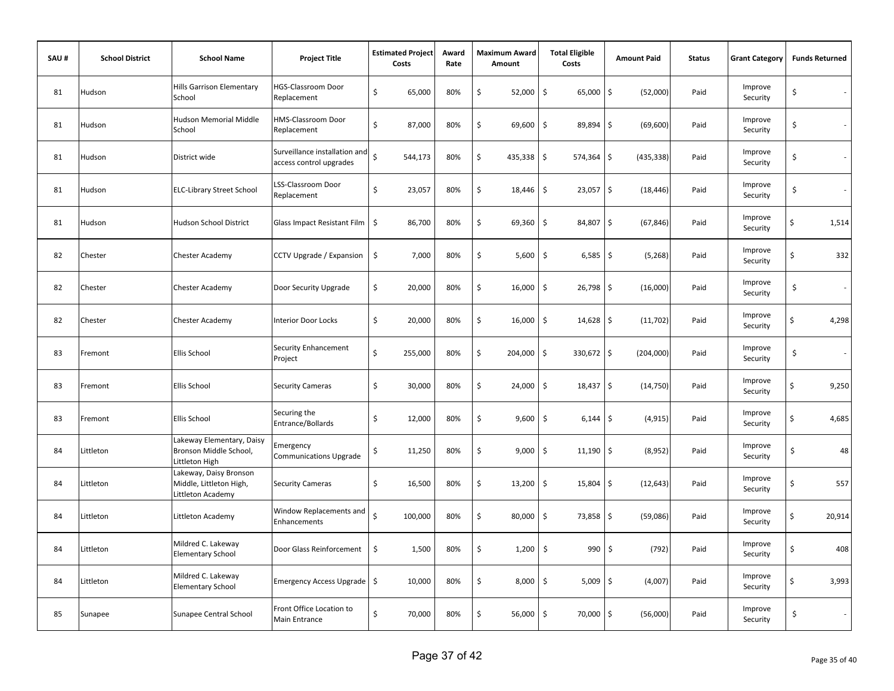| SAU # | School District | School Name | Project Title | Estimated Project Costs | Award Rate | Maximum Award Amount | Total Eligible Costs | Amount Paid | Status | Grant Category | Funds Returned |
|---|---|---|---|---|---|---|---|---|---|---|---|
| 81 | Hudson | Hills Garrison Elementary School | HGS-Classroom Door Replacement | $ 65,000 | 80% | $ 52,000 | $ 65,000 | $ (52,000) | Paid | Improve Security | $ - |
| 81 | Hudson | Hudson Memorial Middle School | HMS-Classroom Door Replacement | $ 87,000 | 80% | $ 69,600 | $ 89,894 | $ (69,600) | Paid | Improve Security | $ - |
| 81 | Hudson | District wide | Surveillance installation and access control upgrades | $ 544,173 | 80% | $ 435,338 | $ 574,364 | $ (435,338) | Paid | Improve Security | $ - |
| 81 | Hudson | ELC-Library Street School | LSS-Classroom Door Replacement | $ 23,057 | 80% | $ 18,446 | $ 23,057 | $ (18,446) | Paid | Improve Security | $ - |
| 81 | Hudson | Hudson School District | Glass Impact Resistant Film | $ 86,700 | 80% | $ 69,360 | $ 84,807 | $ (67,846) | Paid | Improve Security | $ 1,514 |
| 82 | Chester | Chester Academy | CCTV Upgrade / Expansion | $ 7,000 | 80% | $ 5,600 | $ 6,585 | $ (5,268) | Paid | Improve Security | $ 332 |
| 82 | Chester | Chester Academy | Door Security Upgrade | $ 20,000 | 80% | $ 16,000 | $ 26,798 | $ (16,000) | Paid | Improve Security | $ - |
| 82 | Chester | Chester Academy | Interior Door Locks | $ 20,000 | 80% | $ 16,000 | $ 14,628 | $ (11,702) | Paid | Improve Security | $ 4,298 |
| 83 | Fremont | Ellis School | Security Enhancement Project | $ 255,000 | 80% | $ 204,000 | $ 330,672 | $ (204,000) | Paid | Improve Security | $ - |
| 83 | Fremont | Ellis School | Security Cameras | $ 30,000 | 80% | $ 24,000 | $ 18,437 | $ (14,750) | Paid | Improve Security | $ 9,250 |
| 83 | Fremont | Ellis School | Securing the Entrance/Bollards | $ 12,000 | 80% | $ 9,600 | $ 6,144 | $ (4,915) | Paid | Improve Security | $ 4,685 |
| 84 | Littleton | Lakeway Elementary, Daisy Bronson Middle School, Littleton High | Emergency Communications Upgrade | $ 11,250 | 80% | $ 9,000 | $ 11,190 | $ (8,952) | Paid | Improve Security | $ 48 |
| 84 | Littleton | Lakeway, Daisy Bronson Middle, Littleton High, Littleton Academy | Security Cameras | $ 16,500 | 80% | $ 13,200 | $ 15,804 | $ (12,643) | Paid | Improve Security | $ 557 |
| 84 | Littleton | Littleton Academy | Window Replacements and Enhancements | $ 100,000 | 80% | $ 80,000 | $ 73,858 | $ (59,086) | Paid | Improve Security | $ 20,914 |
| 84 | Littleton | Mildred C. Lakeway Elementary School | Door Glass Reinforcement | $ 1,500 | 80% | $ 1,200 | $ 990 | $ (792) | Paid | Improve Security | $ 408 |
| 84 | Littleton | Mildred C. Lakeway Elementary School | Emergency Access Upgrade | $ 10,000 | 80% | $ 8,000 | $ 5,009 | $ (4,007) | Paid | Improve Security | $ 3,993 |
| 85 | Sunapee | Sunapee Central School | Front Office Location to Main Entrance | $ 70,000 | 80% | $ 56,000 | $ 70,000 | $ (56,000) | Paid | Improve Security | $ - |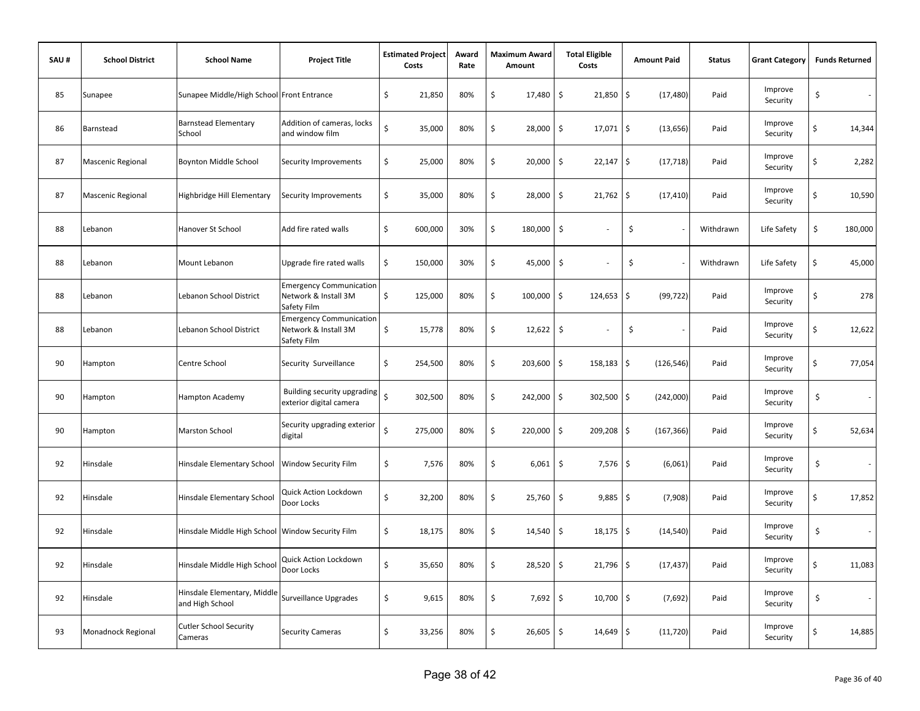| SAU # | School District | School Name | Project Title | Estimated Project Costs | Award Rate | Maximum Award Amount | Total Eligible Costs | Amount Paid | Status | Grant Category | Funds Returned |
|---|---|---|---|---|---|---|---|---|---|---|---|
| 85 | Sunapee | Sunapee Middle/High School | Front Entrance | $ 21,850 | 80% | $ 17,480 | $ 21,850 | $ (17,480) | Paid | Improve Security | $ - |
| 86 | Barnstead | Barnstead Elementary School | Addition of cameras, locks and window film | $ 35,000 | 80% | $ 28,000 | $ 17,071 | $ (13,656) | Paid | Improve Security | $ 14,344 |
| 87 | Mascenic Regional | Boynton Middle School | Security Improvements | $ 25,000 | 80% | $ 20,000 | $ 22,147 | $ (17,718) | Paid | Improve Security | $ 2,282 |
| 87 | Mascenic Regional | Highbridge Hill Elementary | Security Improvements | $ 35,000 | 80% | $ 28,000 | $ 21,762 | $ (17,410) | Paid | Improve Security | $ 10,590 |
| 88 | Lebanon | Hanover St School | Add fire rated walls | $ 600,000 | 30% | $ 180,000 | $ - | $ - | Withdrawn | Life Safety | $ 180,000 |
| 88 | Lebanon | Mount Lebanon | Upgrade fire rated walls | $ 150,000 | 30% | $ 45,000 | $ - | $ - | Withdrawn | Life Safety | $ 45,000 |
| 88 | Lebanon | Lebanon School District | Emergency Communication Network & Install 3M Safety Film | $ 125,000 | 80% | $ 100,000 | $ 124,653 | $ (99,722) | Paid | Improve Security | $ 278 |
| 88 | Lebanon | Lebanon School District | Emergency Communication Network & Install 3M Safety Film | $ 15,778 | 80% | $ 12,622 | $ - | $ - | Paid | Improve Security | $ 12,622 |
| 90 | Hampton | Centre School | Security Surveillance | $ 254,500 | 80% | $ 203,600 | $ 158,183 | $ (126,546) | Paid | Improve Security | $ 77,054 |
| 90 | Hampton | Hampton Academy | Building security upgrading exterior digital camera | $ 302,500 | 80% | $ 242,000 | $ 302,500 | $ (242,000) | Paid | Improve Security | $ - |
| 90 | Hampton | Marston School | Security upgrading exterior digital | $ 275,000 | 80% | $ 220,000 | $ 209,208 | $ (167,366) | Paid | Improve Security | $ 52,634 |
| 92 | Hinsdale | Hinsdale Elementary School | Window Security Film | $ 7,576 | 80% | $ 6,061 | $ 7,576 | $ (6,061) | Paid | Improve Security | $ - |
| 92 | Hinsdale | Hinsdale Elementary School | Quick Action Lockdown Door Locks | $ 32,200 | 80% | $ 25,760 | $ 9,885 | $ (7,908) | Paid | Improve Security | $ 17,852 |
| 92 | Hinsdale | Hinsdale Middle High School | Window Security Film | $ 18,175 | 80% | $ 14,540 | $ 18,175 | $ (14,540) | Paid | Improve Security | $ - |
| 92 | Hinsdale | Hinsdale Middle High School | Quick Action Lockdown Door Locks | $ 35,650 | 80% | $ 28,520 | $ 21,796 | $ (17,437) | Paid | Improve Security | $ 11,083 |
| 92 | Hinsdale | Hinsdale Elementary, Middle and High School | Surveillance Upgrades | $ 9,615 | 80% | $ 7,692 | $ 10,700 | $ (7,692) | Paid | Improve Security | $ - |
| 93 | Monadnock Regional | Cutler School Security Cameras | Security Cameras | $ 33,256 | 80% | $ 26,605 | $ 14,649 | $ (11,720) | Paid | Improve Security | $ 14,885 |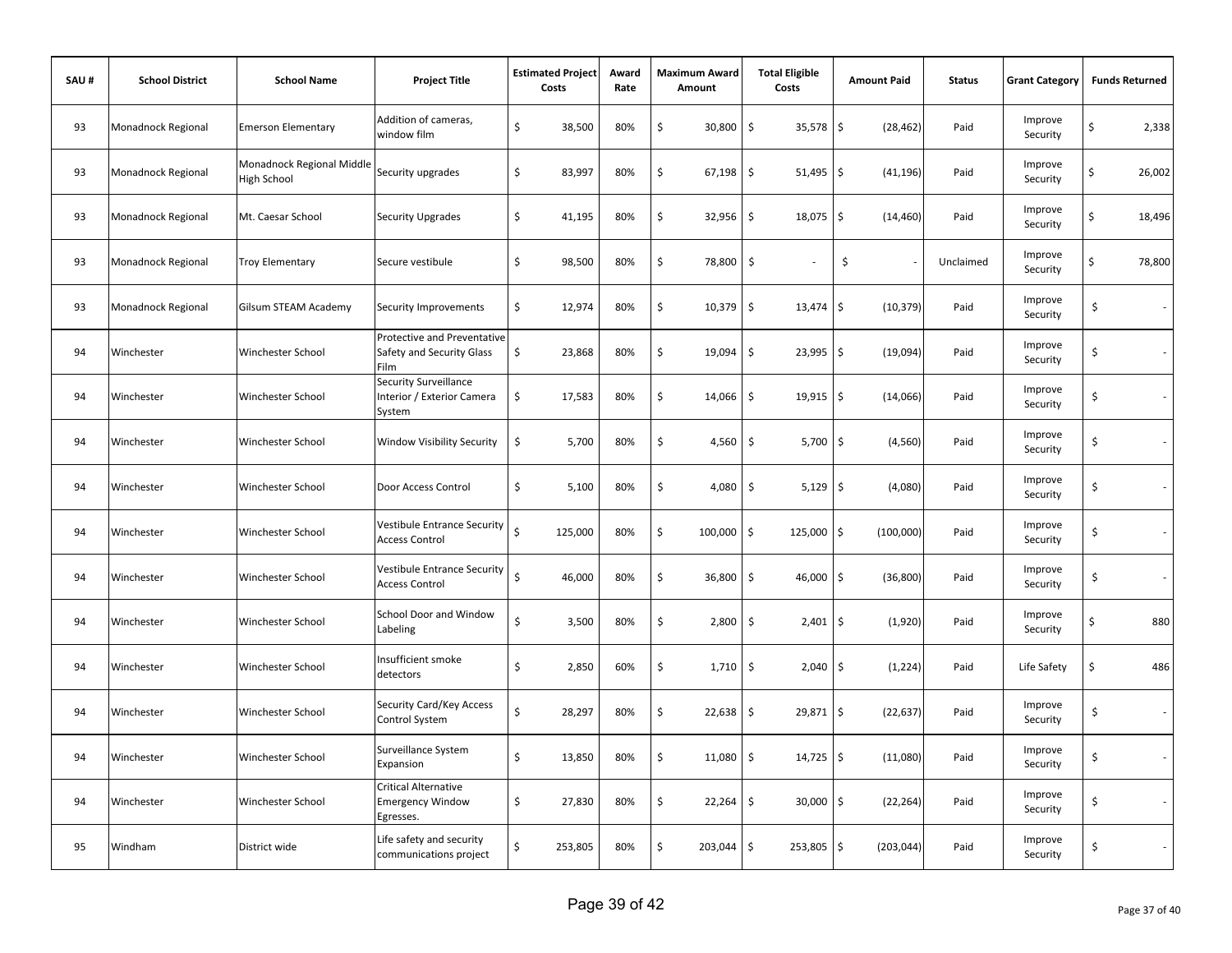| SAU # | School District | School Name | Project Title | Estimated Project Costs | Award Rate | Maximum Award Amount | Total Eligible Costs | Amount Paid | Status | Grant Category | Funds Returned |
|---|---|---|---|---|---|---|---|---|---|---|---|
| 93 | Monadnock Regional | Emerson Elementary | Addition of cameras, window film | $ 38,500 | 80% | $ 30,800 | $ 35,578 | $ (28,462) | Paid | Improve Security | $ 2,338 |
| 93 | Monadnock Regional | Monadnock Regional Middle High School | Security upgrades | $ 83,997 | 80% | $ 67,198 | $ 51,495 | $ (41,196) | Paid | Improve Security | $ 26,002 |
| 93 | Monadnock Regional | Mt. Caesar School | Security Upgrades | $ 41,195 | 80% | $ 32,956 | $ 18,075 | $ (14,460) | Paid | Improve Security | $ 18,496 |
| 93 | Monadnock Regional | Troy Elementary | Secure vestibule | $ 98,500 | 80% | $ 78,800 | $ - | $ - | Unclaimed | Improve Security | $ 78,800 |
| 93 | Monadnock Regional | Gilsum STEAM Academy | Security Improvements | $ 12,974 | 80% | $ 10,379 | $ 13,474 | $ (10,379) | Paid | Improve Security | $ - |
| 94 | Winchester | Winchester School | Protective and Preventative Safety and Security Glass Film | $ 23,868 | 80% | $ 19,094 | $ 23,995 | $ (19,094) | Paid | Improve Security | $ - |
| 94 | Winchester | Winchester School | Security Surveillance Interior / Exterior Camera System | $ 17,583 | 80% | $ 14,066 | $ 19,915 | $ (14,066) | Paid | Improve Security | $ - |
| 94 | Winchester | Winchester School | Window Visibility Security | $ 5,700 | 80% | $ 4,560 | $ 5,700 | $ (4,560) | Paid | Improve Security | $ - |
| 94 | Winchester | Winchester School | Door Access Control | $ 5,100 | 80% | $ 4,080 | $ 5,129 | $ (4,080) | Paid | Improve Security | $ - |
| 94 | Winchester | Winchester School | Vestibule Entrance Security Access Control | $ 125,000 | 80% | $ 100,000 | $ 125,000 | $ (100,000) | Paid | Improve Security | $ - |
| 94 | Winchester | Winchester School | Vestibule Entrance Security Access Control | $ 46,000 | 80% | $ 36,800 | $ 46,000 | $ (36,800) | Paid | Improve Security | $ - |
| 94 | Winchester | Winchester School | School Door and Window Labeling | $ 3,500 | 80% | $ 2,800 | $ 2,401 | $ (1,920) | Paid | Improve Security | $ 880 |
| 94 | Winchester | Winchester School | Insufficient smoke detectors | $ 2,850 | 60% | $ 1,710 | $ 2,040 | $ (1,224) | Paid | Life Safety | $ 486 |
| 94 | Winchester | Winchester School | Security Card/Key Access Control System | $ 28,297 | 80% | $ 22,638 | $ 29,871 | $ (22,637) | Paid | Improve Security | $ - |
| 94 | Winchester | Winchester School | Surveillance System Expansion | $ 13,850 | 80% | $ 11,080 | $ 14,725 | $ (11,080) | Paid | Improve Security | $ - |
| 94 | Winchester | Winchester School | Critical Alternative Emergency Window Egresses. | $ 27,830 | 80% | $ 22,264 | $ 30,000 | $ (22,264) | Paid | Improve Security | $ - |
| 95 | Windham | District wide | Life safety and security communications project | $ 253,805 | 80% | $ 203,044 | $ 253,805 | $ (203,044) | Paid | Improve Security | $ - |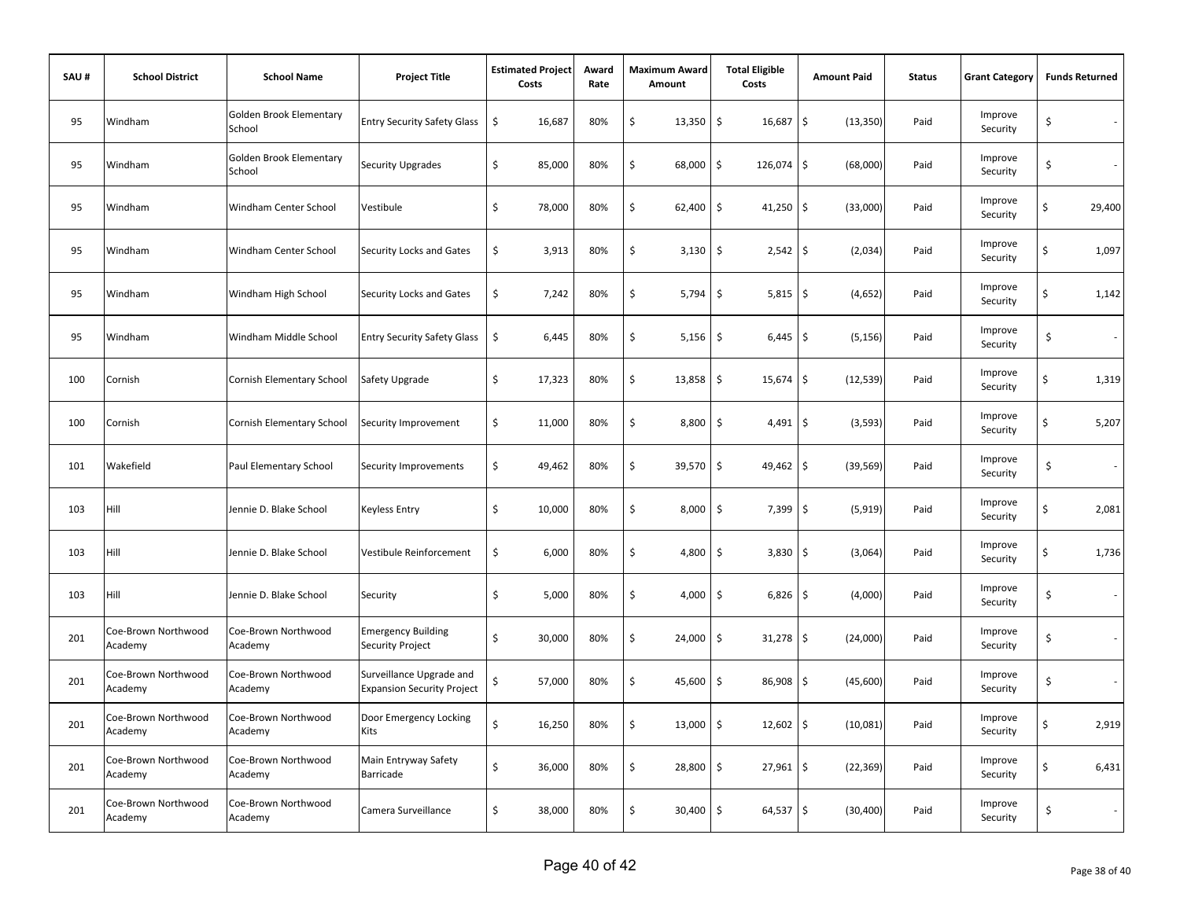| SAU # | School District | School Name | Project Title | Estimated Project Costs | Award Rate | Maximum Award Amount | Total Eligible Costs | Amount Paid | Status | Grant Category | Funds Returned |
|---|---|---|---|---|---|---|---|---|---|---|---|
| 95 | Windham | Golden Brook Elementary School | Entry Security Safety Glass | $ 16,687 | 80% | $ 13,350 | $ 16,687 | $ (13,350) | Paid | Improve Security | $ - |
| 95 | Windham | Golden Brook Elementary School | Security Upgrades | $ 85,000 | 80% | $ 68,000 | $ 126,074 | $ (68,000) | Paid | Improve Security | $ - |
| 95 | Windham | Windham Center School | Vestibule | $ 78,000 | 80% | $ 62,400 | $ 41,250 | $ (33,000) | Paid | Improve Security | $ 29,400 |
| 95 | Windham | Windham Center School | Security Locks and Gates | $ 3,913 | 80% | $ 3,130 | $ 2,542 | $ (2,034) | Paid | Improve Security | $ 1,097 |
| 95 | Windham | Windham High School | Security Locks and Gates | $ 7,242 | 80% | $ 5,794 | $ 5,815 | $ (4,652) | Paid | Improve Security | $ 1,142 |
| 95 | Windham | Windham Middle School | Entry Security Safety Glass | $ 6,445 | 80% | $ 5,156 | $ 6,445 | $ (5,156) | Paid | Improve Security | $ - |
| 100 | Cornish | Cornish Elementary School | Safety Upgrade | $ 17,323 | 80% | $ 13,858 | $ 15,674 | $ (12,539) | Paid | Improve Security | $ 1,319 |
| 100 | Cornish | Cornish Elementary School | Security Improvement | $ 11,000 | 80% | $ 8,800 | $ 4,491 | $ (3,593) | Paid | Improve Security | $ 5,207 |
| 101 | Wakefield | Paul Elementary School | Security Improvements | $ 49,462 | 80% | $ 39,570 | $ 49,462 | $ (39,569) | Paid | Improve Security | $ - |
| 103 | Hill | Jennie D. Blake School | Keyless Entry | $ 10,000 | 80% | $ 8,000 | $ 7,399 | $ (5,919) | Paid | Improve Security | $ 2,081 |
| 103 | Hill | Jennie D. Blake School | Vestibule Reinforcement | $ 6,000 | 80% | $ 4,800 | $ 3,830 | $ (3,064) | Paid | Improve Security | $ 1,736 |
| 103 | Hill | Jennie D. Blake School | Security | $ 5,000 | 80% | $ 4,000 | $ 6,826 | $ (4,000) | Paid | Improve Security | $ - |
| 201 | Coe-Brown Northwood Academy | Coe-Brown Northwood Academy | Emergency Building Security Project | $ 30,000 | 80% | $ 24,000 | $ 31,278 | $ (24,000) | Paid | Improve Security | $ - |
| 201 | Coe-Brown Northwood Academy | Coe-Brown Northwood Academy | Surveillance Upgrade and Expansion Security Project | $ 57,000 | 80% | $ 45,600 | $ 86,908 | $ (45,600) | Paid | Improve Security | $ - |
| 201 | Coe-Brown Northwood Academy | Coe-Brown Northwood Academy | Door Emergency Locking Kits | $ 16,250 | 80% | $ 13,000 | $ 12,602 | $ (10,081) | Paid | Improve Security | $ 2,919 |
| 201 | Coe-Brown Northwood Academy | Coe-Brown Northwood Academy | Main Entryway Safety Barricade | $ 36,000 | 80% | $ 28,800 | $ 27,961 | $ (22,369) | Paid | Improve Security | $ 6,431 |
| 201 | Coe-Brown Northwood Academy | Coe-Brown Northwood Academy | Camera Surveillance | $ 38,000 | 80% | $ 30,400 | $ 64,537 | $ (30,400) | Paid | Improve Security | $ - |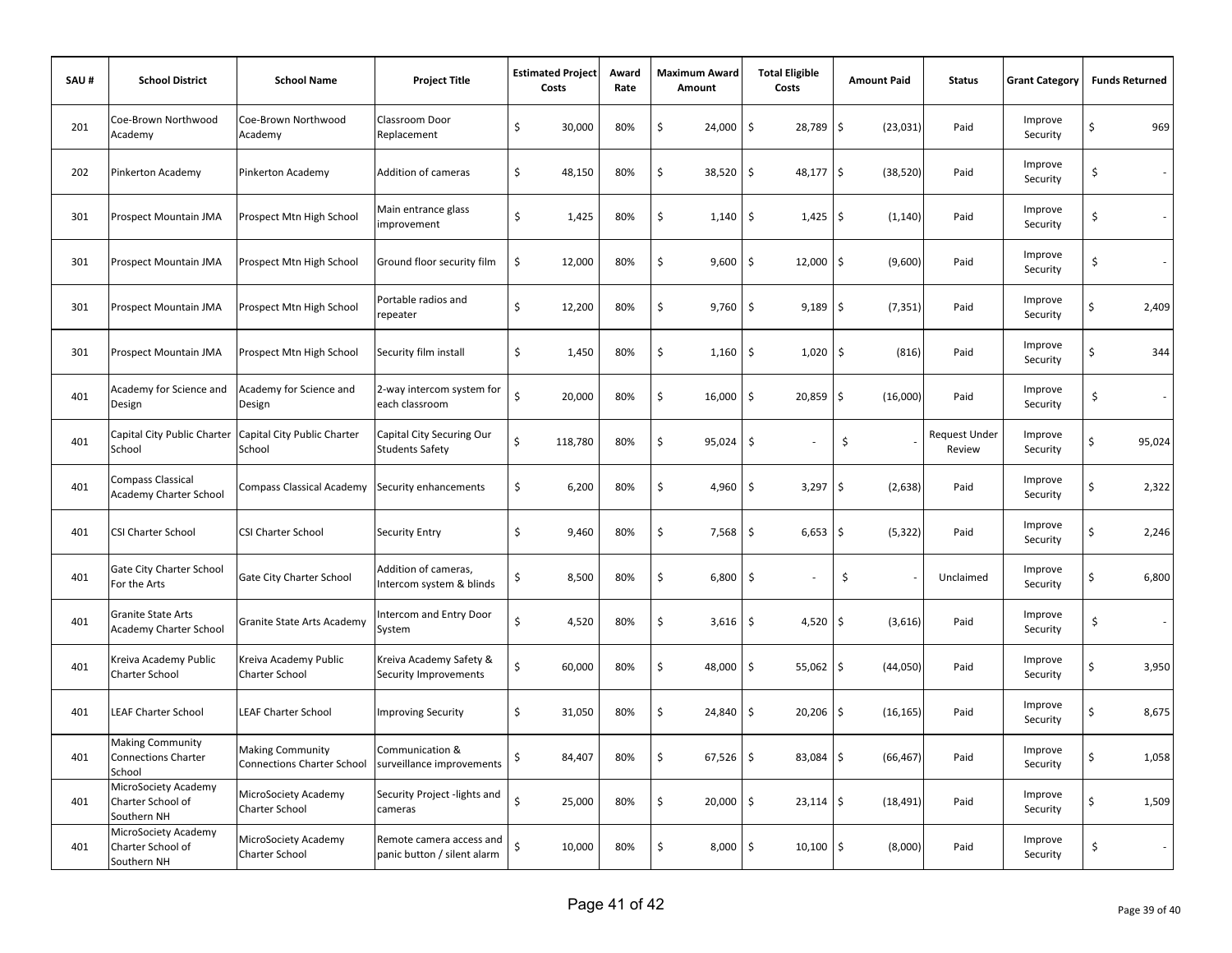| SAU # | School District | School Name | Project Title | Estimated Project Costs | Award Rate | Maximum Award Amount | Total Eligible Costs | Amount Paid | Status | Grant Category | Funds Returned |
|---|---|---|---|---|---|---|---|---|---|---|---|
| 201 | Coe-Brown Northwood Academy | Coe-Brown Northwood Academy | Classroom Door Replacement | $ 30,000 | 80% | $ 24,000 | $ 28,789 | $ (23,031) | Paid | Improve Security | $ 969 |
| 202 | Pinkerton Academy | Pinkerton Academy | Addition of cameras | $ 48,150 | 80% | $ 38,520 | $ 48,177 | $ (38,520) | Paid | Improve Security | $ - |
| 301 | Prospect Mountain JMA | Prospect Mtn High School | Main entrance glass improvement | $ 1,425 | 80% | $ 1,140 | $ 1,425 | $ (1,140) | Paid | Improve Security | $ - |
| 301 | Prospect Mountain JMA | Prospect Mtn High School | Ground floor security film | $ 12,000 | 80% | $ 9,600 | $ 12,000 | $ (9,600) | Paid | Improve Security | $ - |
| 301 | Prospect Mountain JMA | Prospect Mtn High School | Portable radios and repeater | $ 12,200 | 80% | $ 9,760 | $ 9,189 | $ (7,351) | Paid | Improve Security | $ 2,409 |
| 301 | Prospect Mountain JMA | Prospect Mtn High School | Security film install | $ 1,450 | 80% | $ 1,160 | $ 1,020 | $ (816) | Paid | Improve Security | $ 344 |
| 401 | Academy for Science and Design | Academy for Science and Design | 2-way intercom system for each classroom | $ 20,000 | 80% | $ 16,000 | $ 20,859 | $ (16,000) | Paid | Improve Security | $ - |
| 401 | Capital City Public Charter School | Capital City Public Charter School | Capital City Securing Our Students Safety | $ 118,780 | 80% | $ 95,024 | $ - | $ - | Request Under Review | Improve Security | $ 95,024 |
| 401 | Compass Classical Academy Charter School | Compass Classical Academy | Security enhancements | $ 6,200 | 80% | $ 4,960 | $ 3,297 | $ (2,638) | Paid | Improve Security | $ 2,322 |
| 401 | CSI Charter School | CSI Charter School | Security Entry | $ 9,460 | 80% | $ 7,568 | $ 6,653 | $ (5,322) | Paid | Improve Security | $ 2,246 |
| 401 | Gate City Charter School For the Arts | Gate City Charter School | Addition of cameras, Intercom system & blinds | $ 8,500 | 80% | $ 6,800 | $ - | $ - | Unclaimed | Improve Security | $ 6,800 |
| 401 | Granite State Arts Academy Charter School | Granite State Arts Academy | Intercom and Entry Door System | $ 4,520 | 80% | $ 3,616 | $ 4,520 | $ (3,616) | Paid | Improve Security | $ - |
| 401 | Kreiva Academy Public Charter School | Kreiva Academy Public Charter School | Kreiva Academy Safety & Security Improvements | $ 60,000 | 80% | $ 48,000 | $ 55,062 | $ (44,050) | Paid | Improve Security | $ 3,950 |
| 401 | LEAF Charter School | LEAF Charter School | Improving Security | $ 31,050 | 80% | $ 24,840 | $ 20,206 | $ (16,165) | Paid | Improve Security | $ 8,675 |
| 401 | Making Community Connections Charter School | Making Community Connections Charter School | Communication & surveillance improvements | $ 84,407 | 80% | $ 67,526 | $ 83,084 | $ (66,467) | Paid | Improve Security | $ 1,058 |
| 401 | MicroSociety Academy Charter School of Southern NH | MicroSociety Academy Charter School | Security Project -lights and cameras | $ 25,000 | 80% | $ 20,000 | $ 23,114 | $ (18,491) | Paid | Improve Security | $ 1,509 |
| 401 | MicroSociety Academy Charter School of Southern NH | MicroSociety Academy Charter School | Remote camera access and panic button / silent alarm | $ 10,000 | 80% | $ 8,000 | $ 10,100 | $ (8,000) | Paid | Improve Security | $ - |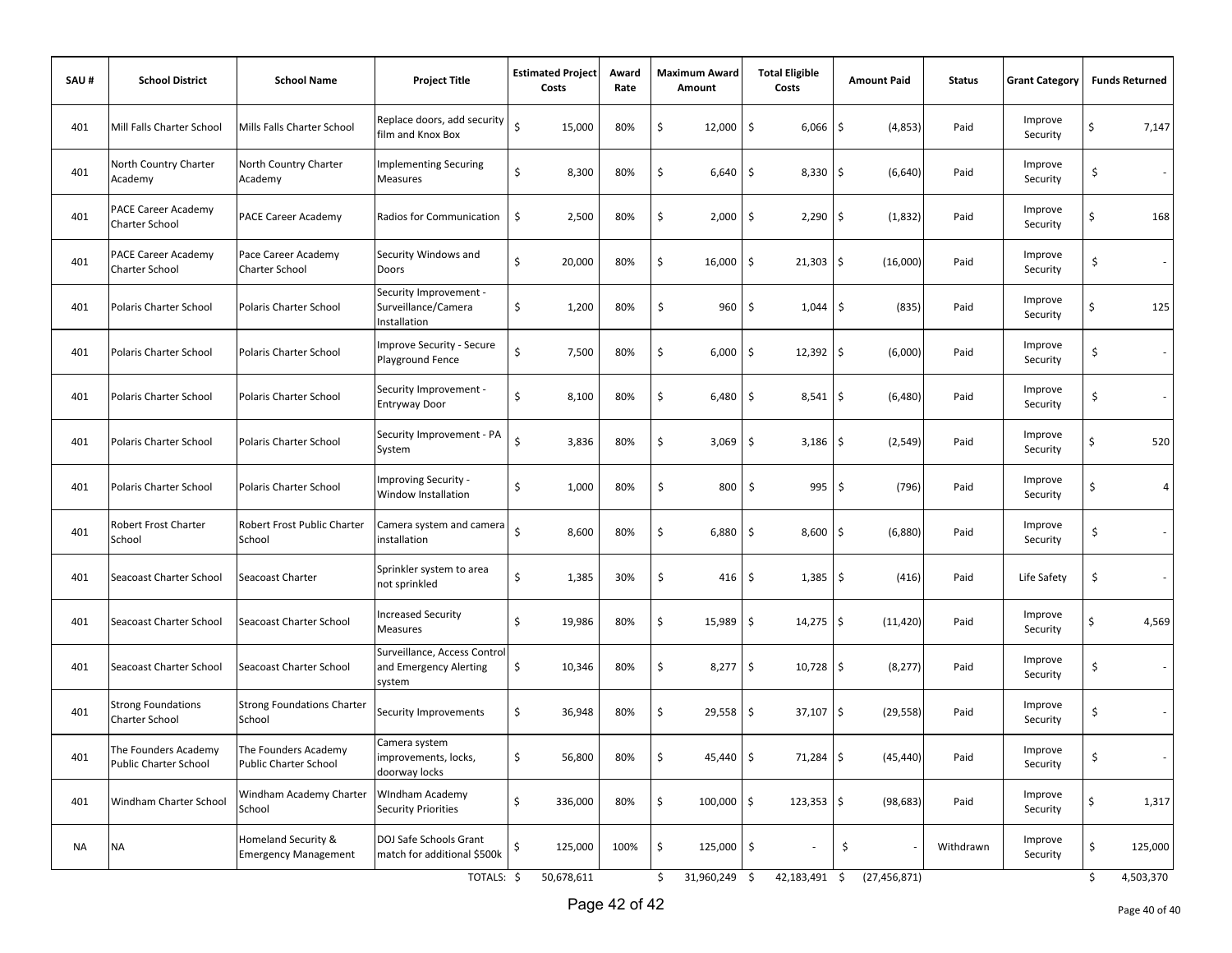| SAU # | School District | School Name | Project Title | Estimated Project Costs | Award Rate | Maximum Award Amount | Total Eligible Costs | Amount Paid | Status | Grant Category | Funds Returned |
|---|---|---|---|---|---|---|---|---|---|---|---|
| 401 | Mill Falls Charter School | Mills Falls Charter School | Replace doors, add security film and Knox Box | $ 15,000 | 80% | $ 12,000 | $ 6,066 | $ (4,853) | Paid | Improve Security | $ 7,147 |
| 401 | North Country Charter Academy | North Country Charter Academy | Implementing Securing Measures | $ 8,300 | 80% | $ 6,640 | $ 8,330 | $ (6,640) | Paid | Improve Security | $ - |
| 401 | PACE Career Academy Charter School | PACE Career Academy | Radios for Communication | $ 2,500 | 80% | $ 2,000 | $ 2,290 | $ (1,832) | Paid | Improve Security | $ 168 |
| 401 | PACE Career Academy Charter School | Pace Career Academy Charter School | Security Windows and Doors | $ 20,000 | 80% | $ 16,000 | $ 21,303 | $ (16,000) | Paid | Improve Security | $ - |
| 401 | Polaris Charter School | Polaris Charter School | Security Improvement - Surveillance/Camera Installation | $ 1,200 | 80% | $ 960 | $ 1,044 | $ (835) | Paid | Improve Security | $ 125 |
| 401 | Polaris Charter School | Polaris Charter School | Improve Security - Secure Playground Fence | $ 7,500 | 80% | $ 6,000 | $ 12,392 | $ (6,000) | Paid | Improve Security | $ - |
| 401 | Polaris Charter School | Polaris Charter School | Security Improvement - Entryway Door | $ 8,100 | 80% | $ 6,480 | $ 8,541 | $ (6,480) | Paid | Improve Security | $ - |
| 401 | Polaris Charter School | Polaris Charter School | Security Improvement - PA System | $ 3,836 | 80% | $ 3,069 | $ 3,186 | $ (2,549) | Paid | Improve Security | $ 520 |
| 401 | Polaris Charter School | Polaris Charter School | Improving Security - Window Installation | $ 1,000 | 80% | $ 800 | $ 995 | $ (796) | Paid | Improve Security | $ 4 |
| 401 | Robert Frost Charter School | Robert Frost Public Charter School | Camera system and camera installation | $ 8,600 | 80% | $ 6,880 | $ 8,600 | $ (6,880) | Paid | Improve Security | $ - |
| 401 | Seacoast Charter School | Seacoast Charter | Sprinkler system to area not sprinkled | $ 1,385 | 30% | $ 416 | $ 1,385 | $ (416) | Paid | Life Safety | $ - |
| 401 | Seacoast Charter School | Seacoast Charter School | Increased Security Measures | $ 19,986 | 80% | $ 15,989 | $ 14,275 | $ (11,420) | Paid | Improve Security | $ 4,569 |
| 401 | Seacoast Charter School | Seacoast Charter School | Surveillance, Access Control and Emergency Alerting system | $ 10,346 | 80% | $ 8,277 | $ 10,728 | $ (8,277) | Paid | Improve Security | $ - |
| 401 | Strong Foundations Charter School | Strong Foundations Charter School | Security Improvements | $ 36,948 | 80% | $ 29,558 | $ 37,107 | $ (29,558) | Paid | Improve Security | $ - |
| 401 | The Founders Academy Public Charter School | The Founders Academy Public Charter School | Camera system improvements, locks, doorway locks | $ 56,800 | 80% | $ 45,440 | $ 71,284 | $ (45,440) | Paid | Improve Security | $ - |
| 401 | Windham Charter School | Windham Academy Charter School | WIndham Academy Security Priorities | $ 336,000 | 80% | $ 100,000 | $ 123,353 | $ (98,683) | Paid | Improve Security | $ 1,317 |
| NA | NA | Homeland Security & Emergency Management | DOJ Safe Schools Grant match for additional $500k | $ 125,000 | 100% | $ 125,000 | $ - | $ - | Withdrawn | Improve Security | $ 125,000 |
| | | | TOTALS: | $ 50,678,611 | | $ 31,960,249 | $ 42,183,491 | $ (27,456,871) | | | $ 4,503,370 |